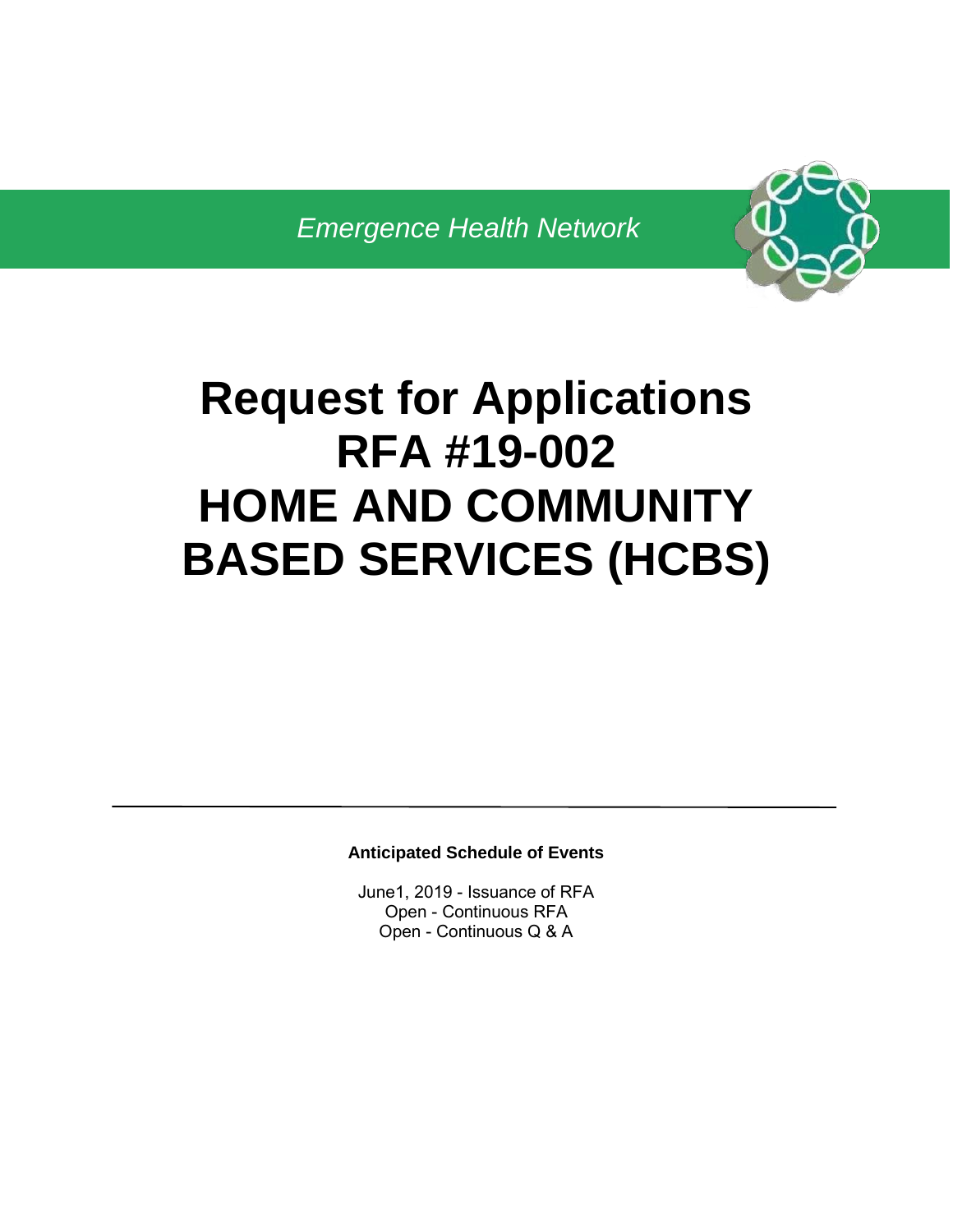*Emergence Health Network*

# Request for Applications
# RFA #19-002
# HOME AND COMMUNITY BASED SERVICES (HCBS)

---

**Anticipated Schedule of Events**

June1, 2019 - Issuance of RFA
Open - Continuous RFA
Open - Continuous Q & A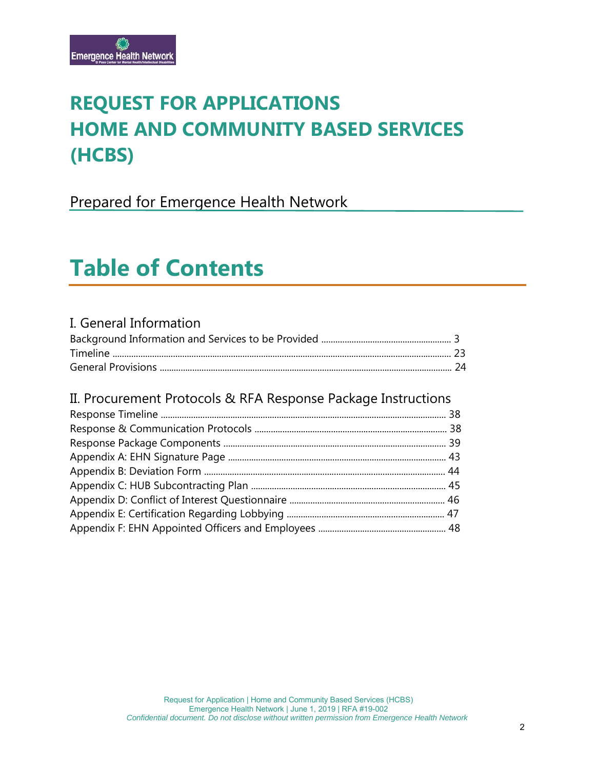# REQUEST FOR APPLICATIONS
# HOME AND COMMUNITY BASED SERVICES (HCBS)

Prepared for Emergence Health Network

# Table of Contents

## I. General Information

Background Information and Services to be Provided ........ 3
Timeline ........ 23
General Provisions ........ 24

## II. Procurement Protocols & RFA Response Package Instructions

Response Timeline ........ 38
Response & Communication Protocols ........ 38
Response Package Components ........ 39
Appendix A: EHN Signature Page ........ 43
Appendix B: Deviation Form ........ 44
Appendix C: HUB Subcontracting Plan ........ 45
Appendix D: Conflict of Interest Questionnaire ........ 46
Appendix E: Certification Regarding Lobbying ........ 47
Appendix F: EHN Appointed Officers and Employees ........ 48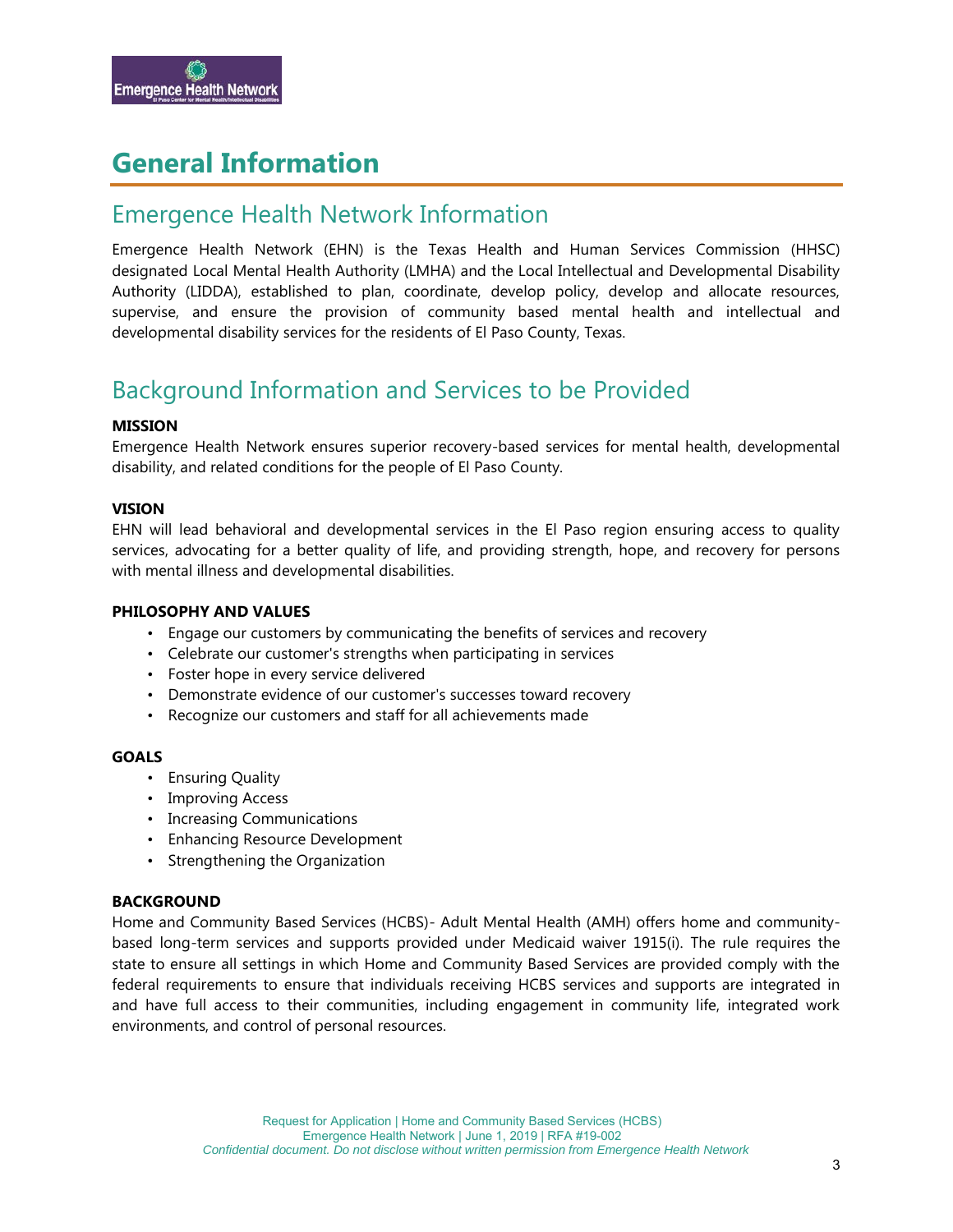# General Information

## Emergence Health Network Information

Emergence Health Network (EHN) is the Texas Health and Human Services Commission (HHSC) designated Local Mental Health Authority (LMHA) and the Local Intellectual and Developmental Disability Authority (LIDDA), established to plan, coordinate, develop policy, develop and allocate resources, supervise, and ensure the provision of community based mental health and intellectual and developmental disability services for the residents of El Paso County, Texas.

## Background Information and Services to be Provided

**MISSION**

Emergence Health Network ensures superior recovery-based services for mental health, developmental disability, and related conditions for the people of El Paso County.

**VISION**

EHN will lead behavioral and developmental services in the El Paso region ensuring access to quality services, advocating for a better quality of life, and providing strength, hope, and recovery for persons with mental illness and developmental disabilities.

**PHILOSOPHY AND VALUES**

- Engage our customers by communicating the benefits of services and recovery
- Celebrate our customer's strengths when participating in services
- Foster hope in every service delivered
- Demonstrate evidence of our customer's successes toward recovery
- Recognize our customers and staff for all achievements made

**GOALS**

- Ensuring Quality
- Improving Access
- Increasing Communications
- Enhancing Resource Development
- Strengthening the Organization

**BACKGROUND**

Home and Community Based Services (HCBS)- Adult Mental Health (AMH) offers home and community-based long-term services and supports provided under Medicaid waiver 1915(i). The rule requires the state to ensure all settings in which Home and Community Based Services are provided comply with the federal requirements to ensure that individuals receiving HCBS services and supports are integrated in and have full access to their communities, including engagement in community life, integrated work environments, and control of personal resources.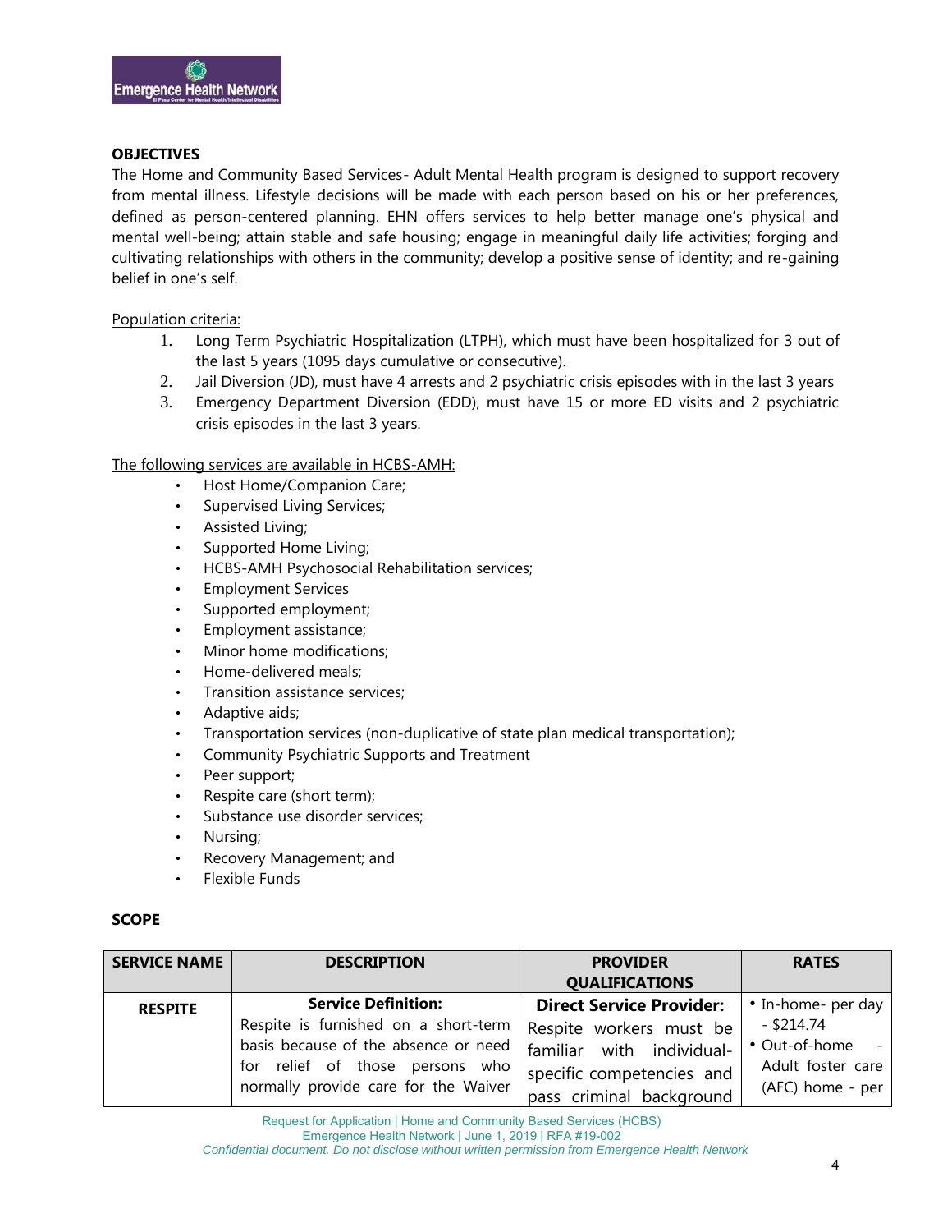### OBJECTIVES

The Home and Community Based Services- Adult Mental Health program is designed to support recovery from mental illness. Lifestyle decisions will be made with each person based on his or her preferences, defined as person-centered planning. EHN offers services to help better manage one's physical and mental well-being; attain stable and safe housing; engage in meaningful daily life activities; forging and cultivating relationships with others in the community; develop a positive sense of identity; and re-gaining belief in one's self.

Population criteria:

1. Long Term Psychiatric Hospitalization (LTPH), which must have been hospitalized for 3 out of the last 5 years (1095 days cumulative or consecutive).
2. Jail Diversion (JD), must have 4 arrests and 2 psychiatric crisis episodes with in the last 3 years
3. Emergency Department Diversion (EDD), must have 15 or more ED visits and 2 psychiatric crisis episodes in the last 3 years.

The following services are available in HCBS-AMH:

- Host Home/Companion Care;
- Supervised Living Services;
- Assisted Living;
- Supported Home Living;
- HCBS-AMH Psychosocial Rehabilitation services;
- Employment Services
- Supported employment;
- Employment assistance;
- Minor home modifications;
- Home-delivered meals;
- Transition assistance services;
- Adaptive aids;
- Transportation services (non-duplicative of state plan medical transportation);
- Community Psychiatric Supports and Treatment
- Peer support;
- Respite care (short term);
- Substance use disorder services;
- Nursing;
- Recovery Management; and
- Flexible Funds

### SCOPE

| SERVICE NAME | DESCRIPTION | PROVIDER QUALIFICATIONS | RATES |
|---|---|---|---|
| **RESPITE** | **Service Definition:** Respite is furnished on a short-term basis because of the absence or need for relief of those persons who normally provide care for the Waiver | **Direct Service Provider:** Respite workers must be familiar with individual-specific competencies and pass criminal background | • In-home- per day - $214.74<br>• Out-of-home - Adult foster care (AFC) home - per |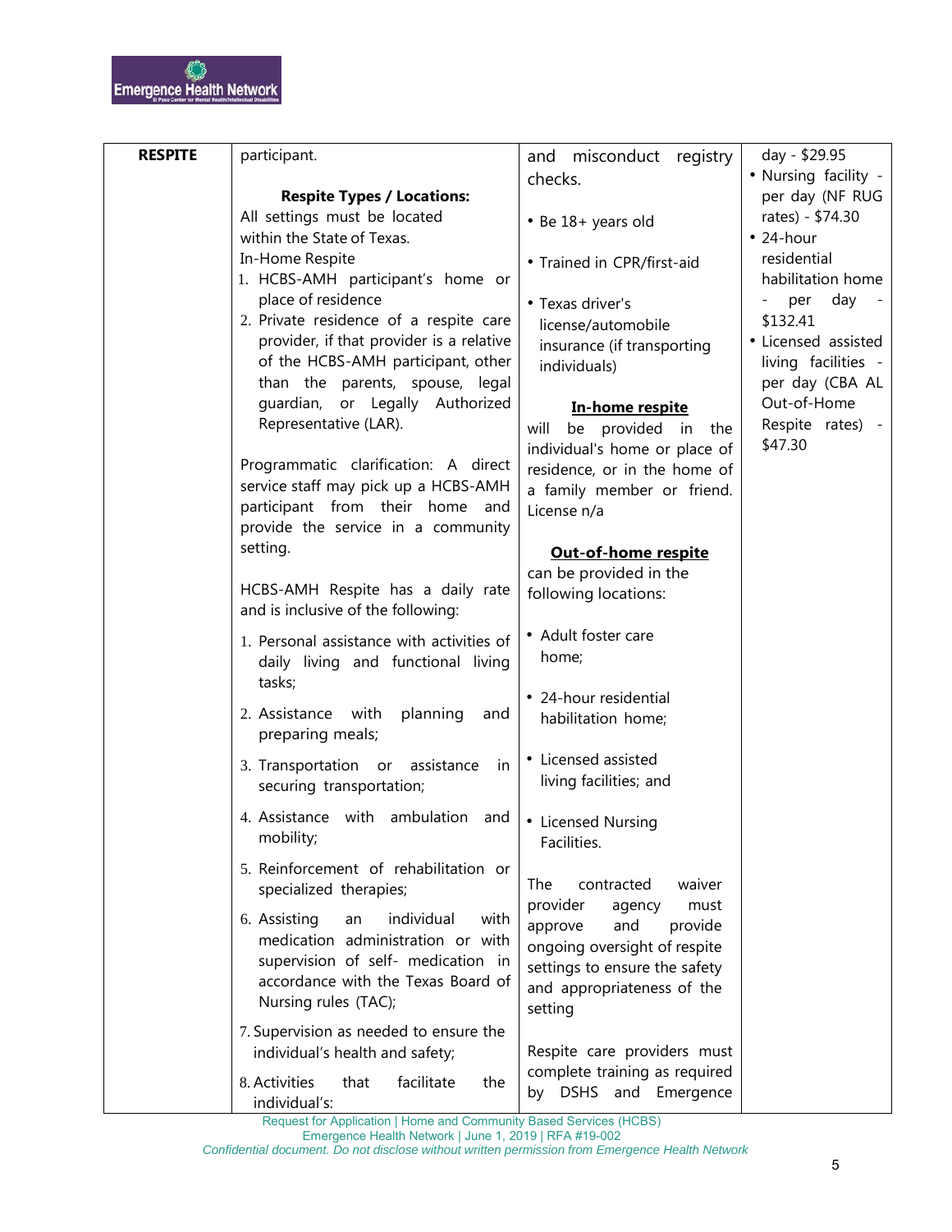| RESPITE | participant.<br><br>**Respite Types / Locations:**<br>All settings must be located within the State of Texas.<br>In-Home Respite<br>1. HCBS-AMH participant's home or place of residence<br>2. Private residence of a respite care provider, if that provider is a relative of the HCBS-AMH participant, other than the parents, spouse, legal guardian, or Legally Authorized Representative (LAR).<br><br>Programmatic clarification: A direct service staff may pick up a HCBS-AMH participant from their home and provide the service in a community setting.<br><br>HCBS-AMH Respite has a daily rate and is inclusive of the following:<br>1. Personal assistance with activities of daily living and functional living tasks;<br>2. Assistance with planning and preparing meals;<br>3. Transportation or assistance in securing transportation;<br>4. Assistance with ambulation and mobility;<br>5. Reinforcement of rehabilitation or specialized therapies;<br>6. Assisting an individual with medication administration or with supervision of self- medication in accordance with the Texas Board of Nursing rules (TAC);<br>7. Supervision as needed to ensure the individual's health and safety;<br>8. Activities that facilitate the individual's: | and misconduct registry checks.<br><br>• Be 18+ years old<br><br>• Trained in CPR/first-aid<br><br>• Texas driver's license/automobile insurance (if transporting individuals)<br><br>**<u>In-home respite</u>**<br>will be provided in the individual's home or place of residence, or in the home of a family member or friend. License n/a<br><br>**<u>Out-of-home respite</u>**<br>can be provided in the following locations:<br><br>• Adult foster care home;<br><br>• 24-hour residential habilitation home;<br><br>• Licensed assisted living facilities; and<br><br>• Licensed Nursing Facilities.<br><br>The contracted waiver provider agency must approve and provide ongoing oversight of respite settings to ensure the safety and appropriateness of the setting<br><br>Respite care providers must complete training as required by DSHS and Emergence | day - $29.95<br>• Nursing facility - per day (NF RUG rates) - $74.30<br>• 24-hour residential habilitation home - per day - $132.41<br>• Licensed assisted living facilities - per day (CBA AL Out-of-Home Respite rates) - $47.30 |
|---|---|---|---|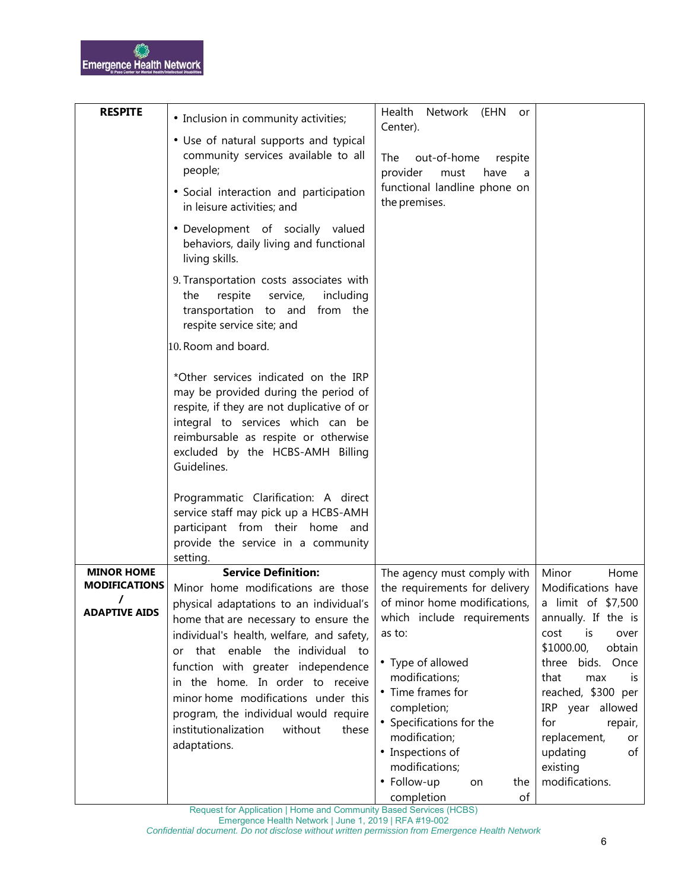| | | | |
|---|---|---|---|
| **RESPITE** | • Inclusion in community activities;<br>• Use of natural supports and typical community services available to all people;<br>• Social interaction and participation in leisure activities; and<br>• Development of socially valued behaviors, daily living and functional living skills.<br>9. Transportation costs associates with the respite service, including transportation to and from the respite service site; and<br>10. Room and board.<br><br>*Other services indicated on the IRP may be provided during the period of respite, if they are not duplicative of or integral to services which can be reimbursable as respite or otherwise excluded by the HCBS-AMH Billing Guidelines.<br><br>Programmatic Clarification: A direct service staff may pick up a HCBS-AMH participant from their home and provide the service in a community setting. | Health Network (EHN or Center).<br><br>The out-of-home respite provider must have a functional landline phone on the premises. | |
| **MINOR HOME MODIFICATIONS / ADAPTIVE AIDS** | **Service Definition:**<br>Minor home modifications are those physical adaptations to an individual's home that are necessary to ensure the individual's health, welfare, and safety, or that enable the individual to function with greater independence in the home. In order to receive minor home modifications under this program, the individual would require institutionalization without these adaptations. | The agency must comply with the requirements for delivery of minor home modifications, which include requirements as to:<br><br>• Type of allowed modifications;<br>• Time frames for completion;<br>• Specifications for the modification;<br>• Inspections of modifications;<br>• Follow-up on the completion of | Minor Home Modifications have a limit of $7,500 annually. If the is cost is over $1000.00, obtain three bids. Once that max is reached, $300 per IRP year allowed for repair, replacement, or updating of existing modifications. |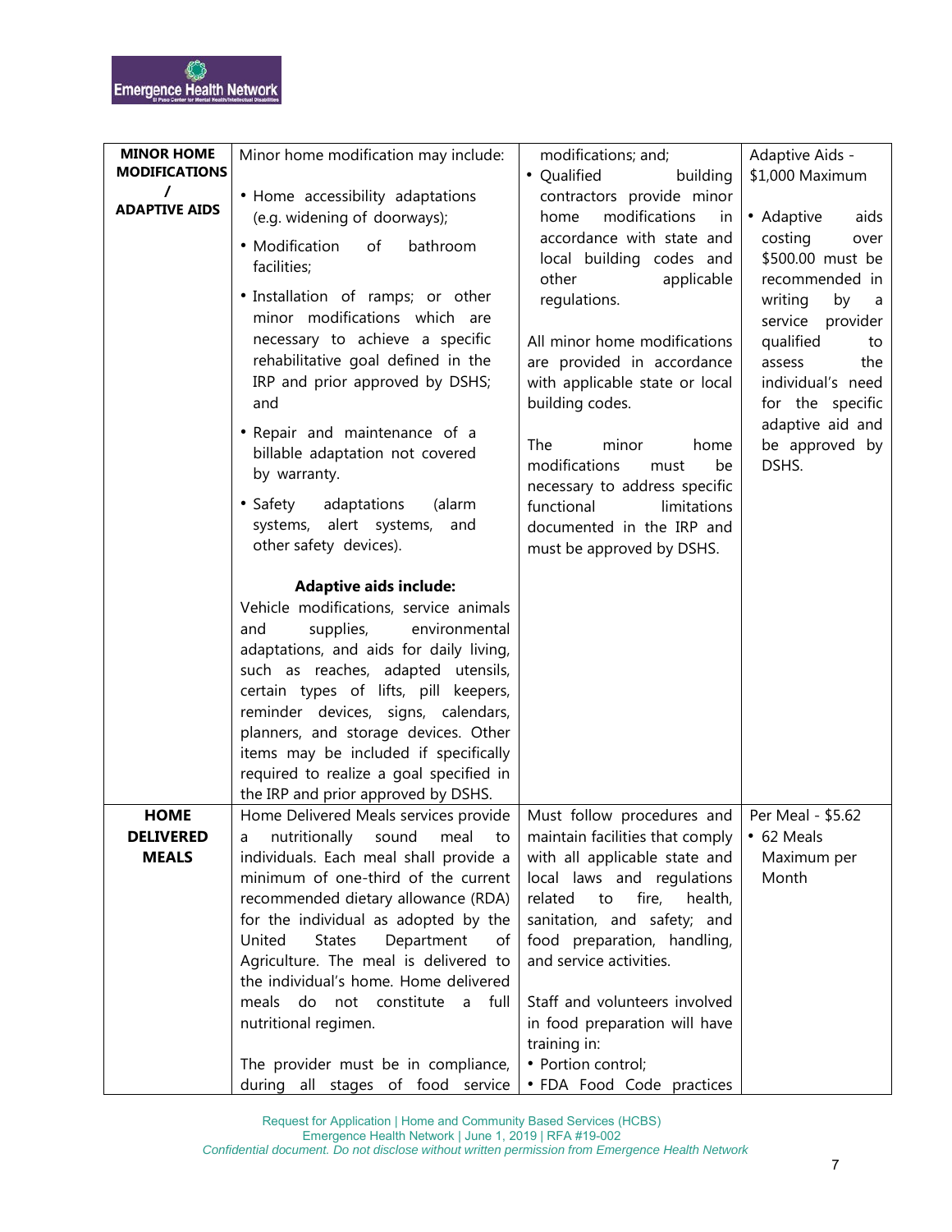| MINOR HOME MODIFICATIONS / ADAPTIVE AIDS | Minor home modification may include:<br><br>• Home accessibility adaptations (e.g. widening of doorways);<br>• Modification of bathroom facilities;<br>• Installation of ramps; or other minor modifications which are necessary to achieve a specific rehabilitative goal defined in the IRP and prior approved by DSHS; and<br>• Repair and maintenance of a billable adaptation not covered by warranty.<br>• Safety adaptations (alarm systems, alert systems, and other safety devices).<br><br>**Adaptive aids include:**<br>Vehicle modifications, service animals and supplies, environmental adaptations, and aids for daily living, such as reaches, adapted utensils, certain types of lifts, pill keepers, reminder devices, signs, calendars, planners, and storage devices. Other items may be included if specifically required to realize a goal specified in the IRP and prior approved by DSHS. | modifications; and;<br>• Qualified building contractors provide minor home modifications in accordance with state and local building codes and other applicable regulations.<br><br>All minor home modifications are provided in accordance with applicable state or local building codes.<br><br>The minor home modifications must be necessary to address specific functional limitations documented in the IRP and must be approved by DSHS. | Adaptive Aids - $1,000 Maximum<br><br>• Adaptive aids costing over $500.00 must be recommended in writing by a service provider qualified to assess the individual's need for the specific adaptive aid and be approved by DSHS. |
|---|---|---|---|
| HOME DELIVERED MEALS | Home Delivered Meals services provide a nutritionally sound meal to individuals. Each meal shall provide a minimum of one-third of the current recommended dietary allowance (RDA) for the individual as adopted by the United States Department of Agriculture. The meal is delivered to the individual's home. Home delivered meals do not constitute a full nutritional regimen.<br><br>The provider must be in compliance, during all stages of food service | Must follow procedures and maintain facilities that comply with all applicable state and local laws and regulations related to fire, health, sanitation, and safety; and food preparation, handling, and service activities.<br><br>Staff and volunteers involved in food preparation will have training in:<br>• Portion control;<br>• FDA Food Code practices | Per Meal - $5.62<br>• 62 Meals Maximum per Month |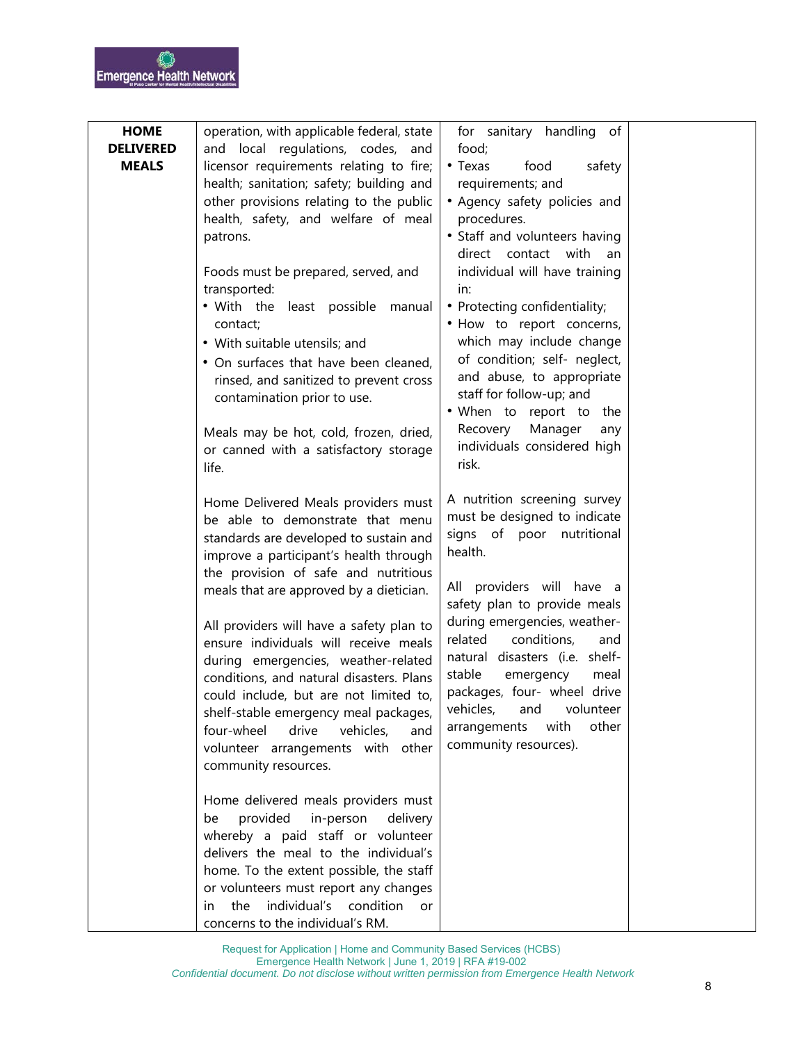| HOME DELIVERED MEALS | operation, with applicable federal, state and local regulations, codes, and licensor requirements relating to fire; health; sanitation; safety; building and other provisions relating to the public health, safety, and welfare of meal patrons.<br><br>Foods must be prepared, served, and transported:<br>• With the least possible manual contact;<br>• With suitable utensils; and<br>• On surfaces that have been cleaned, rinsed, and sanitized to prevent cross contamination prior to use.<br><br>Meals may be hot, cold, frozen, dried, or canned with a satisfactory storage life.<br><br>Home Delivered Meals providers must be able to demonstrate that menu standards are developed to sustain and improve a participant's health through the provision of safe and nutritious meals that are approved by a dietician.<br><br>All providers will have a safety plan to ensure individuals will receive meals during emergencies, weather-related conditions, and natural disasters. Plans could include, but are not limited to, shelf-stable emergency meal packages, four-wheel drive vehicles, and volunteer arrangements with other community resources.<br><br>Home delivered meals providers must be provided in-person delivery whereby a paid staff or volunteer delivers the meal to the individual's home. To the extent possible, the staff or volunteers must report any changes in the individual's condition or concerns to the individual's RM. | for sanitary handling of food;<br>• Texas food safety requirements; and<br>• Agency safety policies and procedures.<br>• Staff and volunteers having direct contact with an individual will have training in:<br>• Protecting confidentiality;<br>• How to report concerns, which may include change of condition; self- neglect, and abuse, to appropriate staff for follow-up; and<br>• When to report to the Recovery Manager any individuals considered high risk.<br><br>A nutrition screening survey must be designed to indicate signs of poor nutritional health.<br><br>All providers will have a safety plan to provide meals during emergencies, weather-related conditions, and natural disasters (i.e. shelf-stable emergency meal packages, four- wheel drive vehicles, and volunteer arrangements with other community resources). | |
|---|---|---|---|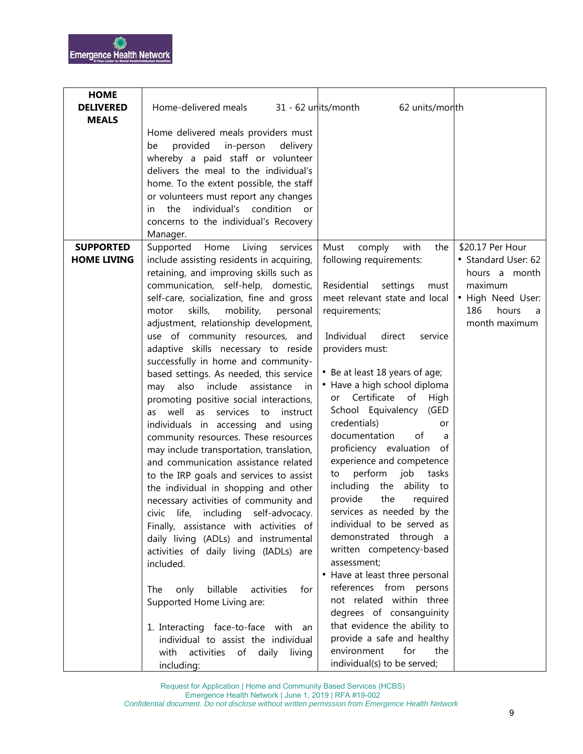| | | | |
|---|---|---|---|
| **HOME DELIVERED MEALS** | Home-delivered meals 31 - 62 units/month 62 units/month<br><br>Home delivered meals providers must be provided in-person delivery whereby a paid staff or volunteer delivers the meal to the individual's home. To the extent possible, the staff or volunteers must report any changes in the individual's condition or concerns to the individual's Recovery Manager. | | |
| **SUPPORTED HOME LIVING** | Supported Home Living services include assisting residents in acquiring, retaining, and improving skills such as communication, self-help, domestic, self-care, socialization, fine and gross motor skills, mobility, personal adjustment, relationship development, use of community resources, and adaptive skills necessary to reside successfully in home and community-based settings. As needed, this service may also include assistance in promoting positive social interactions, as well as services to instruct individuals in accessing and using community resources. These resources may include transportation, translation, and communication assistance related to the IRP goals and services to assist the individual in shopping and other necessary activities of community and civic life, including self-advocacy. Finally, assistance with activities of daily living (ADLs) and instrumental activities of daily living (IADLs) are included.<br><br>The only billable activities for Supported Home Living are:<br><br>1. Interacting face-to-face with an individual to assist the individual with activities of daily living including: | Must comply with the following requirements:<br><br>Residential settings must meet relevant state and local requirements;<br><br>Individual direct service providers must:<br><br>• Be at least 18 years of age;<br>• Have a high school diploma or Certificate of High School Equivalency (GED credentials) or documentation of a proficiency evaluation of experience and competence to perform job tasks including the ability to provide the required services as needed by the individual to be served as demonstrated through a written competency-based assessment;<br>• Have at least three personal references from persons not related within three degrees of consanguinity that evidence the ability to provide a safe and healthy environment for the individual(s) to be served; | $20.17 Per Hour<br>• Standard User: 62 hours a month maximum<br>• High Need User: 186 hours a month maximum |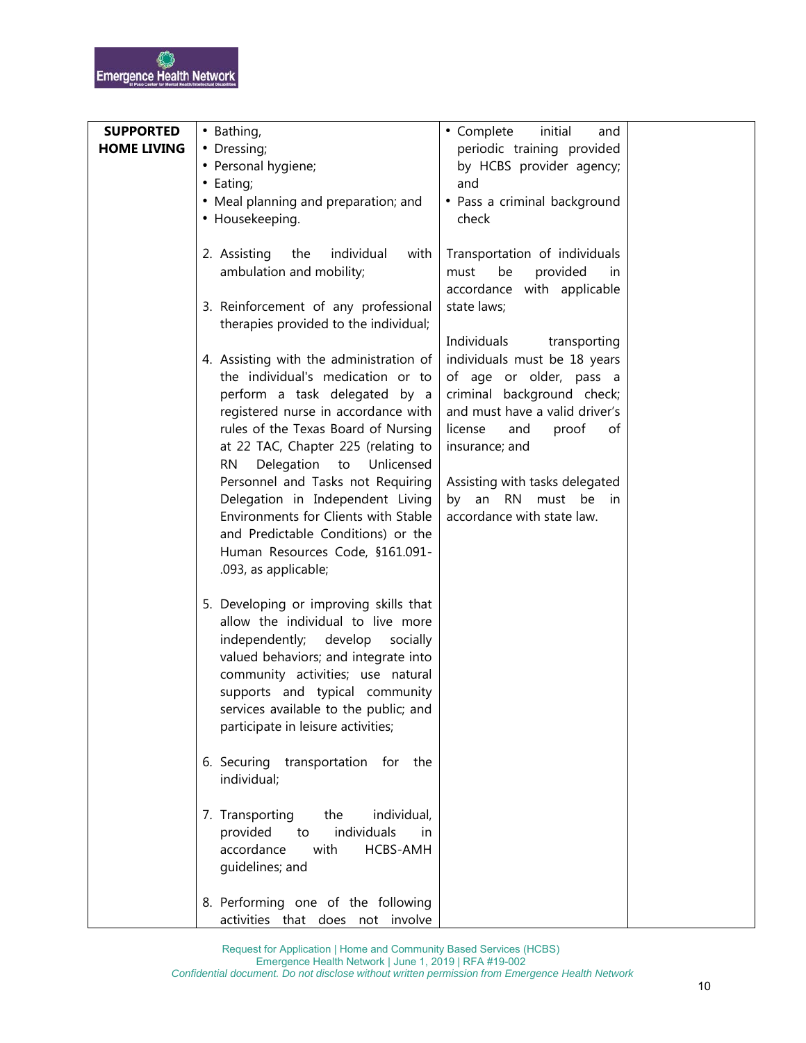| SUPPORTED HOME LIVING | • Bathing,<br>• Dressing;<br>• Personal hygiene;<br>• Eating;<br>• Meal planning and preparation; and<br>• Housekeeping.<br><br>2. Assisting the individual with ambulation and mobility;<br><br>3. Reinforcement of any professional therapies provided to the individual;<br><br>4. Assisting with the administration of the individual's medication or to perform a task delegated by a registered nurse in accordance with rules of the Texas Board of Nursing at 22 TAC, Chapter 225 (relating to RN Delegation to Unlicensed Personnel and Tasks not Requiring Delegation in Independent Living Environments for Clients with Stable and Predictable Conditions) or the Human Resources Code, §161.091-.093, as applicable;<br><br>5. Developing or improving skills that allow the individual to live more independently; develop socially valued behaviors; and integrate into community activities; use natural supports and typical community services available to the public; and participate in leisure activities;<br><br>6. Securing transportation for the individual;<br><br>7. Transporting the individual, provided to individuals in accordance with HCBS-AMH guidelines; and<br><br>8. Performing one of the following activities that does not involve | • Complete initial and periodic training provided by HCBS provider agency; and<br>• Pass a criminal background check<br><br>Transportation of individuals must be provided in accordance with applicable state laws;<br><br>Individuals transporting individuals must be 18 years of age or older, pass a criminal background check; and must have a valid driver's license and proof of insurance; and<br><br>Assisting with tasks delegated by an RN must be in accordance with state law. | |
|---|---|---|---|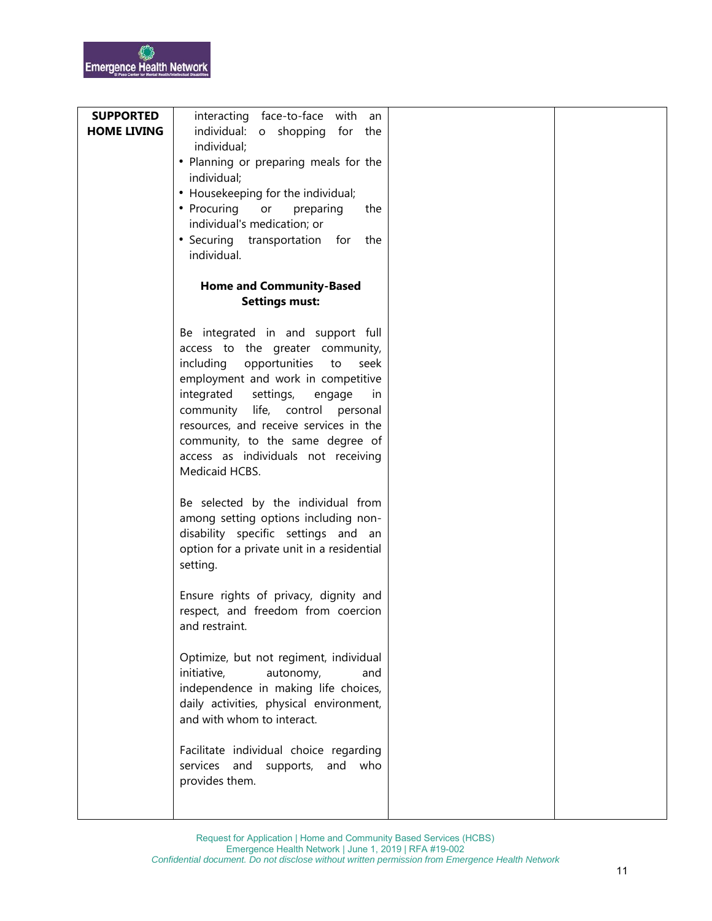| SUPPORTED HOME LIVING | interacting face-to-face with an individual: o shopping for the individual;<br>• Planning or preparing meals for the individual;<br>• Housekeeping for the individual;<br>• Procuring or preparing the individual's medication; or<br>• Securing transportation for the individual.<br><br>**Home and Community-Based Settings must:**<br><br>Be integrated in and support full access to the greater community, including opportunities to seek employment and work in competitive integrated settings, engage in community life, control personal resources, and receive services in the community, to the same degree of access as individuals not receiving Medicaid HCBS.<br><br>Be selected by the individual from among setting options including non-disability specific settings and an option for a private unit in a residential setting.<br><br>Ensure rights of privacy, dignity and respect, and freedom from coercion and restraint.<br><br>Optimize, but not regiment, individual initiative, autonomy, and independence in making life choices, daily activities, physical environment, and with whom to interact.<br><br>Facilitate individual choice regarding services and supports, and who provides them. | | |
|---|---|---|---|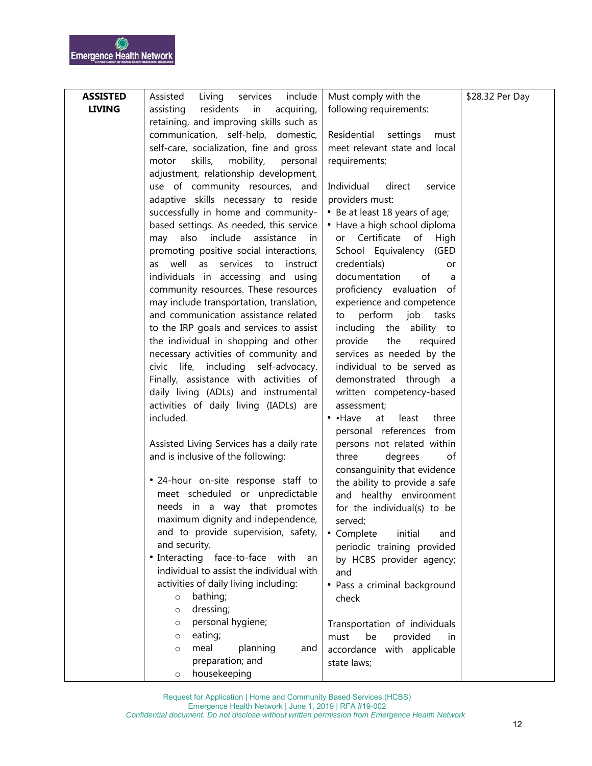| ASSISTED LIVING | Assisted Living services include assisting residents in acquiring, retaining, and improving skills such as communication, self-help, domestic, self-care, socialization, fine and gross motor skills, mobility, personal adjustment, relationship development, use of community resources, and adaptive skills necessary to reside successfully in home and community-based settings. As needed, this service may also include assistance in promoting positive social interactions, as well as services to instruct individuals in accessing and using community resources. These resources may include transportation, translation, and communication assistance related to the IRP goals and services to assist the individual in shopping and other necessary activities of community and civic life, including self-advocacy. Finally, assistance with activities of daily living (ADLs) and instrumental activities of daily living (IADLs) are included.<br><br>Assisted Living Services has a daily rate and is inclusive of the following:<br><br>• 24-hour on-site response staff to meet scheduled or unpredictable needs in a way that promotes maximum dignity and independence, and to provide supervision, safety, and security.<br>• Interacting face-to-face with an individual to assist the individual with activities of daily living including:<br>○ bathing;<br>○ dressing;<br>○ personal hygiene;<br>○ eating;<br>○ meal planning and preparation; and<br>○ housekeeping | Must comply with the following requirements:<br><br>Residential settings must meet relevant state and local requirements;<br><br>Individual direct service providers must:<br>• Be at least 18 years of age;<br>• Have a high school diploma or Certificate of High School Equivalency (GED credentials) or documentation of a proficiency evaluation of experience and competence to perform job tasks including the ability to provide the required services as needed by the individual to be served as demonstrated through a written competency-based assessment;<br>• •Have at least three personal references from persons not related within three degrees of consanguinity that evidence the ability to provide a safe and healthy environment for the individual(s) to be served;<br>• Complete initial and periodic training provided by HCBS provider agency; and<br>• Pass a criminal background check<br><br>Transportation of individuals must be provided in accordance with applicable state laws; | $28.32 Per Day |
|---|---|---|---|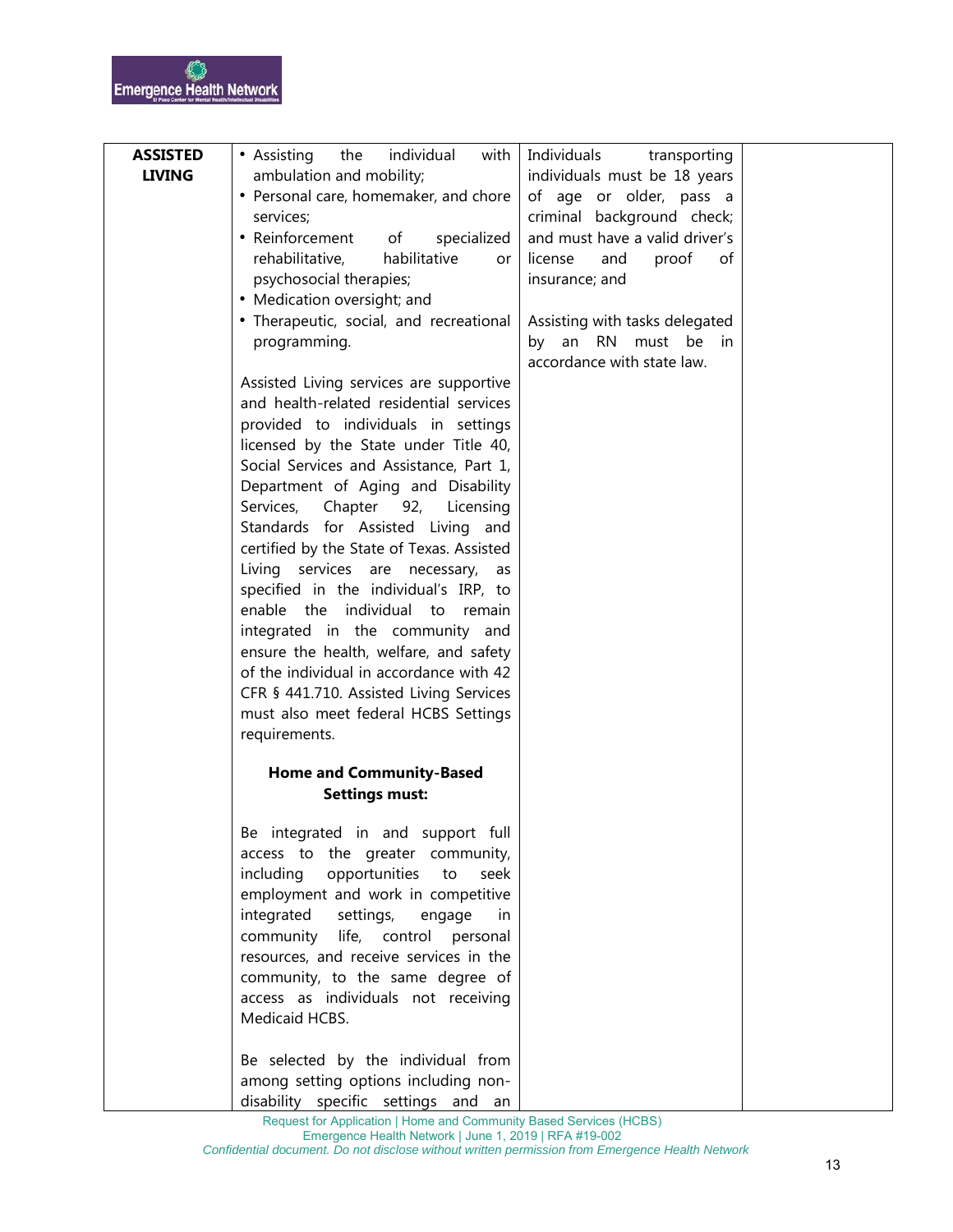| ASSISTED LIVING | • Assisting the individual with ambulation and mobility;<br>• Personal care, homemaker, and chore services;<br>• Reinforcement of specialized rehabilitative, habilitative or psychosocial therapies;<br>• Medication oversight; and<br>• Therapeutic, social, and recreational programming.<br><br>Assisted Living services are supportive and health-related residential services provided to individuals in settings licensed by the State under Title 40, Social Services and Assistance, Part 1, Department of Aging and Disability Services, Chapter 92, Licensing Standards for Assisted Living and certified by the State of Texas. Assisted Living services are necessary, as specified in the individual's IRP, to enable the individual to remain integrated in the community and ensure the health, welfare, and safety of the individual in accordance with 42 CFR § 441.710. Assisted Living Services must also meet federal HCBS Settings requirements.<br><br>**Home and Community-Based Settings must:**<br><br>Be integrated in and support full access to the greater community, including opportunities to seek employment and work in competitive integrated settings, engage in community life, control personal resources, and receive services in the community, to the same degree of access as individuals not receiving Medicaid HCBS.<br><br>Be selected by the individual from among setting options including non-disability specific settings and an | Individuals transporting individuals must be 18 years of age or older, pass a criminal background check; and must have a valid driver's license and proof of insurance; and<br><br>Assisting with tasks delegated by an RN must be in accordance with state law. | |
|---|---|---|---|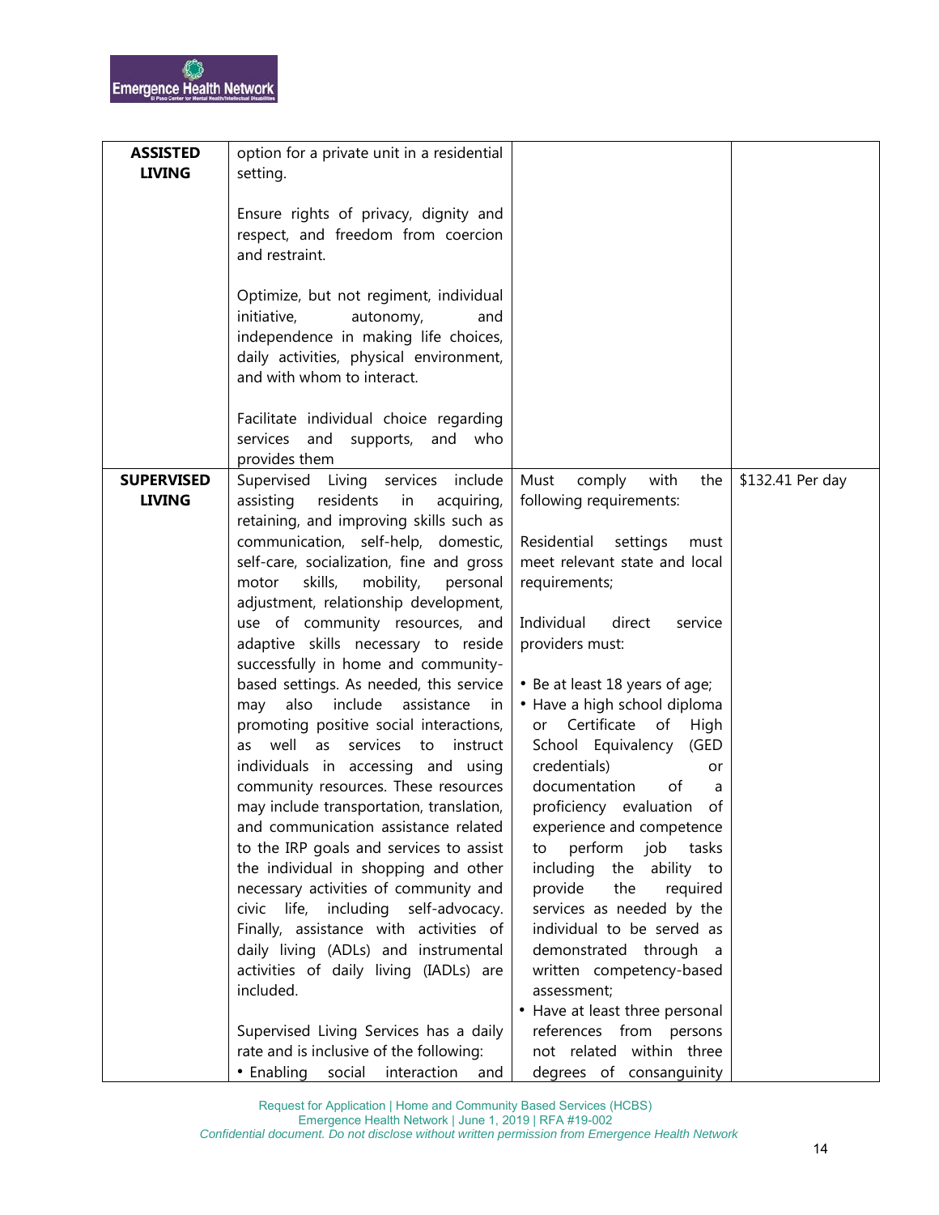| | | | |
|---|---|---|---|
| **ASSISTED LIVING** | option for a private unit in a residential setting.<br><br>Ensure rights of privacy, dignity and respect, and freedom from coercion and restraint.<br><br>Optimize, but not regiment, individual initiative, autonomy, and independence in making life choices, daily activities, physical environment, and with whom to interact.<br><br>Facilitate individual choice regarding services and supports, and who provides them | | |
| **SUPERVISED LIVING** | Supervised Living services include assisting residents in acquiring, retaining, and improving skills such as communication, self-help, domestic, self-care, socialization, fine and gross motor skills, mobility, personal adjustment, relationship development, use of community resources, and adaptive skills necessary to reside successfully in home and community-based settings. As needed, this service may also include assistance in promoting positive social interactions, as well as services to instruct individuals in accessing and using community resources. These resources may include transportation, translation, and communication assistance related to the IRP goals and services to assist the individual in shopping and other necessary activities of community and civic life, including self-advocacy. Finally, assistance with activities of daily living (ADLs) and instrumental activities of daily living (IADLs) are included.<br><br>Supervised Living Services has a daily rate and is inclusive of the following:<br>• Enabling social interaction and | Must comply with the following requirements:<br><br>Residential settings must meet relevant state and local requirements;<br><br>Individual direct service providers must:<br><br>• Be at least 18 years of age;<br>• Have a high school diploma or Certificate of High School Equivalency (GED credentials) or documentation of a proficiency evaluation of experience and competence to perform job tasks including the ability to provide the required services as needed by the individual to be served as demonstrated through a written competency-based assessment;<br>• Have at least three personal references from persons not related within three degrees of consanguinity | $132.41 Per day |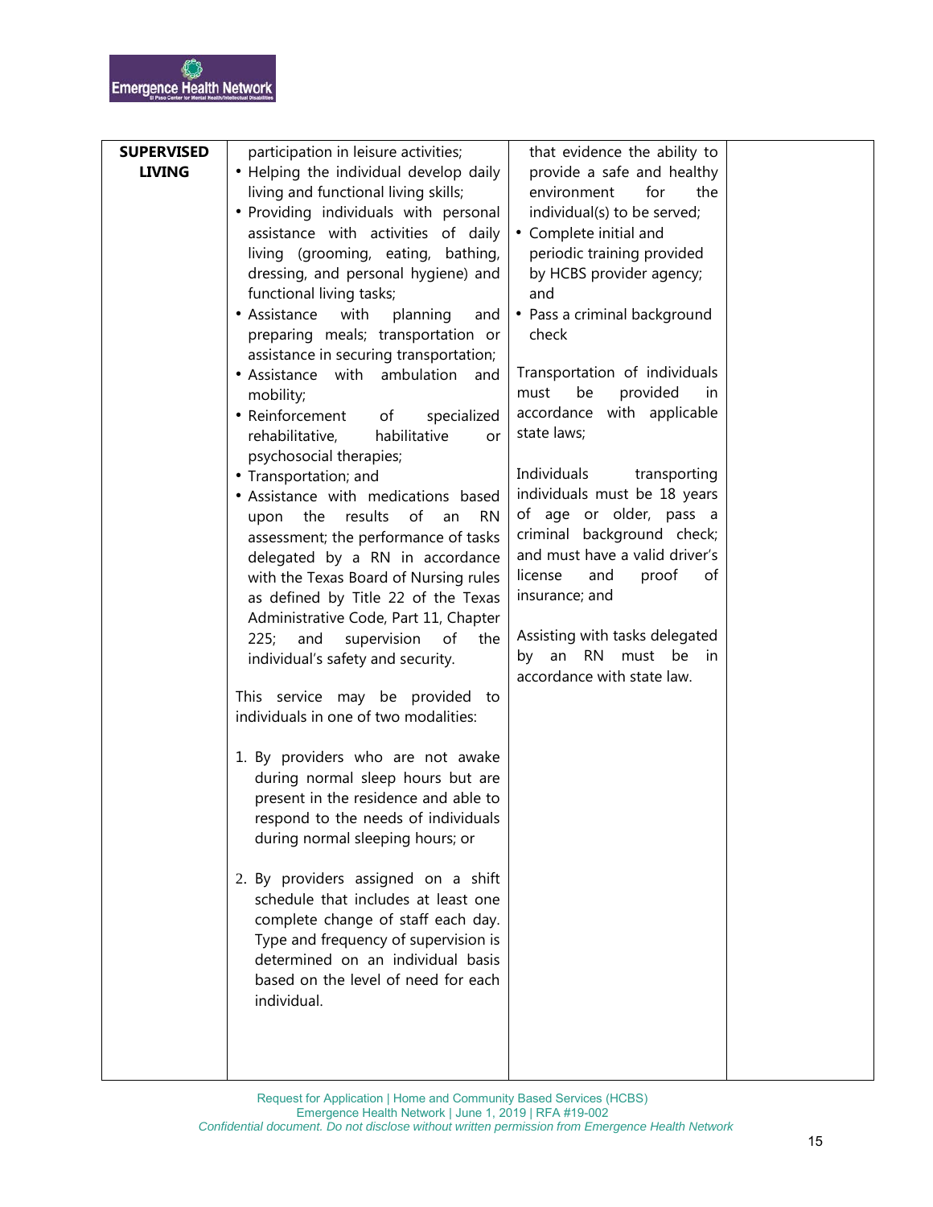| SUPERVISED LIVING | participation in leisure activities;<br>• Helping the individual develop daily living and functional living skills;<br>• Providing individuals with personal assistance with activities of daily living (grooming, eating, bathing, dressing, and personal hygiene) and functional living tasks;<br>• Assistance with planning and preparing meals; transportation or assistance in securing transportation;<br>• Assistance with ambulation and mobility;<br>• Reinforcement of specialized rehabilitative, habilitative or psychosocial therapies;<br>• Transportation; and<br>• Assistance with medications based upon the results of an RN assessment; the performance of tasks delegated by a RN in accordance with the Texas Board of Nursing rules as defined by Title 22 of the Texas Administrative Code, Part 11, Chapter 225; and supervision of the individual's safety and security.<br><br>This service may be provided to individuals in one of two modalities:<br><br>1. By providers who are not awake during normal sleep hours but are present in the residence and able to respond to the needs of individuals during normal sleeping hours; or<br><br>2. By providers assigned on a shift schedule that includes at least one complete change of staff each day. Type and frequency of supervision is determined on an individual basis based on the level of need for each individual. | that evidence the ability to provide a safe and healthy environment for the individual(s) to be served;<br>• Complete initial and periodic training provided by HCBS provider agency; and<br>• Pass a criminal background check<br><br>Transportation of individuals must be provided in accordance with applicable state laws;<br><br>Individuals transporting individuals must be 18 years of age or older, pass a criminal background check; and must have a valid driver's license and proof of insurance; and<br><br>Assisting with tasks delegated by an RN must be in accordance with state law. | |
|---|---|---|---|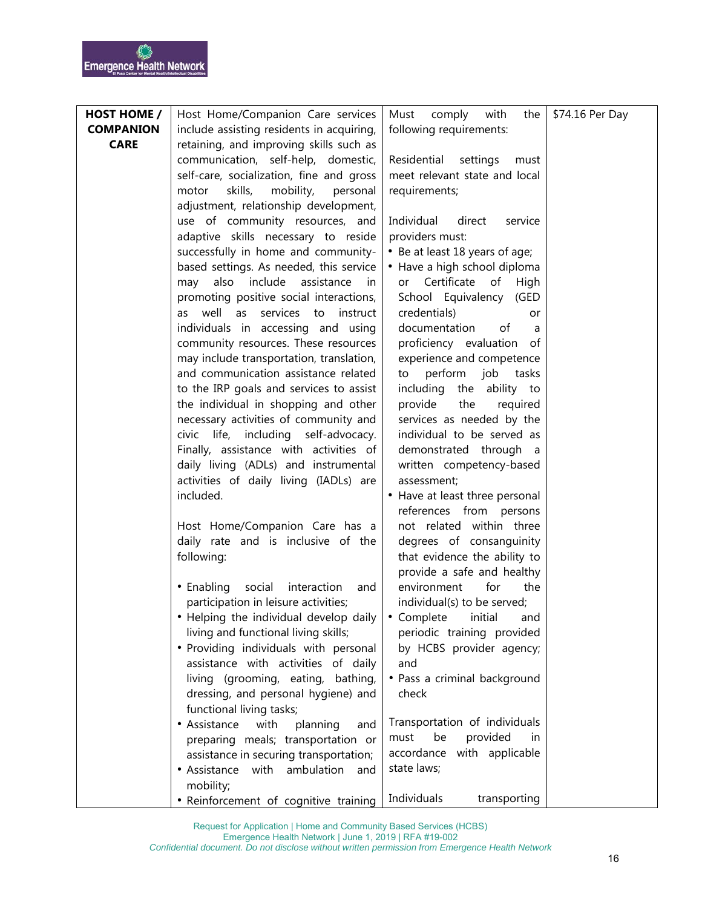| HOST HOME / COMPANION CARE | Host Home/Companion Care services include assisting residents in acquiring, retaining, and improving skills such as communication, self-help, domestic, self-care, socialization, fine and gross motor skills, mobility, personal adjustment, relationship development, use of community resources, and adaptive skills necessary to reside successfully in home and community-based settings. As needed, this service may also include assistance in promoting positive social interactions, as well as services to instruct individuals in accessing and using community resources. These resources may include transportation, translation, and communication assistance related to the IRP goals and services to assist the individual in shopping and other necessary activities of community and civic life, including self-advocacy. Finally, assistance with activities of daily living (ADLs) and instrumental activities of daily living (IADLs) are included.<br><br>Host Home/Companion Care has a daily rate and is inclusive of the following:<br><br>• Enabling social interaction and participation in leisure activities;<br>• Helping the individual develop daily living and functional living skills;<br>• Providing individuals with personal assistance with activities of daily living (grooming, eating, bathing, dressing, and personal hygiene) and functional living tasks;<br>• Assistance with planning and preparing meals; transportation or assistance in securing transportation;<br>• Assistance with ambulation and mobility;<br>• Reinforcement of cognitive training | Must comply with the following requirements:<br><br>Residential settings must meet relevant state and local requirements;<br><br>Individual direct service providers must:<br>• Be at least 18 years of age;<br>• Have a high school diploma or Certificate of High School Equivalency (GED credentials) or documentation of a proficiency evaluation of experience and competence to perform job tasks including the ability to provide the required services as needed by the individual to be served as demonstrated through a written competency-based assessment;<br>• Have at least three personal references from persons not related within three degrees of consanguinity that evidence the ability to provide a safe and healthy environment for the individual(s) to be served;<br>• Complete initial and periodic training provided by HCBS provider agency; and<br>• Pass a criminal background check<br><br>Transportation of individuals must be provided in accordance with applicable state laws;<br><br>Individuals transporting | $74.16 Per Day |
|---|---|---|---|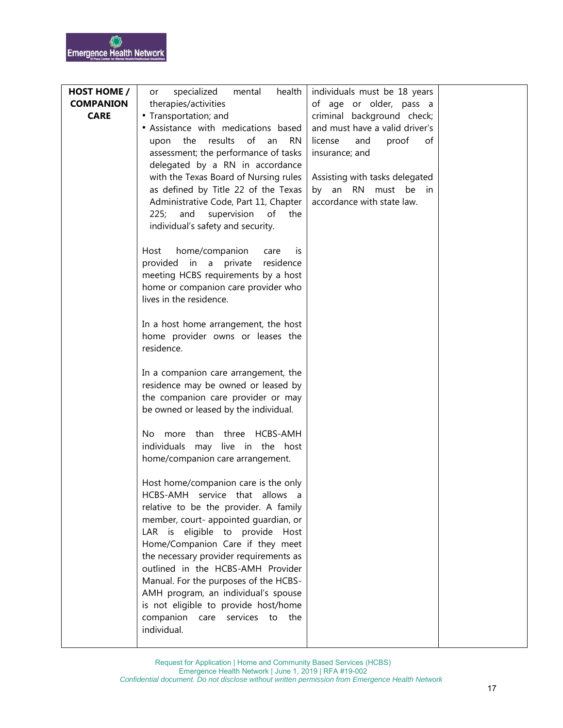| HOST HOME / COMPANION CARE | or specialized mental health therapies/activities<br>• Transportation; and<br>• Assistance with medications based upon the results of an RN assessment; the performance of tasks delegated by a RN in accordance with the Texas Board of Nursing rules as defined by Title 22 of the Texas Administrative Code, Part 11, Chapter 225; and supervision of the individual's safety and security.<br><br>Host home/companion care is provided in a private residence meeting HCBS requirements by a host home or companion care provider who lives in the residence.<br><br>In a host home arrangement, the host home provider owns or leases the residence.<br><br>In a companion care arrangement, the residence may be owned or leased by the companion care provider or may be owned or leased by the individual.<br><br>No more than three HCBS-AMH individuals may live in the host home/companion care arrangement.<br><br>Host home/companion care is the only HCBS-AMH service that allows a relative to be the provider. A family member, court- appointed guardian, or LAR is eligible to provide Host Home/Companion Care if they meet the necessary provider requirements as outlined in the HCBS-AMH Provider Manual. For the purposes of the HCBS-AMH program, an individual's spouse is not eligible to provide host/home companion care services to the individual. | individuals must be 18 years of age or older, pass a criminal background check; and must have a valid driver's license and proof of insurance; and<br><br>Assisting with tasks delegated by an RN must be in accordance with state law. | |
|---|---|---|---|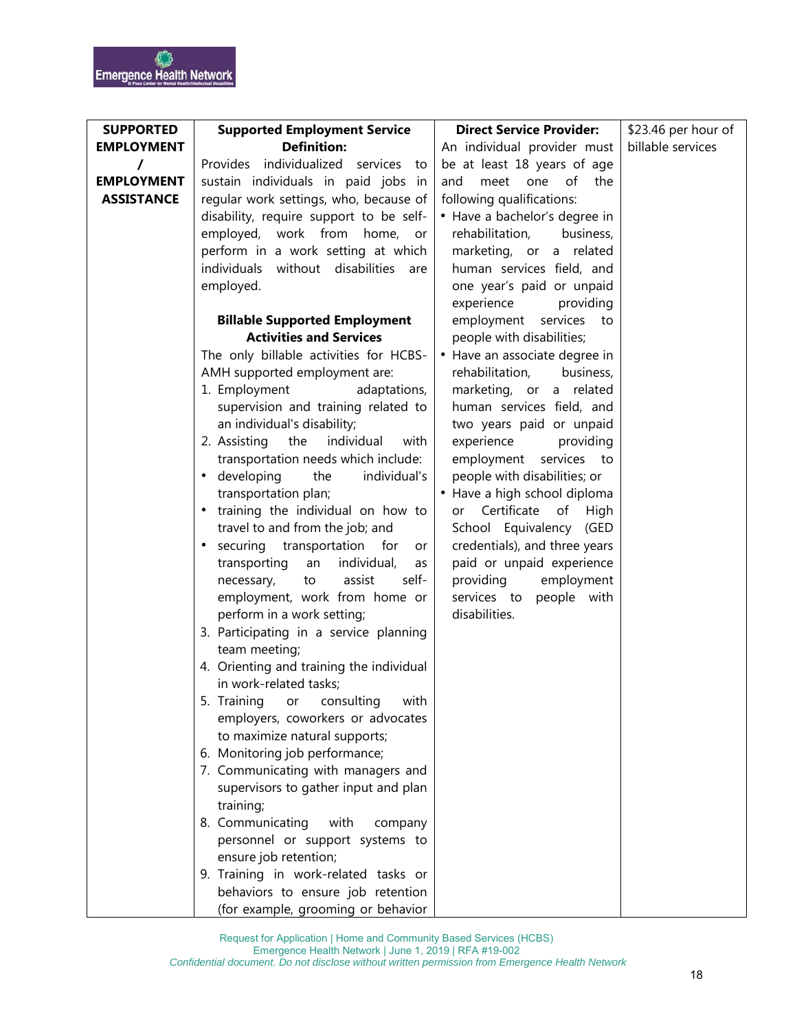| **SUPPORTED EMPLOYMENT / EMPLOYMENT ASSISTANCE** | **Supported Employment Service Definition:**<br>Provides individualized services to sustain individuals in paid jobs in regular work settings, who, because of disability, require support to be self-employed, work from home, or perform in a work setting at which individuals without disabilities are employed.<br><br>**Billable Supported Employment Activities and Services**<br>The only billable activities for HCBS-AMH supported employment are:<br>1. Employment adaptations, supervision and training related to an individual's disability;<br>2. Assisting the individual with transportation needs which include:<br>• developing the individual's transportation plan;<br>• training the individual on how to travel to and from the job; and<br>• securing transportation for or transporting an individual, as necessary, to assist self-employment, work from home or perform in a work setting;<br>3. Participating in a service planning team meeting;<br>4. Orienting and training the individual in work-related tasks;<br>5. Training or consulting with employers, coworkers or advocates to maximize natural supports;<br>6. Monitoring job performance;<br>7. Communicating with managers and supervisors to gather input and plan training;<br>8. Communicating with company personnel or support systems to ensure job retention;<br>9. Training in work-related tasks or behaviors to ensure job retention (for example, grooming or behavior | **Direct Service Provider:**<br>An individual provider must be at least 18 years of age and meet one of the following qualifications:<br>• Have a bachelor's degree in rehabilitation, business, marketing, or a related human services field, and one year's paid or unpaid experience providing employment services to people with disabilities;<br>• Have an associate degree in rehabilitation, business, marketing, or a related human services field, and two years paid or unpaid experience providing employment services to people with disabilities; or<br>• Have a high school diploma or Certificate of High School Equivalency (GED credentials), and three years paid or unpaid experience providing employment services to people with disabilities. | $23.46 per hour of billable services |
|---|---|---|---|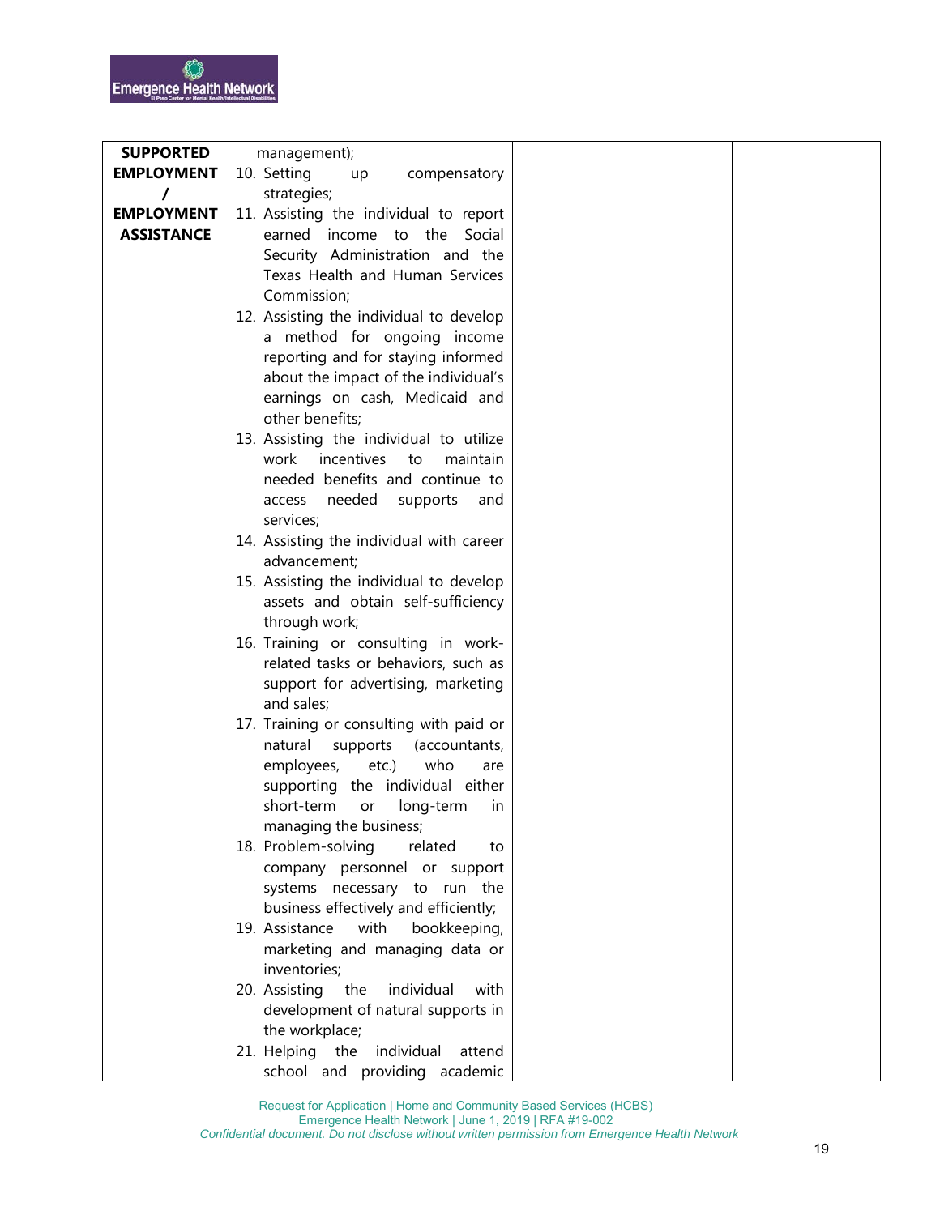| | | | |
|---|---|---|---|
| **SUPPORTED EMPLOYMENT / EMPLOYMENT ASSISTANCE** | management);<br>10. Setting up compensatory strategies;<br>11. Assisting the individual to report earned income to the Social Security Administration and the Texas Health and Human Services Commission;<br>12. Assisting the individual to develop a method for ongoing income reporting and for staying informed about the impact of the individual's earnings on cash, Medicaid and other benefits;<br>13. Assisting the individual to utilize work incentives to maintain needed benefits and continue to access needed supports and services;<br>14. Assisting the individual with career advancement;<br>15. Assisting the individual to develop assets and obtain self-sufficiency through work;<br>16. Training or consulting in work-related tasks or behaviors, such as support for advertising, marketing and sales;<br>17. Training or consulting with paid or natural supports (accountants, employees, etc.) who are supporting the individual either short-term or long-term in managing the business;<br>18. Problem-solving related to company personnel or support systems necessary to run the business effectively and efficiently;<br>19. Assistance with bookkeeping, marketing and managing data or inventories;<br>20. Assisting the individual with development of natural supports in the workplace;<br>21. Helping the individual attend school and providing academic | | |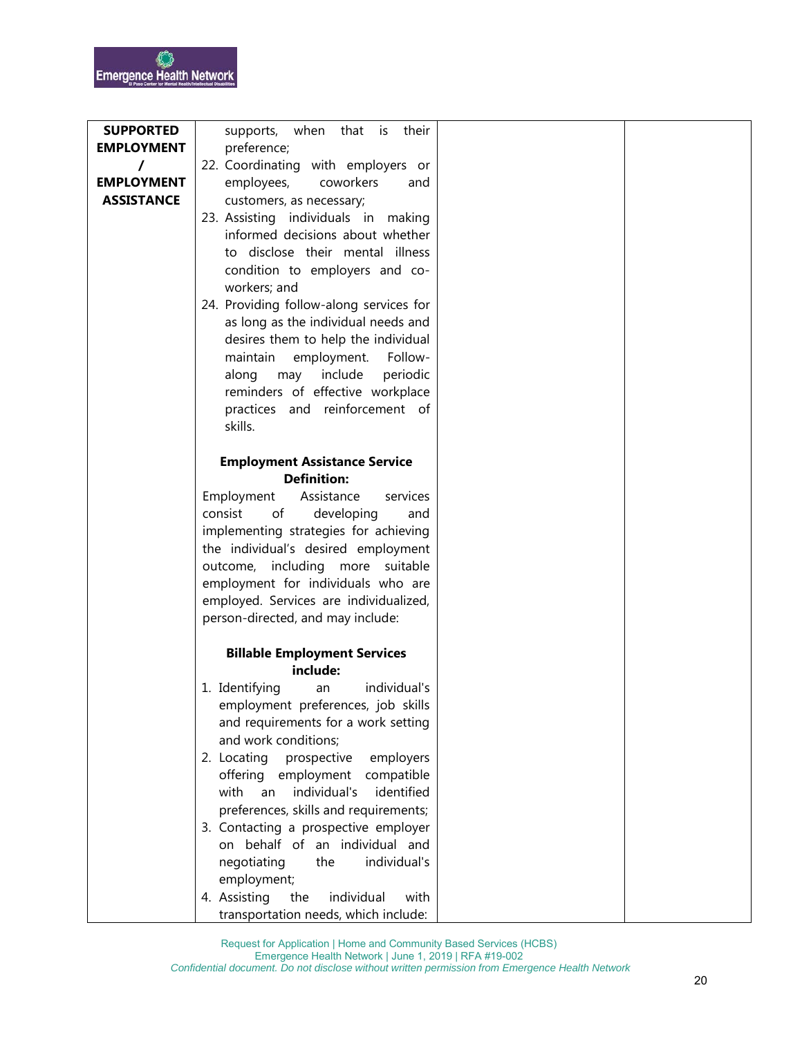| SUPPORTED EMPLOYMENT / EMPLOYMENT ASSISTANCE | supports, when that is their preference;<br>22. Coordinating with employers or employees, coworkers and customers, as necessary;<br>23. Assisting individuals in making informed decisions about whether to disclose their mental illness condition to employers and co-workers; and<br>24. Providing follow-along services for as long as the individual needs and desires them to help the individual maintain employment. Follow-along may include periodic reminders of effective workplace practices and reinforcement of skills.<br><br>**Employment Assistance Service Definition:**<br>Employment Assistance services consist of developing and implementing strategies for achieving the individual's desired employment outcome, including more suitable employment for individuals who are employed. Services are individualized, person-directed, and may include:<br><br>**Billable Employment Services include:**<br>1. Identifying an individual's employment preferences, job skills and requirements for a work setting and work conditions;<br>2. Locating prospective employers offering employment compatible with an individual's identified preferences, skills and requirements;<br>3. Contacting a prospective employer on behalf of an individual and negotiating the individual's employment;<br>4. Assisting the individual with transportation needs, which include: | | |
|---|---|---|---|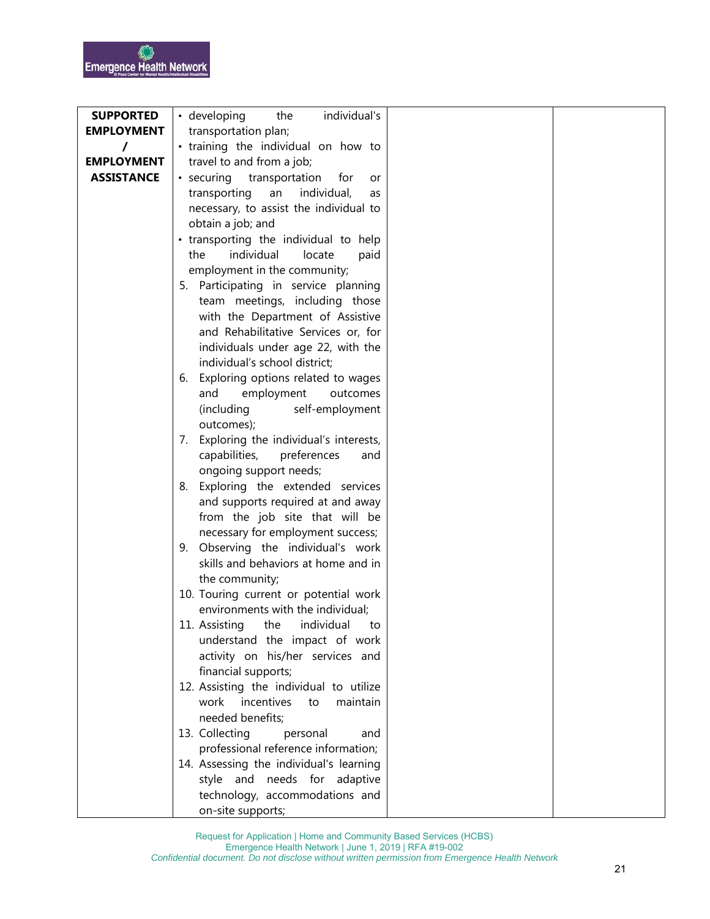| SUPPORTED EMPLOYMENT / EMPLOYMENT ASSISTANCE | • developing the individual's transportation plan;<br>• training the individual on how to travel to and from a job;<br>• securing transportation for or transporting an individual, as necessary, to assist the individual to obtain a job; and<br>• transporting the individual to help the individual locate paid employment in the community;<br>5. Participating in service planning team meetings, including those with the Department of Assistive and Rehabilitative Services or, for individuals under age 22, with the individual's school district;<br>6. Exploring options related to wages and employment outcomes (including self-employment outcomes);<br>7. Exploring the individual's interests, capabilities, preferences and ongoing support needs;<br>8. Exploring the extended services and supports required at and away from the job site that will be necessary for employment success;<br>9. Observing the individual's work skills and behaviors at home and in the community;<br>10. Touring current or potential work environments with the individual;<br>11. Assisting the individual to understand the impact of work activity on his/her services and financial supports;<br>12. Assisting the individual to utilize work incentives to maintain needed benefits;<br>13. Collecting personal and professional reference information;<br>14. Assessing the individual's learning style and needs for adaptive technology, accommodations and on-site supports; | | |
|---|---|---|---|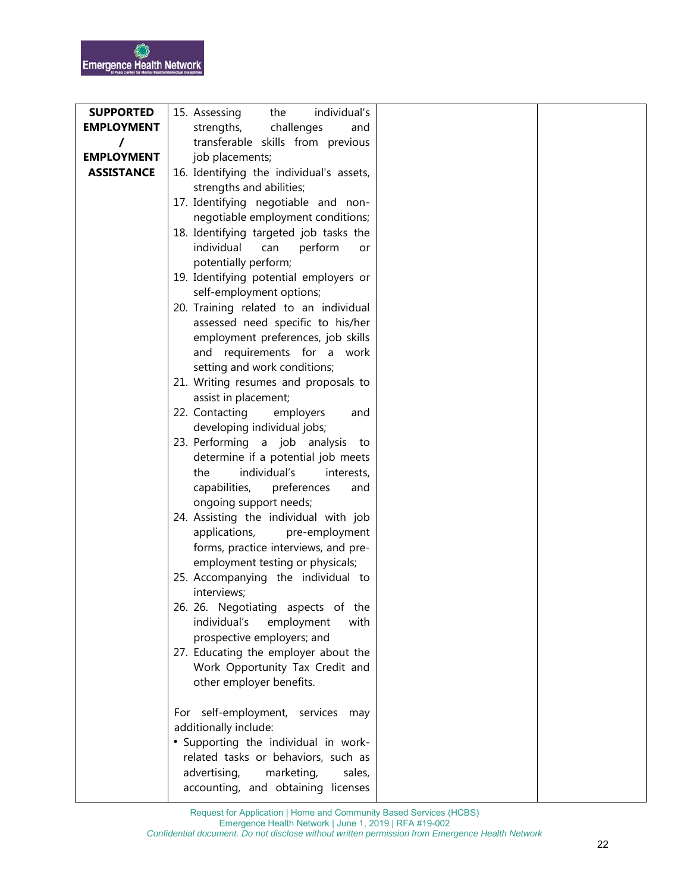| | | | |
|---|---|---|---|
| **SUPPORTED EMPLOYMENT / EMPLOYMENT ASSISTANCE** | 15. Assessing the individual's strengths, challenges and transferable skills from previous job placements;<br>16. Identifying the individual's assets, strengths and abilities;<br>17. Identifying negotiable and non-negotiable employment conditions;<br>18. Identifying targeted job tasks the individual can perform or potentially perform;<br>19. Identifying potential employers or self-employment options;<br>20. Training related to an individual assessed need specific to his/her employment preferences, job skills and requirements for a work setting and work conditions;<br>21. Writing resumes and proposals to assist in placement;<br>22. Contacting employers and developing individual jobs;<br>23. Performing a job analysis to determine if a potential job meets the individual's interests, capabilities, preferences and ongoing support needs;<br>24. Assisting the individual with job applications, pre-employment forms, practice interviews, and pre-employment testing or physicals;<br>25. Accompanying the individual to interviews;<br>26. 26. Negotiating aspects of the individual's employment with prospective employers; and<br>27. Educating the employer about the Work Opportunity Tax Credit and other employer benefits.<br><br>For self-employment, services may additionally include:<br>• Supporting the individual in work-related tasks or behaviors, such as advertising, marketing, sales, accounting, and obtaining licenses | | |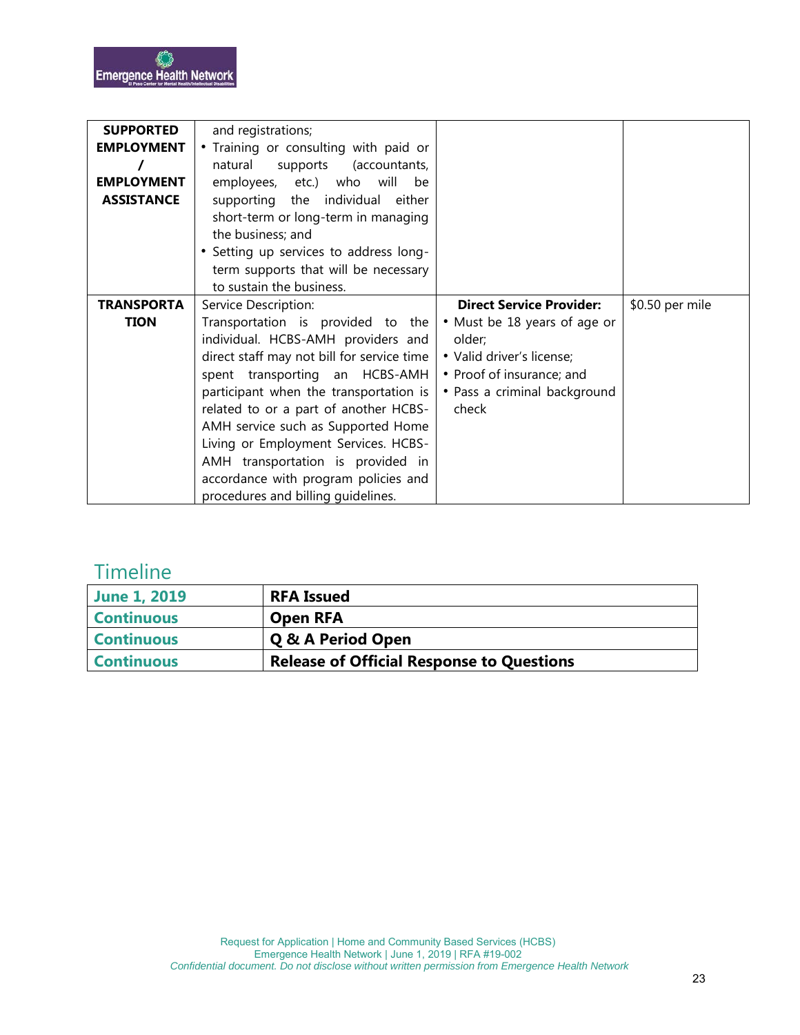| | | | |
|---|---|---|---|
| **SUPPORTED EMPLOYMENT / EMPLOYMENT ASSISTANCE** | and registrations;<br>• Training or consulting with paid or natural supports (accountants, employees, etc.) who will be supporting the individual either short-term or long-term in managing the business; and<br>• Setting up services to address long-term supports that will be necessary to sustain the business. | | |
| **TRANSPORTATION** | Service Description:<br>Transportation is provided to the individual. HCBS-AMH providers and direct staff may not bill for service time spent transporting an HCBS-AMH participant when the transportation is related to or a part of another HCBS-AMH service such as Supported Home Living or Employment Services. HCBS-AMH transportation is provided in accordance with program policies and procedures and billing guidelines. | **Direct Service Provider:**<br>• Must be 18 years of age or older;<br>• Valid driver's license;<br>• Proof of insurance; and<br>• Pass a criminal background check | $0.50 per mile |

## Timeline

| | |
|---|---|
| **June 1, 2019** | **RFA Issued** |
| **Continuous** | **Open RFA** |
| **Continuous** | **Q & A Period Open** |
| **Continuous** | **Release of Official Response to Questions** |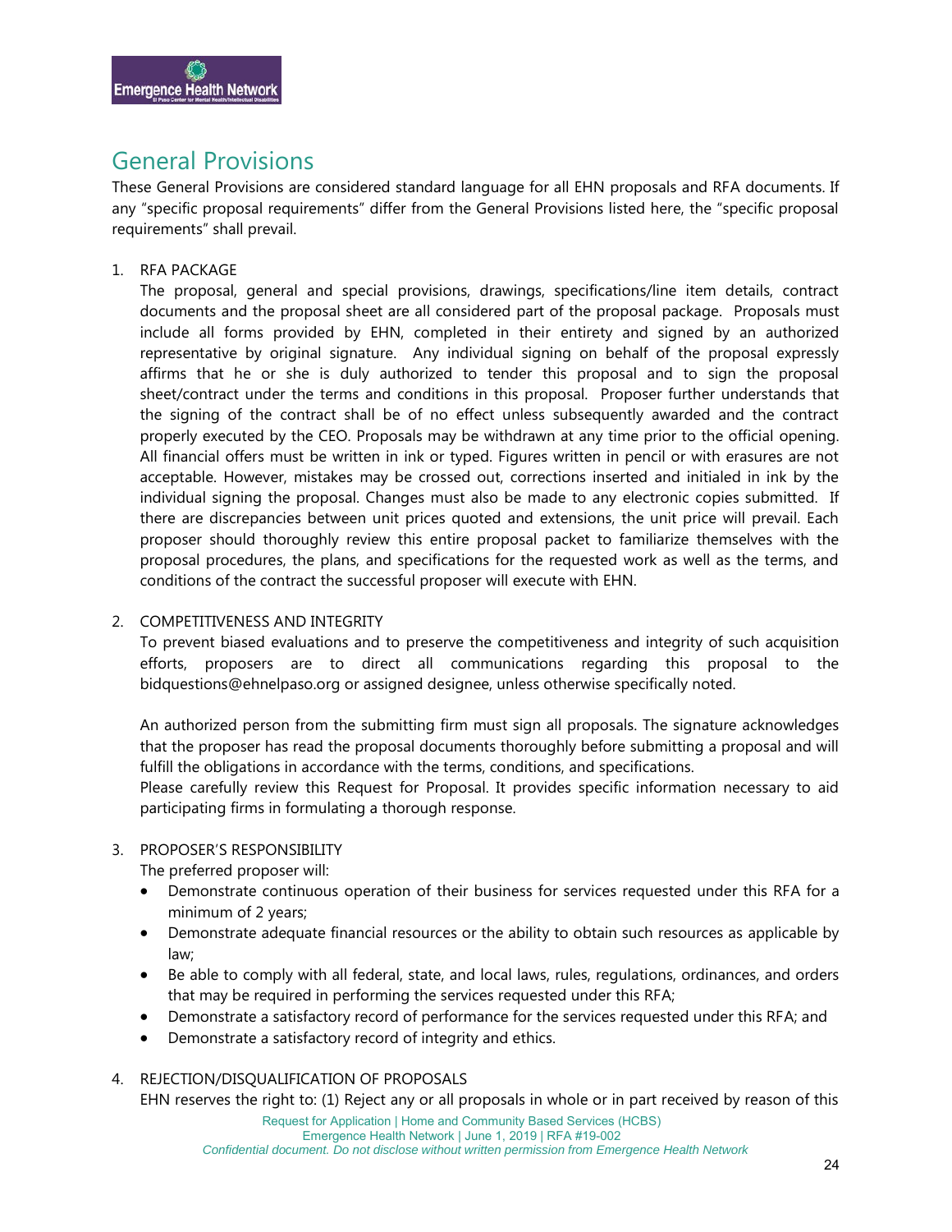# General Provisions

These General Provisions are considered standard language for all EHN proposals and RFA documents. If any "specific proposal requirements" differ from the General Provisions listed here, the "specific proposal requirements" shall prevail.

1. RFA PACKAGE

   The proposal, general and special provisions, drawings, specifications/line item details, contract documents and the proposal sheet are all considered part of the proposal package. Proposals must include all forms provided by EHN, completed in their entirety and signed by an authorized representative by original signature. Any individual signing on behalf of the proposal expressly affirms that he or she is duly authorized to tender this proposal and to sign the proposal sheet/contract under the terms and conditions in this proposal. Proposer further understands that the signing of the contract shall be of no effect unless subsequently awarded and the contract properly executed by the CEO. Proposals may be withdrawn at any time prior to the official opening. All financial offers must be written in ink or typed. Figures written in pencil or with erasures are not acceptable. However, mistakes may be crossed out, corrections inserted and initialed in ink by the individual signing the proposal. Changes must also be made to any electronic copies submitted. If there are discrepancies between unit prices quoted and extensions, the unit price will prevail. Each proposer should thoroughly review this entire proposal packet to familiarize themselves with the proposal procedures, the plans, and specifications for the requested work as well as the terms, and conditions of the contract the successful proposer will execute with EHN.

2. COMPETITIVENESS AND INTEGRITY

   To prevent biased evaluations and to preserve the competitiveness and integrity of such acquisition efforts, proposers are to direct all communications regarding this proposal to the bidquestions@ehnelpaso.org or assigned designee, unless otherwise specifically noted.

   An authorized person from the submitting firm must sign all proposals. The signature acknowledges that the proposer has read the proposal documents thoroughly before submitting a proposal and will fulfill the obligations in accordance with the terms, conditions, and specifications.
   Please carefully review this Request for Proposal. It provides specific information necessary to aid participating firms in formulating a thorough response.

3. PROPOSER'S RESPONSIBILITY

   The preferred proposer will:

   - Demonstrate continuous operation of their business for services requested under this RFA for a minimum of 2 years;
   - Demonstrate adequate financial resources or the ability to obtain such resources as applicable by law;
   - Be able to comply with all federal, state, and local laws, rules, regulations, ordinances, and orders that may be required in performing the services requested under this RFA;
   - Demonstrate a satisfactory record of performance for the services requested under this RFA; and
   - Demonstrate a satisfactory record of integrity and ethics.

4. REJECTION/DISQUALIFICATION OF PROPOSALS

   EHN reserves the right to: (1) Reject any or all proposals in whole or in part received by reason of this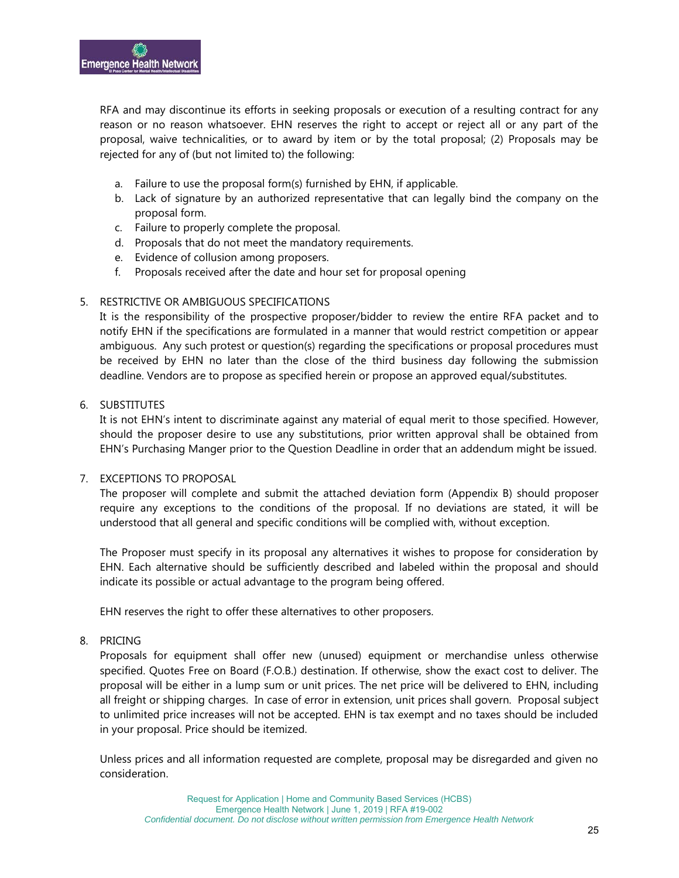RFA and may discontinue its efforts in seeking proposals or execution of a resulting contract for any reason or no reason whatsoever. EHN reserves the right to accept or reject all or any part of the proposal, waive technicalities, or to award by item or by the total proposal; (2) Proposals may be rejected for any of (but not limited to) the following:

a. Failure to use the proposal form(s) furnished by EHN, if applicable.
b. Lack of signature by an authorized representative that can legally bind the company on the proposal form.
c. Failure to properly complete the proposal.
d. Proposals that do not meet the mandatory requirements.
e. Evidence of collusion among proposers.
f. Proposals received after the date and hour set for proposal opening

5. RESTRICTIVE OR AMBIGUOUS SPECIFICATIONS

   It is the responsibility of the prospective proposer/bidder to review the entire RFA packet and to notify EHN if the specifications are formulated in a manner that would restrict competition or appear ambiguous. Any such protest or question(s) regarding the specifications or proposal procedures must be received by EHN no later than the close of the third business day following the submission deadline. Vendors are to propose as specified herein or propose an approved equal/substitutes.

6. SUBSTITUTES

   It is not EHN's intent to discriminate against any material of equal merit to those specified. However, should the proposer desire to use any substitutions, prior written approval shall be obtained from EHN's Purchasing Manger prior to the Question Deadline in order that an addendum might be issued.

7. EXCEPTIONS TO PROPOSAL

   The proposer will complete and submit the attached deviation form (Appendix B) should proposer require any exceptions to the conditions of the proposal. If no deviations are stated, it will be understood that all general and specific conditions will be complied with, without exception.

   The Proposer must specify in its proposal any alternatives it wishes to propose for consideration by EHN. Each alternative should be sufficiently described and labeled within the proposal and should indicate its possible or actual advantage to the program being offered.

   EHN reserves the right to offer these alternatives to other proposers.

8. PRICING

   Proposals for equipment shall offer new (unused) equipment or merchandise unless otherwise specified. Quotes Free on Board (F.O.B.) destination. If otherwise, show the exact cost to deliver. The proposal will be either in a lump sum or unit prices. The net price will be delivered to EHN, including all freight or shipping charges. In case of error in extension, unit prices shall govern. Proposal subject to unlimited price increases will not be accepted. EHN is tax exempt and no taxes should be included in your proposal. Price should be itemized.

   Unless prices and all information requested are complete, proposal may be disregarded and given no consideration.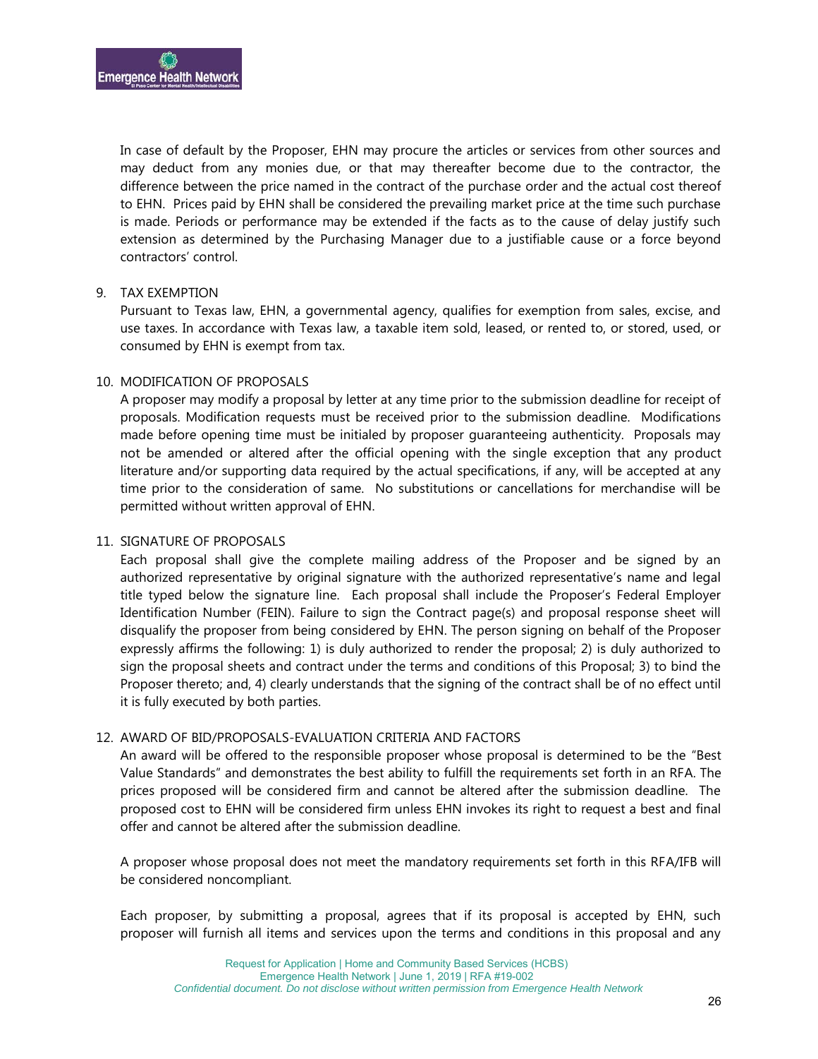In case of default by the Proposer, EHN may procure the articles or services from other sources and may deduct from any monies due, or that may thereafter become due to the contractor, the difference between the price named in the contract of the purchase order and the actual cost thereof to EHN. Prices paid by EHN shall be considered the prevailing market price at the time such purchase is made. Periods or performance may be extended if the facts as to the cause of delay justify such extension as determined by the Purchasing Manager due to a justifiable cause or a force beyond contractors' control.

9. TAX EXEMPTION

   Pursuant to Texas law, EHN, a governmental agency, qualifies for exemption from sales, excise, and use taxes. In accordance with Texas law, a taxable item sold, leased, or rented to, or stored, used, or consumed by EHN is exempt from tax.

10. MODIFICATION OF PROPOSALS

    A proposer may modify a proposal by letter at any time prior to the submission deadline for receipt of proposals. Modification requests must be received prior to the submission deadline. Modifications made before opening time must be initialed by proposer guaranteeing authenticity. Proposals may not be amended or altered after the official opening with the single exception that any product literature and/or supporting data required by the actual specifications, if any, will be accepted at any time prior to the consideration of same. No substitutions or cancellations for merchandise will be permitted without written approval of EHN.

11. SIGNATURE OF PROPOSALS

    Each proposal shall give the complete mailing address of the Proposer and be signed by an authorized representative by original signature with the authorized representative's name and legal title typed below the signature line. Each proposal shall include the Proposer's Federal Employer Identification Number (FEIN). Failure to sign the Contract page(s) and proposal response sheet will disqualify the proposer from being considered by EHN. The person signing on behalf of the Proposer expressly affirms the following: 1) is duly authorized to render the proposal; 2) is duly authorized to sign the proposal sheets and contract under the terms and conditions of this Proposal; 3) to bind the Proposer thereto; and, 4) clearly understands that the signing of the contract shall be of no effect until it is fully executed by both parties.

12. AWARD OF BID/PROPOSALS-EVALUATION CRITERIA AND FACTORS

    An award will be offered to the responsible proposer whose proposal is determined to be the "Best Value Standards" and demonstrates the best ability to fulfill the requirements set forth in an RFA. The prices proposed will be considered firm and cannot be altered after the submission deadline. The proposed cost to EHN will be considered firm unless EHN invokes its right to request a best and final offer and cannot be altered after the submission deadline.

    A proposer whose proposal does not meet the mandatory requirements set forth in this RFA/IFB will be considered noncompliant.

    Each proposer, by submitting a proposal, agrees that if its proposal is accepted by EHN, such proposer will furnish all items and services upon the terms and conditions in this proposal and any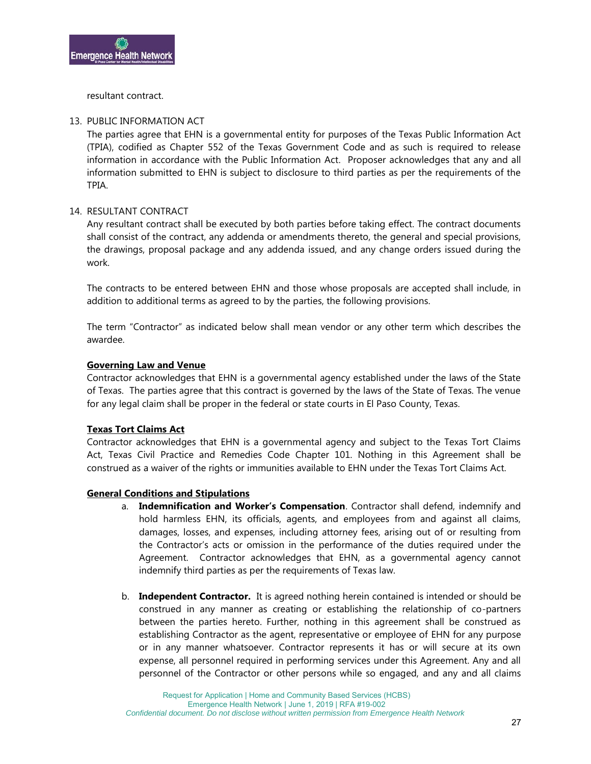resultant contract.

13. PUBLIC INFORMATION ACT

The parties agree that EHN is a governmental entity for purposes of the Texas Public Information Act (TPIA), codified as Chapter 552 of the Texas Government Code and as such is required to release information in accordance with the Public Information Act. Proposer acknowledges that any and all information submitted to EHN is subject to disclosure to third parties as per the requirements of the TPIA.

14. RESULTANT CONTRACT

Any resultant contract shall be executed by both parties before taking effect. The contract documents shall consist of the contract, any addenda or amendments thereto, the general and special provisions, the drawings, proposal package and any addenda issued, and any change orders issued during the work.

The contracts to be entered between EHN and those whose proposals are accepted shall include, in addition to additional terms as agreed to by the parties, the following provisions.

The term "Contractor" as indicated below shall mean vendor or any other term which describes the awardee.

**Governing Law and Venue**

Contractor acknowledges that EHN is a governmental agency established under the laws of the State of Texas. The parties agree that this contract is governed by the laws of the State of Texas. The venue for any legal claim shall be proper in the federal or state courts in El Paso County, Texas.

**Texas Tort Claims Act**

Contractor acknowledges that EHN is a governmental agency and subject to the Texas Tort Claims Act, Texas Civil Practice and Remedies Code Chapter 101. Nothing in this Agreement shall be construed as a waiver of the rights or immunities available to EHN under the Texas Tort Claims Act.

**General Conditions and Stipulations**

a. **Indemnification and Worker's Compensation**. Contractor shall defend, indemnify and hold harmless EHN, its officials, agents, and employees from and against all claims, damages, losses, and expenses, including attorney fees, arising out of or resulting from the Contractor's acts or omission in the performance of the duties required under the Agreement. Contractor acknowledges that EHN, as a governmental agency cannot indemnify third parties as per the requirements of Texas law.

b. **Independent Contractor.** It is agreed nothing herein contained is intended or should be construed in any manner as creating or establishing the relationship of co-partners between the parties hereto. Further, nothing in this agreement shall be construed as establishing Contractor as the agent, representative or employee of EHN for any purpose or in any manner whatsoever. Contractor represents it has or will secure at its own expense, all personnel required in performing services under this Agreement. Any and all personnel of the Contractor or other persons while so engaged, and any and all claims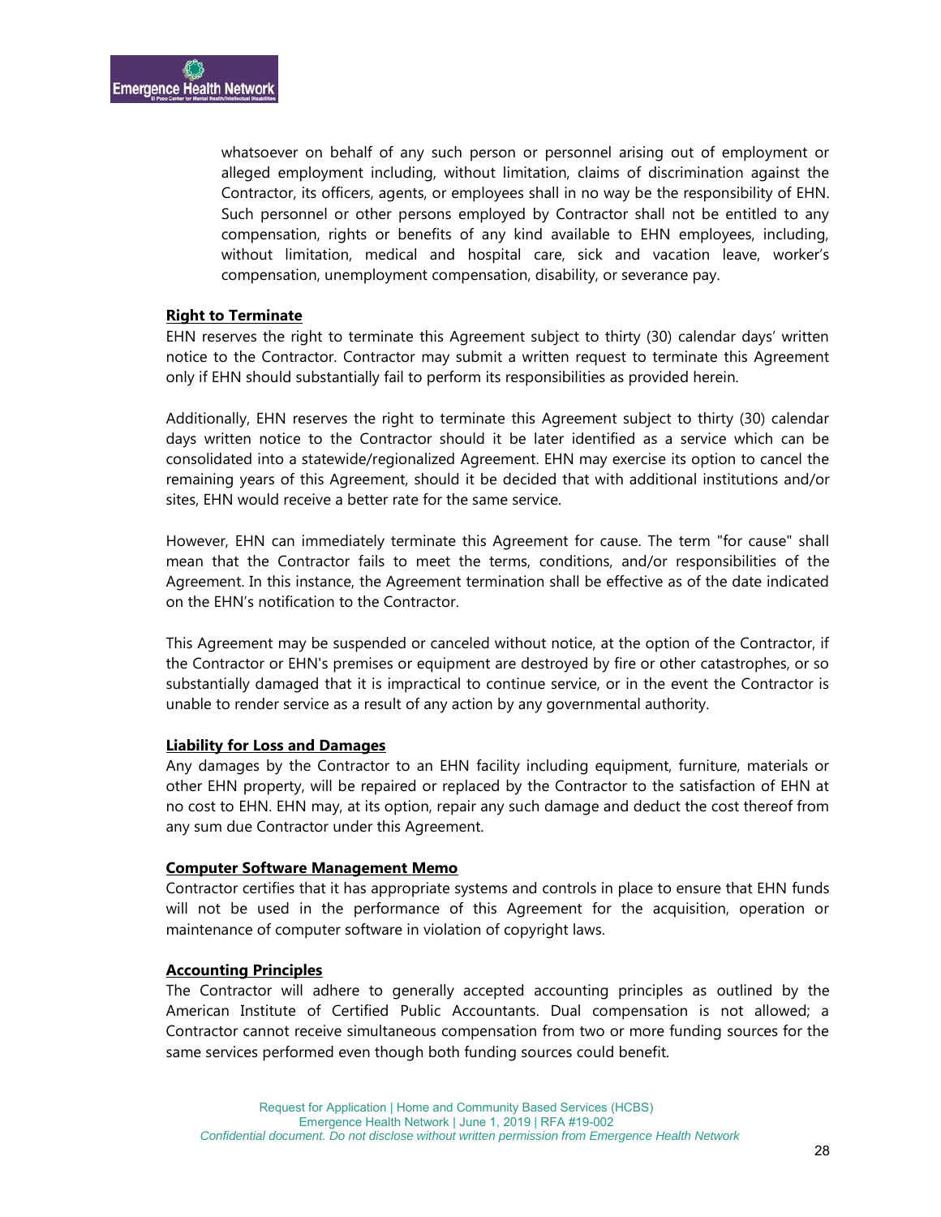whatsoever on behalf of any such person or personnel arising out of employment or alleged employment including, without limitation, claims of discrimination against the Contractor, its officers, agents, or employees shall in no way be the responsibility of EHN. Such personnel or other persons employed by Contractor shall not be entitled to any compensation, rights or benefits of any kind available to EHN employees, including, without limitation, medical and hospital care, sick and vacation leave, worker's compensation, unemployment compensation, disability, or severance pay.

**Right to Terminate**

EHN reserves the right to terminate this Agreement subject to thirty (30) calendar days' written notice to the Contractor. Contractor may submit a written request to terminate this Agreement only if EHN should substantially fail to perform its responsibilities as provided herein.

Additionally, EHN reserves the right to terminate this Agreement subject to thirty (30) calendar days written notice to the Contractor should it be later identified as a service which can be consolidated into a statewide/regionalized Agreement. EHN may exercise its option to cancel the remaining years of this Agreement, should it be decided that with additional institutions and/or sites, EHN would receive a better rate for the same service.

However, EHN can immediately terminate this Agreement for cause. The term "for cause" shall mean that the Contractor fails to meet the terms, conditions, and/or responsibilities of the Agreement. In this instance, the Agreement termination shall be effective as of the date indicated on the EHN's notification to the Contractor.

This Agreement may be suspended or canceled without notice, at the option of the Contractor, if the Contractor or EHN's premises or equipment are destroyed by fire or other catastrophes, or so substantially damaged that it is impractical to continue service, or in the event the Contractor is unable to render service as a result of any action by any governmental authority.

**Liability for Loss and Damages**

Any damages by the Contractor to an EHN facility including equipment, furniture, materials or other EHN property, will be repaired or replaced by the Contractor to the satisfaction of EHN at no cost to EHN. EHN may, at its option, repair any such damage and deduct the cost thereof from any sum due Contractor under this Agreement.

**Computer Software Management Memo**

Contractor certifies that it has appropriate systems and controls in place to ensure that EHN funds will not be used in the performance of this Agreement for the acquisition, operation or maintenance of computer software in violation of copyright laws.

**Accounting Principles**

The Contractor will adhere to generally accepted accounting principles as outlined by the American Institute of Certified Public Accountants. Dual compensation is not allowed; a Contractor cannot receive simultaneous compensation from two or more funding sources for the same services performed even though both funding sources could benefit.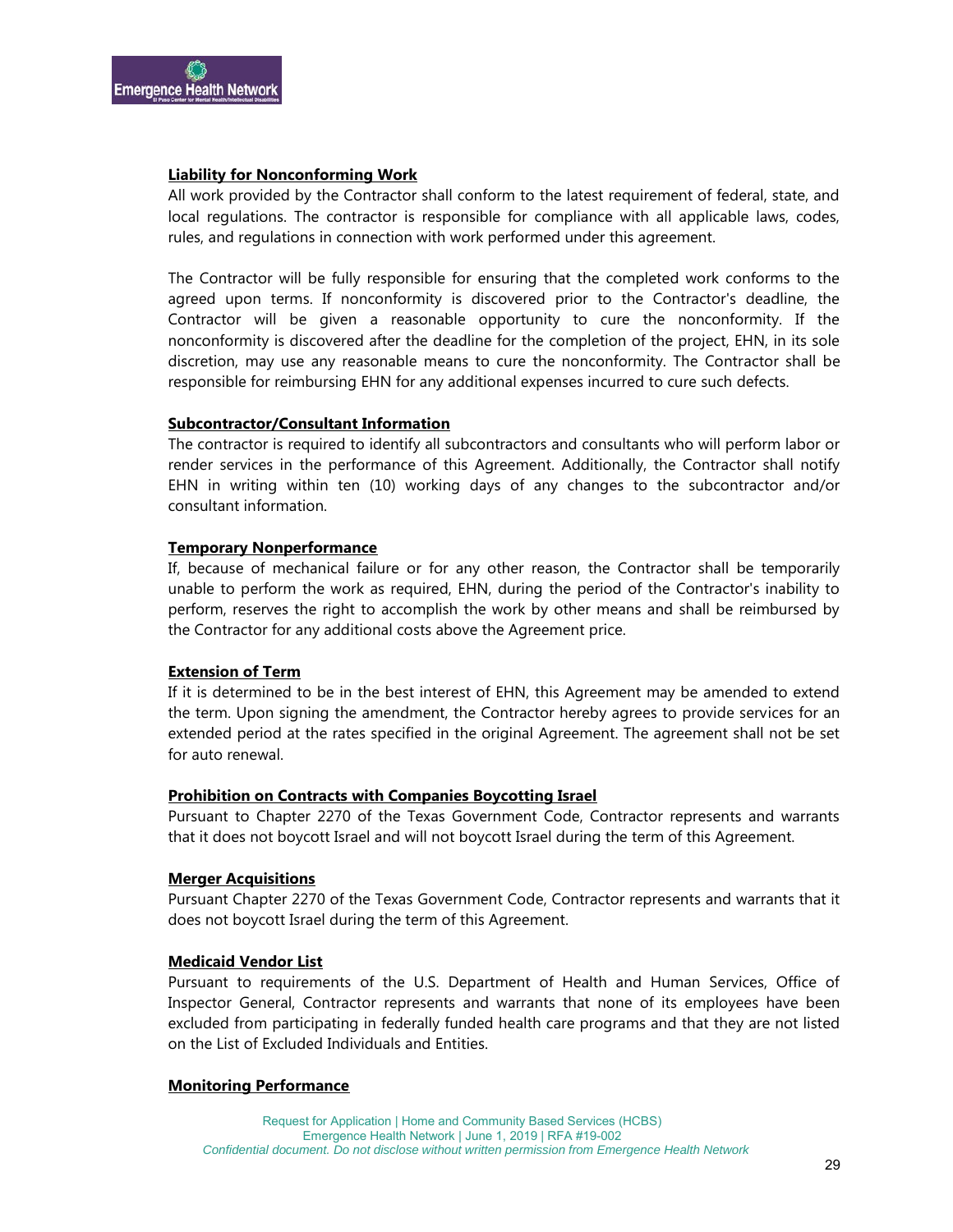**Liability for Nonconforming Work**

All work provided by the Contractor shall conform to the latest requirement of federal, state, and local regulations. The contractor is responsible for compliance with all applicable laws, codes, rules, and regulations in connection with work performed under this agreement.

The Contractor will be fully responsible for ensuring that the completed work conforms to the agreed upon terms. If nonconformity is discovered prior to the Contractor's deadline, the Contractor will be given a reasonable opportunity to cure the nonconformity. If the nonconformity is discovered after the deadline for the completion of the project, EHN, in its sole discretion, may use any reasonable means to cure the nonconformity. The Contractor shall be responsible for reimbursing EHN for any additional expenses incurred to cure such defects.

**Subcontractor/Consultant Information**

The contractor is required to identify all subcontractors and consultants who will perform labor or render services in the performance of this Agreement. Additionally, the Contractor shall notify EHN in writing within ten (10) working days of any changes to the subcontractor and/or consultant information.

**Temporary Nonperformance**

If, because of mechanical failure or for any other reason, the Contractor shall be temporarily unable to perform the work as required, EHN, during the period of the Contractor's inability to perform, reserves the right to accomplish the work by other means and shall be reimbursed by the Contractor for any additional costs above the Agreement price.

**Extension of Term**

If it is determined to be in the best interest of EHN, this Agreement may be amended to extend the term. Upon signing the amendment, the Contractor hereby agrees to provide services for an extended period at the rates specified in the original Agreement. The agreement shall not be set for auto renewal.

**Prohibition on Contracts with Companies Boycotting Israel**

Pursuant to Chapter 2270 of the Texas Government Code, Contractor represents and warrants that it does not boycott Israel and will not boycott Israel during the term of this Agreement.

**Merger Acquisitions**

Pursuant Chapter 2270 of the Texas Government Code, Contractor represents and warrants that it does not boycott Israel during the term of this Agreement.

**Medicaid Vendor List**

Pursuant to requirements of the U.S. Department of Health and Human Services, Office of Inspector General, Contractor represents and warrants that none of its employees have been excluded from participating in federally funded health care programs and that they are not listed on the List of Excluded Individuals and Entities.

**Monitoring Performance**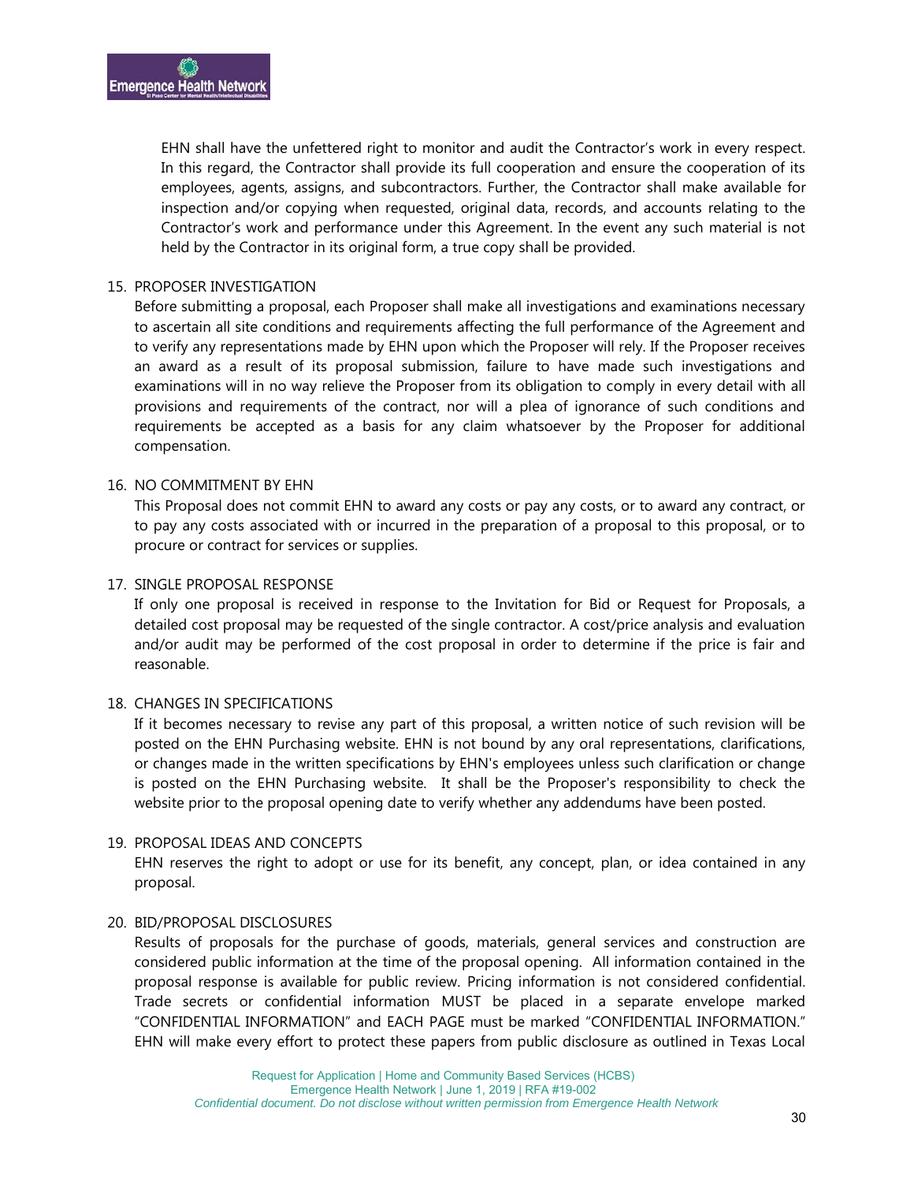EHN shall have the unfettered right to monitor and audit the Contractor's work in every respect. In this regard, the Contractor shall provide its full cooperation and ensure the cooperation of its employees, agents, assigns, and subcontractors. Further, the Contractor shall make available for inspection and/or copying when requested, original data, records, and accounts relating to the Contractor's work and performance under this Agreement. In the event any such material is not held by the Contractor in its original form, a true copy shall be provided.

15. PROPOSER INVESTIGATION

Before submitting a proposal, each Proposer shall make all investigations and examinations necessary to ascertain all site conditions and requirements affecting the full performance of the Agreement and to verify any representations made by EHN upon which the Proposer will rely. If the Proposer receives an award as a result of its proposal submission, failure to have made such investigations and examinations will in no way relieve the Proposer from its obligation to comply in every detail with all provisions and requirements of the contract, nor will a plea of ignorance of such conditions and requirements be accepted as a basis for any claim whatsoever by the Proposer for additional compensation.

16. NO COMMITMENT BY EHN

This Proposal does not commit EHN to award any costs or pay any costs, or to award any contract, or to pay any costs associated with or incurred in the preparation of a proposal to this proposal, or to procure or contract for services or supplies.

17. SINGLE PROPOSAL RESPONSE

If only one proposal is received in response to the Invitation for Bid or Request for Proposals, a detailed cost proposal may be requested of the single contractor. A cost/price analysis and evaluation and/or audit may be performed of the cost proposal in order to determine if the price is fair and reasonable.

18. CHANGES IN SPECIFICATIONS

If it becomes necessary to revise any part of this proposal, a written notice of such revision will be posted on the EHN Purchasing website. EHN is not bound by any oral representations, clarifications, or changes made in the written specifications by EHN's employees unless such clarification or change is posted on the EHN Purchasing website. It shall be the Proposer's responsibility to check the website prior to the proposal opening date to verify whether any addendums have been posted.

19. PROPOSAL IDEAS AND CONCEPTS

EHN reserves the right to adopt or use for its benefit, any concept, plan, or idea contained in any proposal.

20. BID/PROPOSAL DISCLOSURES

Results of proposals for the purchase of goods, materials, general services and construction are considered public information at the time of the proposal opening. All information contained in the proposal response is available for public review. Pricing information is not considered confidential. Trade secrets or confidential information MUST be placed in a separate envelope marked "CONFIDENTIAL INFORMATION" and EACH PAGE must be marked "CONFIDENTIAL INFORMATION." EHN will make every effort to protect these papers from public disclosure as outlined in Texas Local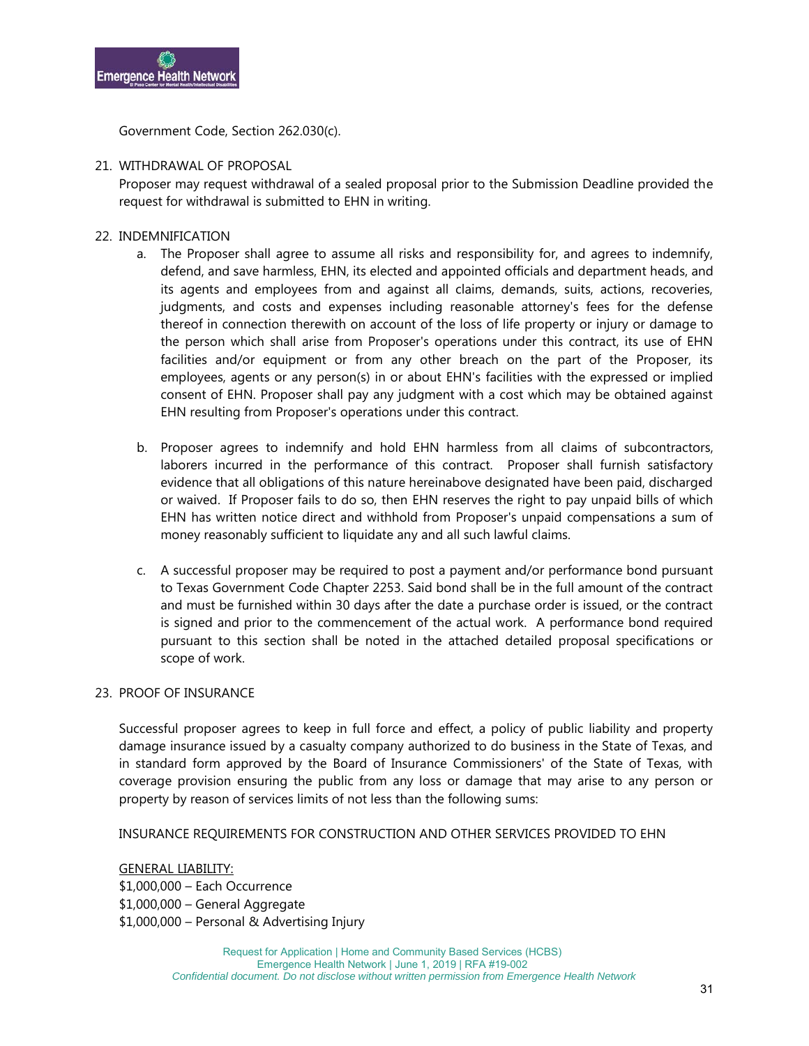Government Code, Section 262.030(c).

21. WITHDRAWAL OF PROPOSAL

    Proposer may request withdrawal of a sealed proposal prior to the Submission Deadline provided the request for withdrawal is submitted to EHN in writing.

22. INDEMNIFICATION

    a. The Proposer shall agree to assume all risks and responsibility for, and agrees to indemnify, defend, and save harmless, EHN, its elected and appointed officials and department heads, and its agents and employees from and against all claims, demands, suits, actions, recoveries, judgments, and costs and expenses including reasonable attorney's fees for the defense thereof in connection therewith on account of the loss of life property or injury or damage to the person which shall arise from Proposer's operations under this contract, its use of EHN facilities and/or equipment or from any other breach on the part of the Proposer, its employees, agents or any person(s) in or about EHN's facilities with the expressed or implied consent of EHN. Proposer shall pay any judgment with a cost which may be obtained against EHN resulting from Proposer's operations under this contract.

    b. Proposer agrees to indemnify and hold EHN harmless from all claims of subcontractors, laborers incurred in the performance of this contract. Proposer shall furnish satisfactory evidence that all obligations of this nature hereinabove designated have been paid, discharged or waived. If Proposer fails to do so, then EHN reserves the right to pay unpaid bills of which EHN has written notice direct and withhold from Proposer's unpaid compensations a sum of money reasonably sufficient to liquidate any and all such lawful claims.

    c. A successful proposer may be required to post a payment and/or performance bond pursuant to Texas Government Code Chapter 2253. Said bond shall be in the full amount of the contract and must be furnished within 30 days after the date a purchase order is issued, or the contract is signed and prior to the commencement of the actual work. A performance bond required pursuant to this section shall be noted in the attached detailed proposal specifications or scope of work.

23. PROOF OF INSURANCE

    Successful proposer agrees to keep in full force and effect, a policy of public liability and property damage insurance issued by a casualty company authorized to do business in the State of Texas, and in standard form approved by the Board of Insurance Commissioners' of the State of Texas, with coverage provision ensuring the public from any loss or damage that may arise to any person or property by reason of services limits of not less than the following sums:

    INSURANCE REQUIREMENTS FOR CONSTRUCTION AND OTHER SERVICES PROVIDED TO EHN

    <u>GENERAL LIABILITY:</u>
    $1,000,000 – Each Occurrence
    $1,000,000 – General Aggregate
    $1,000,000 – Personal & Advertising Injury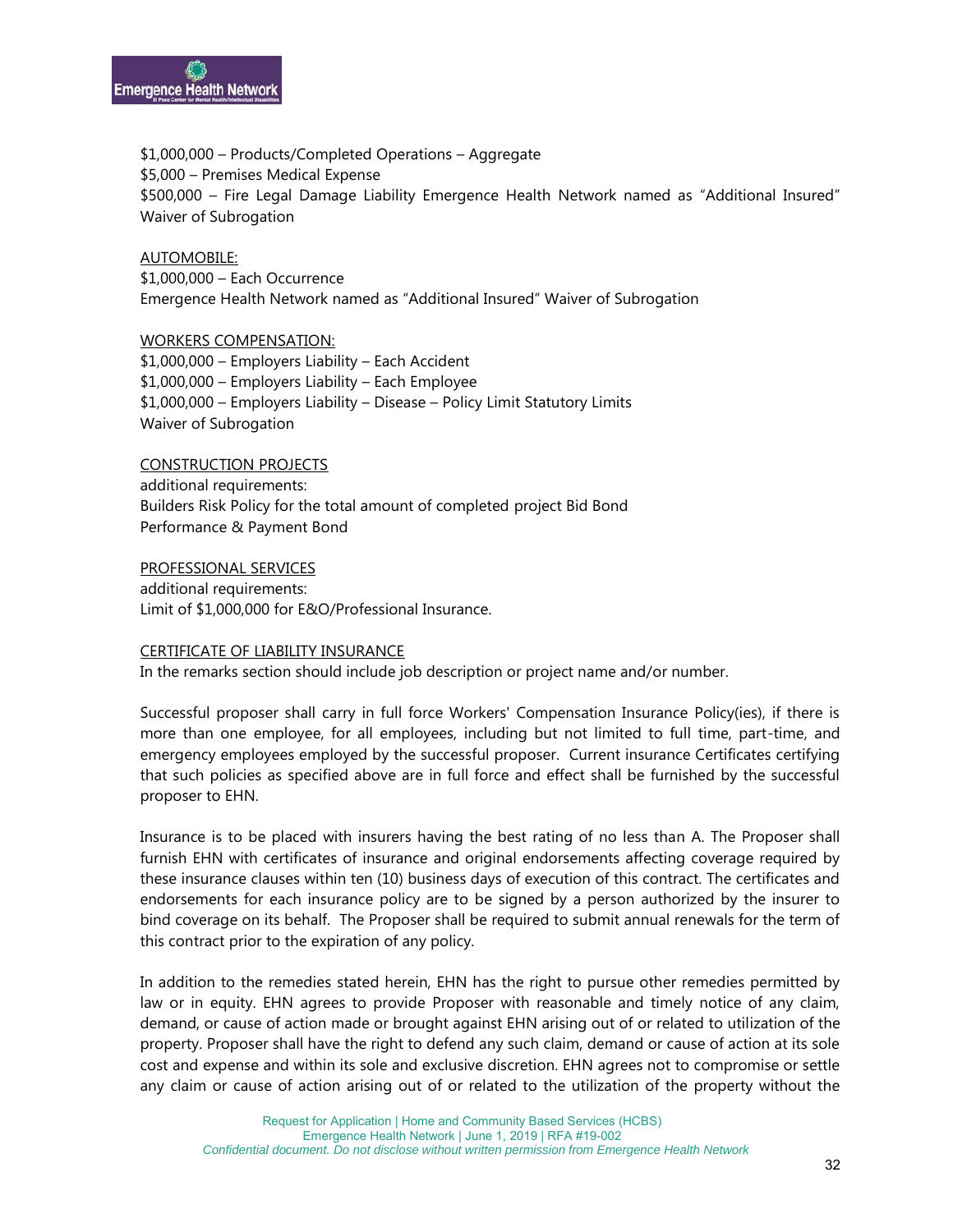$1,000,000 – Products/Completed Operations – Aggregate
$5,000 – Premises Medical Expense
$500,000 – Fire Legal Damage Liability Emergence Health Network named as "Additional Insured" Waiver of Subrogation

<u>AUTOMOBILE:</u>
$1,000,000 – Each Occurrence
Emergence Health Network named as "Additional Insured" Waiver of Subrogation

<u>WORKERS COMPENSATION:</u>
$1,000,000 – Employers Liability – Each Accident
$1,000,000 – Employers Liability – Each Employee
$1,000,000 – Employers Liability – Disease – Policy Limit Statutory Limits
Waiver of Subrogation

<u>CONSTRUCTION PROJECTS</u>
additional requirements:
Builders Risk Policy for the total amount of completed project Bid Bond
Performance & Payment Bond

<u>PROFESSIONAL SERVICES</u>
additional requirements:
Limit of $1,000,000 for E&O/Professional Insurance.

<u>CERTIFICATE OF LIABILITY INSURANCE</u>
In the remarks section should include job description or project name and/or number.

Successful proposer shall carry in full force Workers' Compensation Insurance Policy(ies), if there is more than one employee, for all employees, including but not limited to full time, part-time, and emergency employees employed by the successful proposer. Current insurance Certificates certifying that such policies as specified above are in full force and effect shall be furnished by the successful proposer to EHN.

Insurance is to be placed with insurers having the best rating of no less than A. The Proposer shall furnish EHN with certificates of insurance and original endorsements affecting coverage required by these insurance clauses within ten (10) business days of execution of this contract. The certificates and endorsements for each insurance policy are to be signed by a person authorized by the insurer to bind coverage on its behalf. The Proposer shall be required to submit annual renewals for the term of this contract prior to the expiration of any policy.

In addition to the remedies stated herein, EHN has the right to pursue other remedies permitted by law or in equity. EHN agrees to provide Proposer with reasonable and timely notice of any claim, demand, or cause of action made or brought against EHN arising out of or related to utilization of the property. Proposer shall have the right to defend any such claim, demand or cause of action at its sole cost and expense and within its sole and exclusive discretion. EHN agrees not to compromise or settle any claim or cause of action arising out of or related to the utilization of the property without the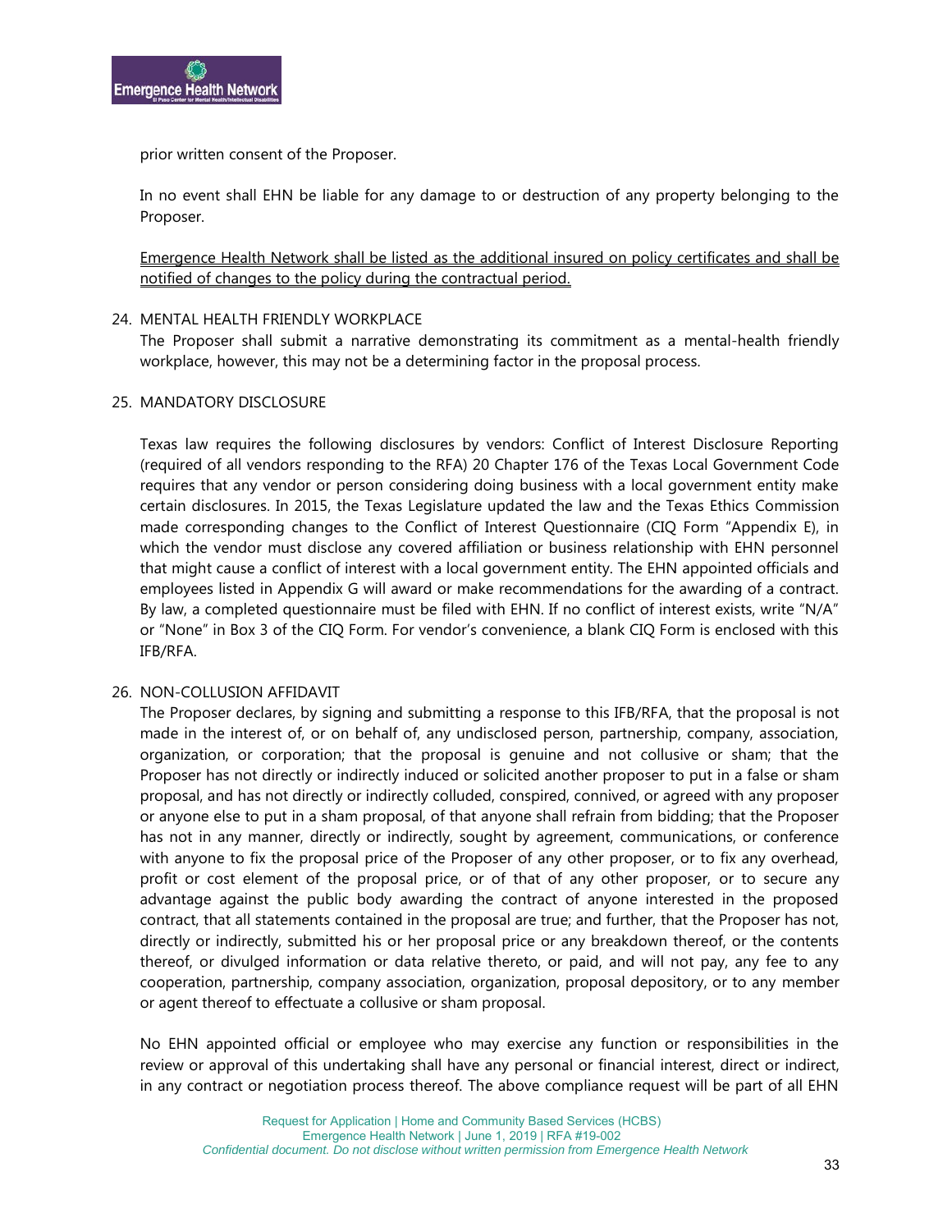prior written consent of the Proposer.

In no event shall EHN be liable for any damage to or destruction of any property belonging to the Proposer.

<u>Emergence Health Network shall be listed as the additional insured on policy certificates and shall be notified of changes to the policy during the contractual period.</u>

24. MENTAL HEALTH FRIENDLY WORKPLACE
The Proposer shall submit a narrative demonstrating its commitment as a mental-health friendly workplace, however, this may not be a determining factor in the proposal process.

25. MANDATORY DISCLOSURE

Texas law requires the following disclosures by vendors: Conflict of Interest Disclosure Reporting (required of all vendors responding to the RFA) 20 Chapter 176 of the Texas Local Government Code requires that any vendor or person considering doing business with a local government entity make certain disclosures. In 2015, the Texas Legislature updated the law and the Texas Ethics Commission made corresponding changes to the Conflict of Interest Questionnaire (CIQ Form "Appendix E), in which the vendor must disclose any covered affiliation or business relationship with EHN personnel that might cause a conflict of interest with a local government entity. The EHN appointed officials and employees listed in Appendix G will award or make recommendations for the awarding of a contract. By law, a completed questionnaire must be filed with EHN. If no conflict of interest exists, write "N/A" or "None" in Box 3 of the CIQ Form. For vendor's convenience, a blank CIQ Form is enclosed with this IFB/RFA.

26. NON-COLLUSION AFFIDAVIT
The Proposer declares, by signing and submitting a response to this IFB/RFA, that the proposal is not made in the interest of, or on behalf of, any undisclosed person, partnership, company, association, organization, or corporation; that the proposal is genuine and not collusive or sham; that the Proposer has not directly or indirectly induced or solicited another proposer to put in a false or sham proposal, and has not directly or indirectly colluded, conspired, connived, or agreed with any proposer or anyone else to put in a sham proposal, of that anyone shall refrain from bidding; that the Proposer has not in any manner, directly or indirectly, sought by agreement, communications, or conference with anyone to fix the proposal price of the Proposer of any other proposer, or to fix any overhead, profit or cost element of the proposal price, or of that of any other proposer, or to secure any advantage against the public body awarding the contract of anyone interested in the proposed contract, that all statements contained in the proposal are true; and further, that the Proposer has not, directly or indirectly, submitted his or her proposal price or any breakdown thereof, or the contents thereof, or divulged information or data relative thereto, or paid, and will not pay, any fee to any cooperation, partnership, company association, organization, proposal depository, or to any member or agent thereof to effectuate a collusive or sham proposal.

No EHN appointed official or employee who may exercise any function or responsibilities in the review or approval of this undertaking shall have any personal or financial interest, direct or indirect, in any contract or negotiation process thereof. The above compliance request will be part of all EHN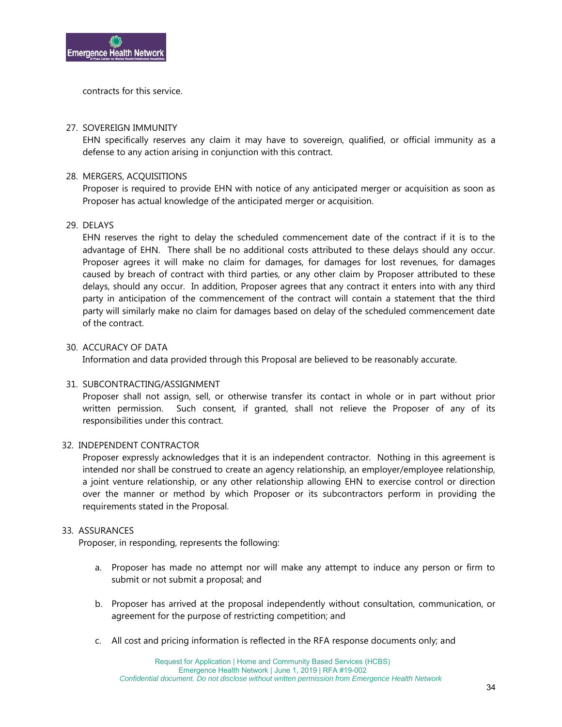contracts for this service.

27. SOVEREIGN IMMUNITY

    EHN specifically reserves any claim it may have to sovereign, qualified, or official immunity as a defense to any action arising in conjunction with this contract.

28. MERGERS, ACQUISITIONS

    Proposer is required to provide EHN with notice of any anticipated merger or acquisition as soon as Proposer has actual knowledge of the anticipated merger or acquisition.

29. DELAYS

    EHN reserves the right to delay the scheduled commencement date of the contract if it is to the advantage of EHN. There shall be no additional costs attributed to these delays should any occur. Proposer agrees it will make no claim for damages, for damages for lost revenues, for damages caused by breach of contract with third parties, or any other claim by Proposer attributed to these delays, should any occur. In addition, Proposer agrees that any contract it enters into with any third party in anticipation of the commencement of the contract will contain a statement that the third party will similarly make no claim for damages based on delay of the scheduled commencement date of the contract.

30. ACCURACY OF DATA

    Information and data provided through this Proposal are believed to be reasonably accurate.

31. SUBCONTRACTING/ASSIGNMENT

    Proposer shall not assign, sell, or otherwise transfer its contact in whole or in part without prior written permission. Such consent, if granted, shall not relieve the Proposer of any of its responsibilities under this contract.

32. INDEPENDENT CONTRACTOR

    Proposer expressly acknowledges that it is an independent contractor. Nothing in this agreement is intended nor shall be construed to create an agency relationship, an employer/employee relationship, a joint venture relationship, or any other relationship allowing EHN to exercise control or direction over the manner or method by which Proposer or its subcontractors perform in providing the requirements stated in the Proposal.

33. ASSURANCES

    Proposer, in responding, represents the following:

    a. Proposer has made no attempt nor will make any attempt to induce any person or firm to submit or not submit a proposal; and

    b. Proposer has arrived at the proposal independently without consultation, communication, or agreement for the purpose of restricting competition; and

    c. All cost and pricing information is reflected in the RFA response documents only; and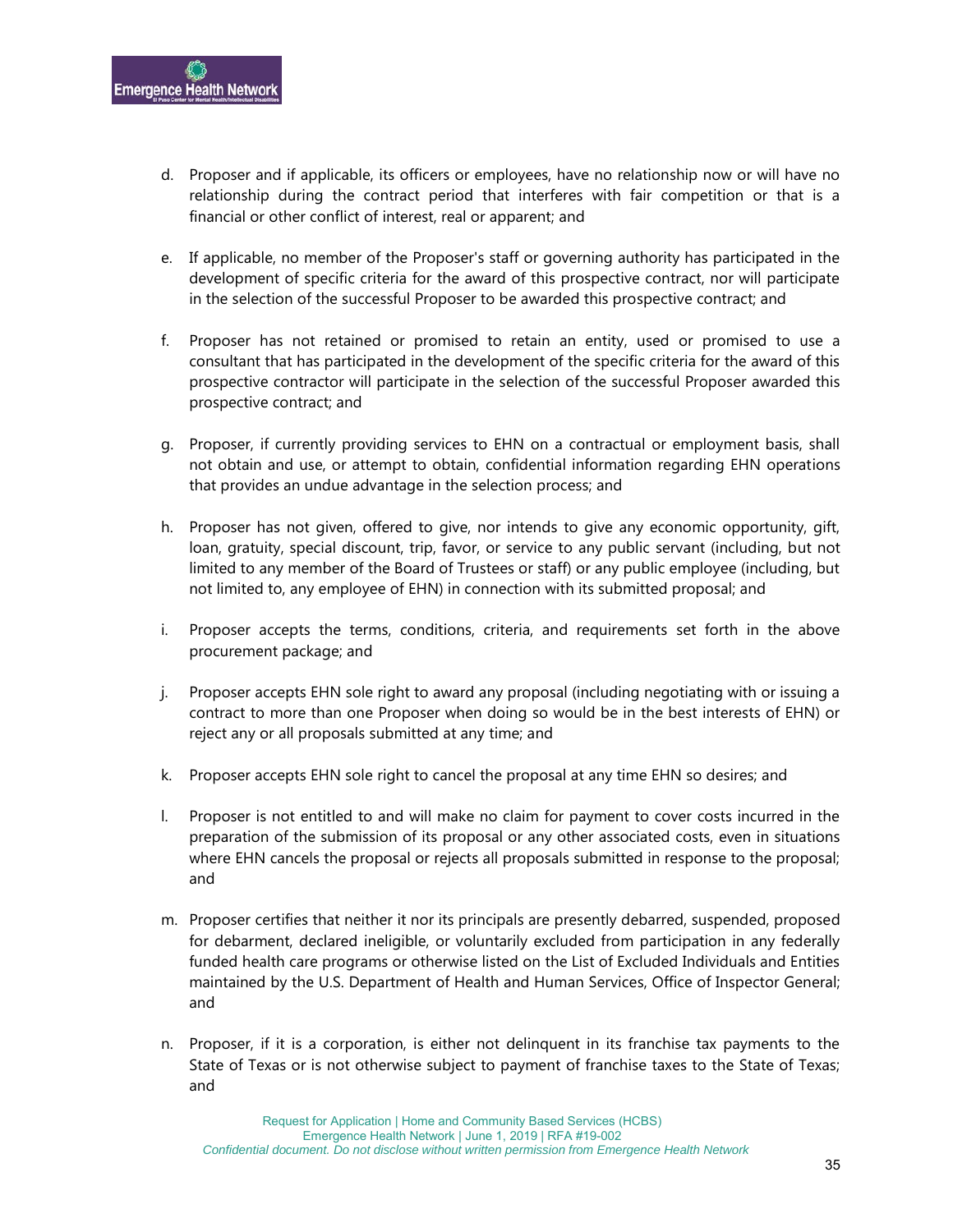d. Proposer and if applicable, its officers or employees, have no relationship now or will have no relationship during the contract period that interferes with fair competition or that is a financial or other conflict of interest, real or apparent; and

e. If applicable, no member of the Proposer's staff or governing authority has participated in the development of specific criteria for the award of this prospective contract, nor will participate in the selection of the successful Proposer to be awarded this prospective contract; and

f. Proposer has not retained or promised to retain an entity, used or promised to use a consultant that has participated in the development of the specific criteria for the award of this prospective contractor will participate in the selection of the successful Proposer awarded this prospective contract; and

g. Proposer, if currently providing services to EHN on a contractual or employment basis, shall not obtain and use, or attempt to obtain, confidential information regarding EHN operations that provides an undue advantage in the selection process; and

h. Proposer has not given, offered to give, nor intends to give any economic opportunity, gift, loan, gratuity, special discount, trip, favor, or service to any public servant (including, but not limited to any member of the Board of Trustees or staff) or any public employee (including, but not limited to, any employee of EHN) in connection with its submitted proposal; and

i. Proposer accepts the terms, conditions, criteria, and requirements set forth in the above procurement package; and

j. Proposer accepts EHN sole right to award any proposal (including negotiating with or issuing a contract to more than one Proposer when doing so would be in the best interests of EHN) or reject any or all proposals submitted at any time; and

k. Proposer accepts EHN sole right to cancel the proposal at any time EHN so desires; and

l. Proposer is not entitled to and will make no claim for payment to cover costs incurred in the preparation of the submission of its proposal or any other associated costs, even in situations where EHN cancels the proposal or rejects all proposals submitted in response to the proposal; and

m. Proposer certifies that neither it nor its principals are presently debarred, suspended, proposed for debarment, declared ineligible, or voluntarily excluded from participation in any federally funded health care programs or otherwise listed on the List of Excluded Individuals and Entities maintained by the U.S. Department of Health and Human Services, Office of Inspector General; and

n. Proposer, if it is a corporation, is either not delinquent in its franchise tax payments to the State of Texas or is not otherwise subject to payment of franchise taxes to the State of Texas; and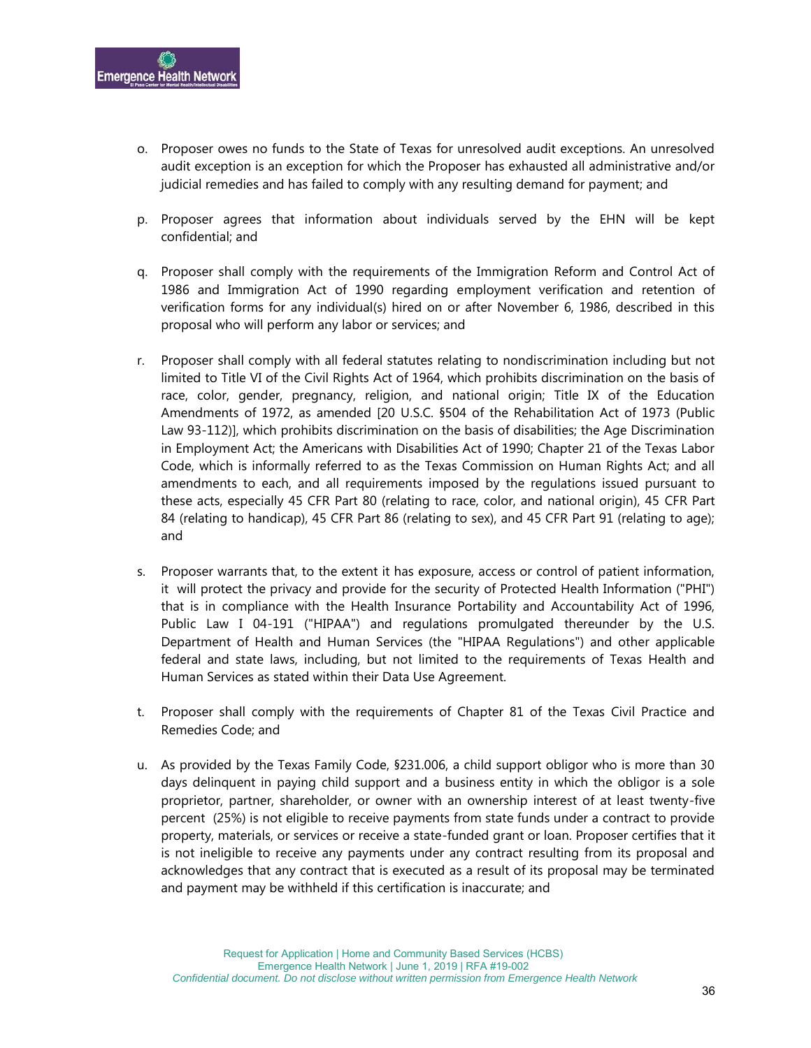o. Proposer owes no funds to the State of Texas for unresolved audit exceptions. An unresolved audit exception is an exception for which the Proposer has exhausted all administrative and/or judicial remedies and has failed to comply with any resulting demand for payment; and

p. Proposer agrees that information about individuals served by the EHN will be kept confidential; and

q. Proposer shall comply with the requirements of the Immigration Reform and Control Act of 1986 and Immigration Act of 1990 regarding employment verification and retention of verification forms for any individual(s) hired on or after November 6, 1986, described in this proposal who will perform any labor or services; and

r. Proposer shall comply with all federal statutes relating to nondiscrimination including but not limited to Title VI of the Civil Rights Act of 1964, which prohibits discrimination on the basis of race, color, gender, pregnancy, religion, and national origin; Title IX of the Education Amendments of 1972, as amended [20 U.S.C. §504 of the Rehabilitation Act of 1973 (Public Law 93-112)], which prohibits discrimination on the basis of disabilities; the Age Discrimination in Employment Act; the Americans with Disabilities Act of 1990; Chapter 21 of the Texas Labor Code, which is informally referred to as the Texas Commission on Human Rights Act; and all amendments to each, and all requirements imposed by the regulations issued pursuant to these acts, especially 45 CFR Part 80 (relating to race, color, and national origin), 45 CFR Part 84 (relating to handicap), 45 CFR Part 86 (relating to sex), and 45 CFR Part 91 (relating to age); and

s. Proposer warrants that, to the extent it has exposure, access or control of patient information, it will protect the privacy and provide for the security of Protected Health Information ("PHI") that is in compliance with the Health Insurance Portability and Accountability Act of 1996, Public Law I 04-191 ("HIPAA") and regulations promulgated thereunder by the U.S. Department of Health and Human Services (the "HIPAA Regulations") and other applicable federal and state laws, including, but not limited to the requirements of Texas Health and Human Services as stated within their Data Use Agreement.

t. Proposer shall comply with the requirements of Chapter 81 of the Texas Civil Practice and Remedies Code; and

u. As provided by the Texas Family Code, §231.006, a child support obligor who is more than 30 days delinquent in paying child support and a business entity in which the obligor is a sole proprietor, partner, shareholder, or owner with an ownership interest of at least twenty-five percent (25%) is not eligible to receive payments from state funds under a contract to provide property, materials, or services or receive a state-funded grant or loan. Proposer certifies that it is not ineligible to receive any payments under any contract resulting from its proposal and acknowledges that any contract that is executed as a result of its proposal may be terminated and payment may be withheld if this certification is inaccurate; and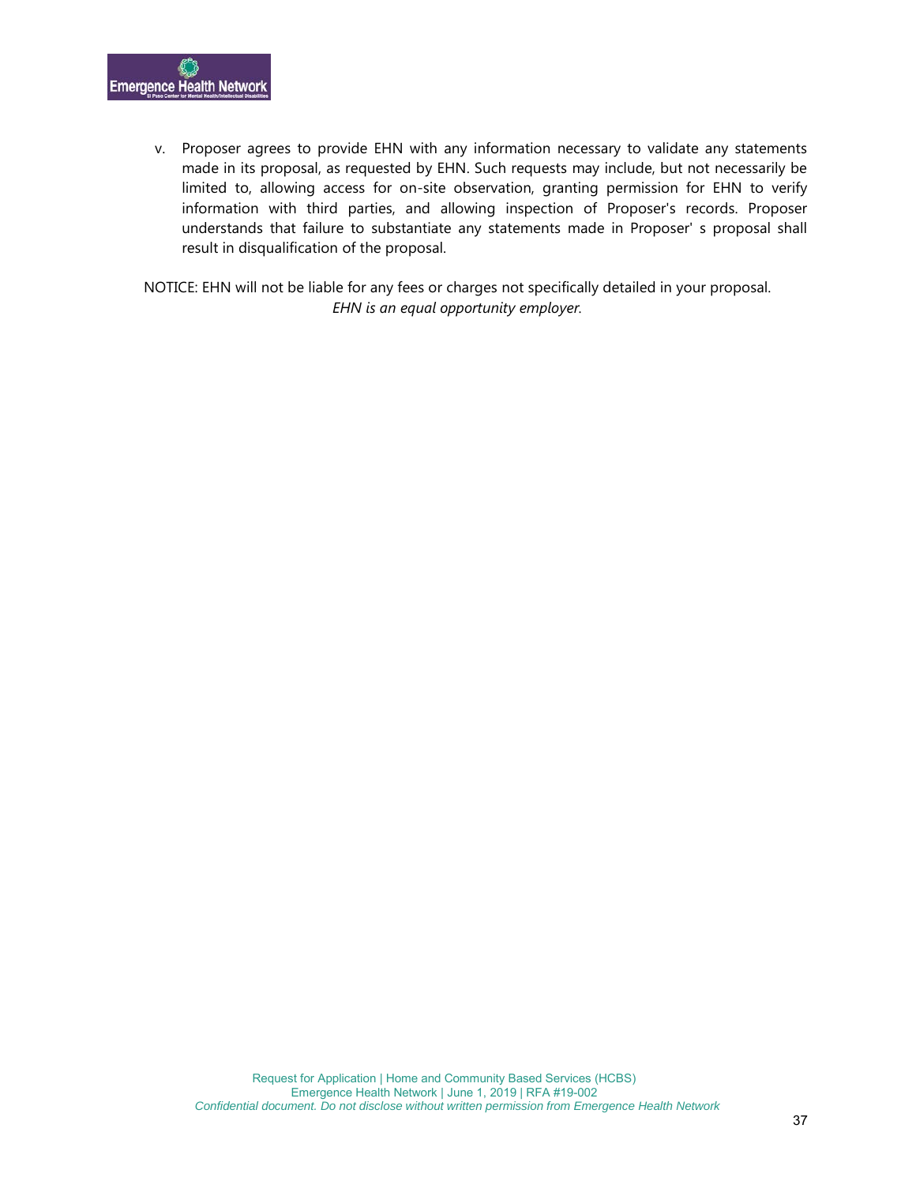v. Proposer agrees to provide EHN with any information necessary to validate any statements made in its proposal, as requested by EHN. Such requests may include, but not necessarily be limited to, allowing access for on-site observation, granting permission for EHN to verify information with third parties, and allowing inspection of Proposer's records. Proposer understands that failure to substantiate any statements made in Proposer' s proposal shall result in disqualification of the proposal.

NOTICE: EHN will not be liable for any fees or charges not specifically detailed in your proposal.

*EHN is an equal opportunity employer.*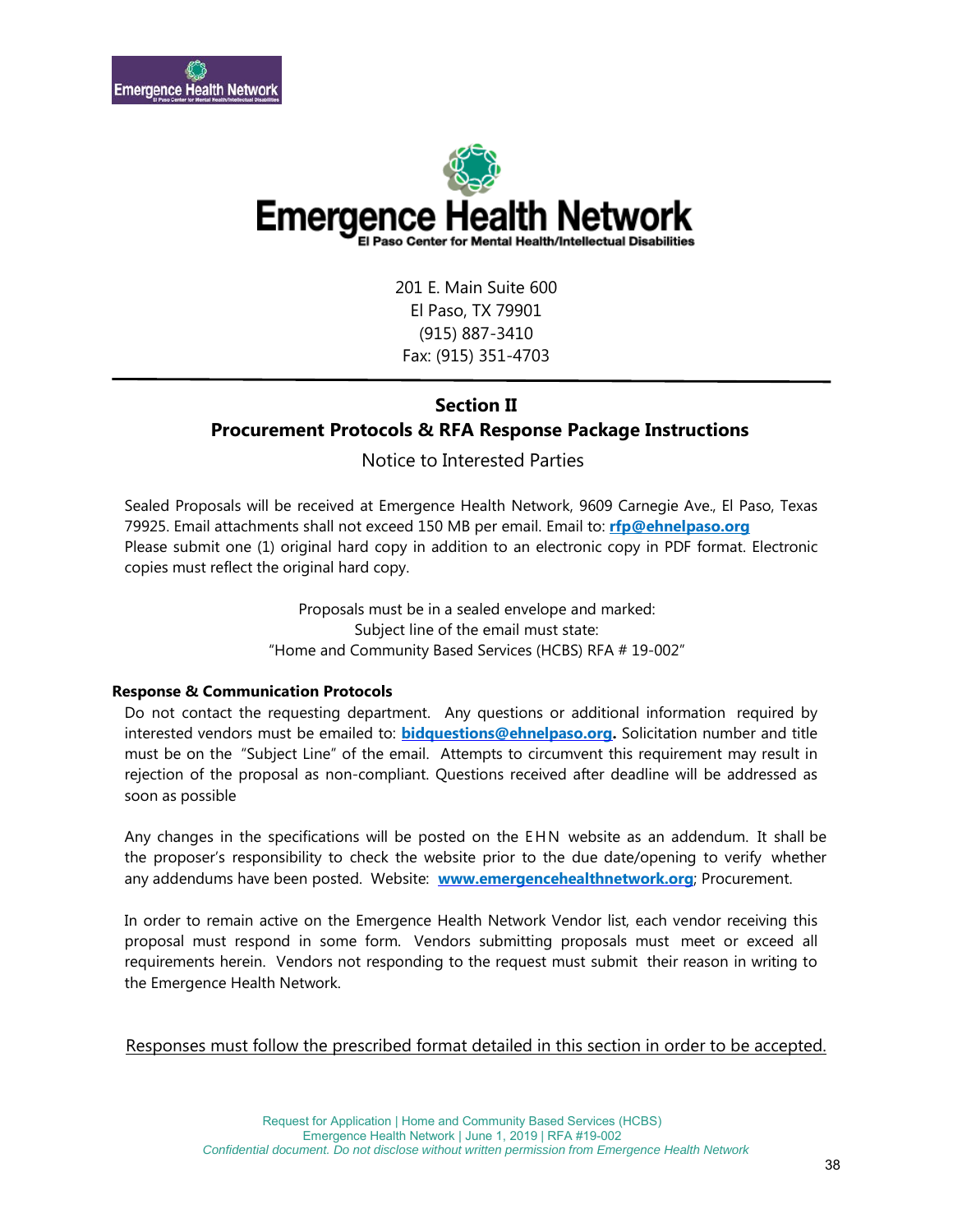Emergence Health Network
El Paso Center for Mental Health/Intellectual Disabilities

201 E. Main Suite 600
El Paso, TX 79901
(915) 887-3410
Fax: (915) 351-4703

## Section II
## Procurement Protocols & RFA Response Package Instructions

Notice to Interested Parties

Sealed Proposals will be received at Emergence Health Network, 9609 Carnegie Ave., El Paso, Texas 79925. Email attachments shall not exceed 150 MB per email. Email to: **rfp@ehnelpaso.org**
Please submit one (1) original hard copy in addition to an electronic copy in PDF format. Electronic copies must reflect the original hard copy.

Proposals must be in a sealed envelope and marked:
Subject line of the email must state:
"Home and Community Based Services (HCBS) RFA # 19-002"

**Response & Communication Protocols**

Do not contact the requesting department. Any questions or additional information required by interested vendors must be emailed to: **bidquestions@ehnelpaso.org.** Solicitation number and title must be on the "Subject Line" of the email. Attempts to circumvent this requirement may result in rejection of the proposal as non-compliant. Questions received after deadline will be addressed as soon as possible

Any changes in the specifications will be posted on the EHN website as an addendum. It shall be the proposer's responsibility to check the website prior to the due date/opening to verify whether any addendums have been posted. Website: **www.emergencehealthnetwork.org**; Procurement.

In order to remain active on the Emergence Health Network Vendor list, each vendor receiving this proposal must respond in some form. Vendors submitting proposals must meet or exceed all requirements herein. Vendors not responding to the request must submit their reason in writing to the Emergence Health Network.

<u>Responses must follow the prescribed format detailed in this section in order to be accepted.</u>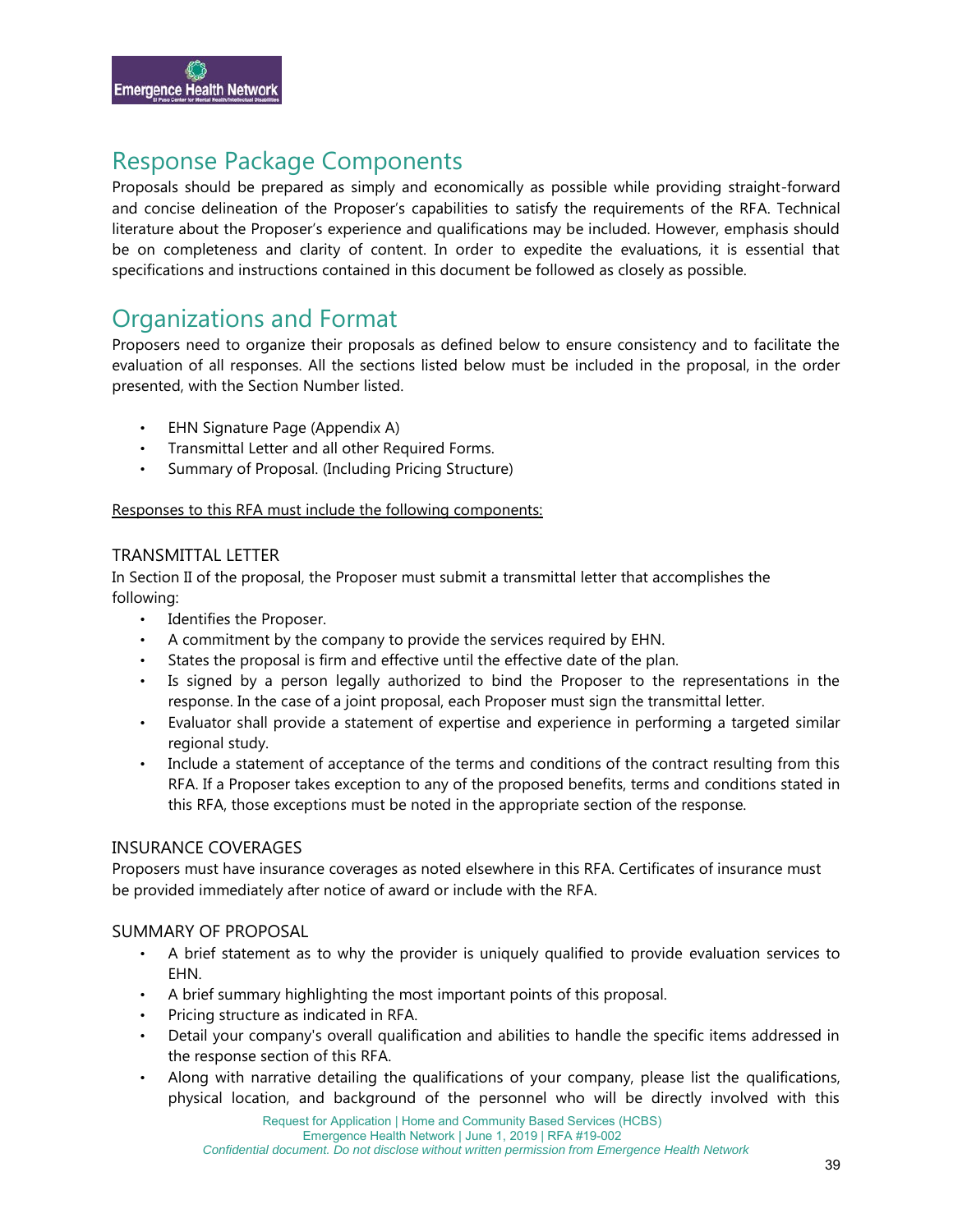## Response Package Components

Proposals should be prepared as simply and economically as possible while providing straight-forward and concise delineation of the Proposer's capabilities to satisfy the requirements of the RFA. Technical literature about the Proposer's experience and qualifications may be included. However, emphasis should be on completeness and clarity of content. In order to expedite the evaluations, it is essential that specifications and instructions contained in this document be followed as closely as possible.

## Organizations and Format

Proposers need to organize their proposals as defined below to ensure consistency and to facilitate the evaluation of all responses. All the sections listed below must be included in the proposal, in the order presented, with the Section Number listed.

- EHN Signature Page (Appendix A)
- Transmittal Letter and all other Required Forms.
- Summary of Proposal. (Including Pricing Structure)

Responses to this RFA must include the following components:

### TRANSMITTAL LETTER

In Section II of the proposal, the Proposer must submit a transmittal letter that accomplishes the following:

- Identifies the Proposer.
- A commitment by the company to provide the services required by EHN.
- States the proposal is firm and effective until the effective date of the plan.
- Is signed by a person legally authorized to bind the Proposer to the representations in the response. In the case of a joint proposal, each Proposer must sign the transmittal letter.
- Evaluator shall provide a statement of expertise and experience in performing a targeted similar regional study.
- Include a statement of acceptance of the terms and conditions of the contract resulting from this RFA. If a Proposer takes exception to any of the proposed benefits, terms and conditions stated in this RFA, those exceptions must be noted in the appropriate section of the response.

### INSURANCE COVERAGES

Proposers must have insurance coverages as noted elsewhere in this RFA. Certificates of insurance must be provided immediately after notice of award or include with the RFA.

### SUMMARY OF PROPOSAL

- A brief statement as to why the provider is uniquely qualified to provide evaluation services to EHN.
- A brief summary highlighting the most important points of this proposal.
- Pricing structure as indicated in RFA.
- Detail your company's overall qualification and abilities to handle the specific items addressed in the response section of this RFA.
- Along with narrative detailing the qualifications of your company, please list the qualifications, physical location, and background of the personnel who will be directly involved with this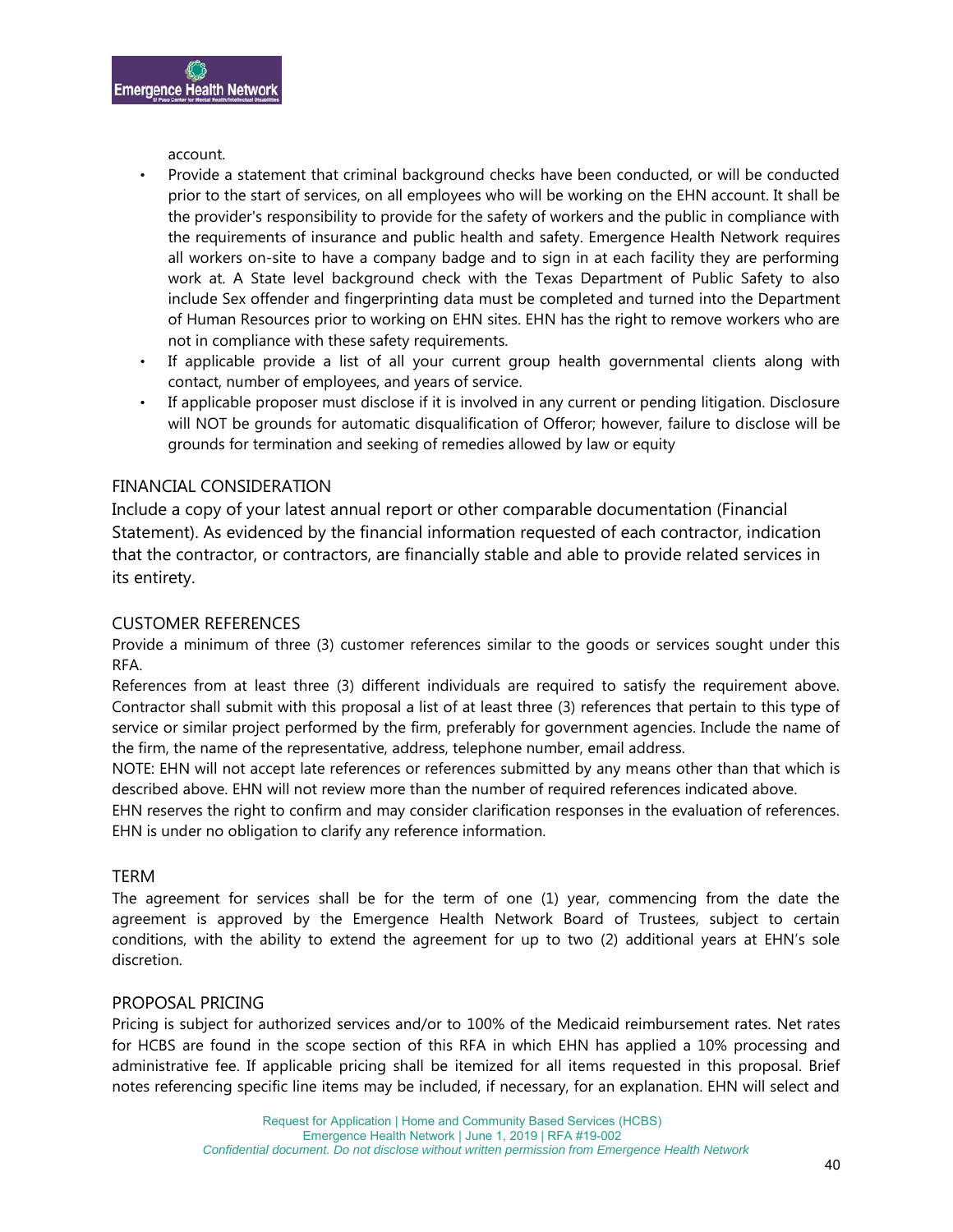account.

- Provide a statement that criminal background checks have been conducted, or will be conducted prior to the start of services, on all employees who will be working on the EHN account. It shall be the provider's responsibility to provide for the safety of workers and the public in compliance with the requirements of insurance and public health and safety. Emergence Health Network requires all workers on-site to have a company badge and to sign in at each facility they are performing work at. A State level background check with the Texas Department of Public Safety to also include Sex offender and fingerprinting data must be completed and turned into the Department of Human Resources prior to working on EHN sites. EHN has the right to remove workers who are not in compliance with these safety requirements.
- If applicable provide a list of all your current group health governmental clients along with contact, number of employees, and years of service.
- If applicable proposer must disclose if it is involved in any current or pending litigation. Disclosure will NOT be grounds for automatic disqualification of Offeror; however, failure to disclose will be grounds for termination and seeking of remedies allowed by law or equity

## FINANCIAL CONSIDERATION

Include a copy of your latest annual report or other comparable documentation (Financial Statement). As evidenced by the financial information requested of each contractor, indication that the contractor, or contractors, are financially stable and able to provide related services in its entirety.

## CUSTOMER REFERENCES

Provide a minimum of three (3) customer references similar to the goods or services sought under this RFA.

References from at least three (3) different individuals are required to satisfy the requirement above. Contractor shall submit with this proposal a list of at least three (3) references that pertain to this type of service or similar project performed by the firm, preferably for government agencies. Include the name of the firm, the name of the representative, address, telephone number, email address.

NOTE: EHN will not accept late references or references submitted by any means other than that which is described above. EHN will not review more than the number of required references indicated above.

EHN reserves the right to confirm and may consider clarification responses in the evaluation of references. EHN is under no obligation to clarify any reference information.

## TERM

The agreement for services shall be for the term of one (1) year, commencing from the date the agreement is approved by the Emergence Health Network Board of Trustees, subject to certain conditions, with the ability to extend the agreement for up to two (2) additional years at EHN's sole discretion.

## PROPOSAL PRICING

Pricing is subject for authorized services and/or to 100% of the Medicaid reimbursement rates. Net rates for HCBS are found in the scope section of this RFA in which EHN has applied a 10% processing and administrative fee. If applicable pricing shall be itemized for all items requested in this proposal. Brief notes referencing specific line items may be included, if necessary, for an explanation. EHN will select and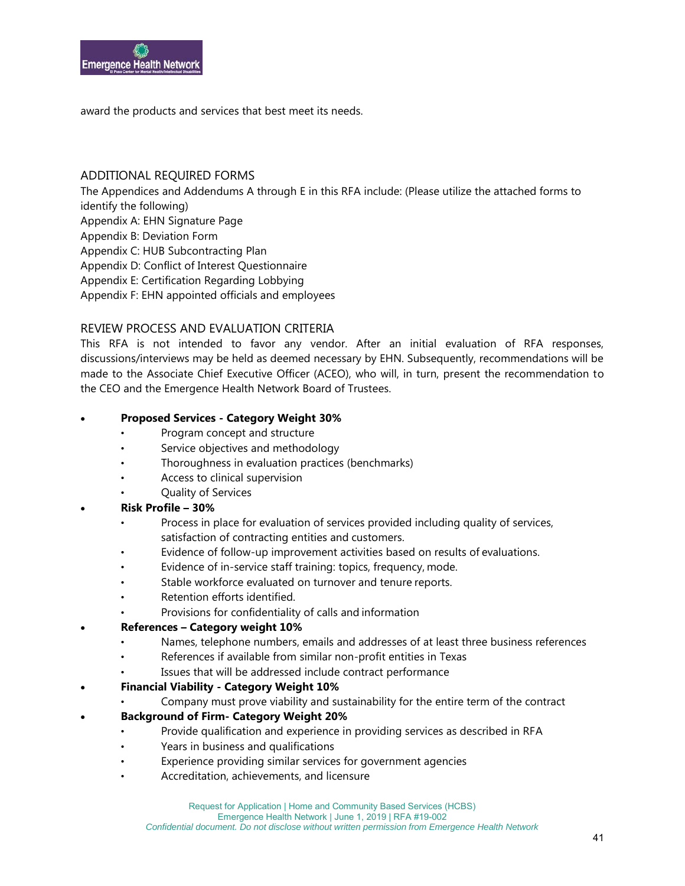award the products and services that best meet its needs.

## ADDITIONAL REQUIRED FORMS

The Appendices and Addendums A through E in this RFA include: (Please utilize the attached forms to identify the following)

Appendix A: EHN Signature Page
Appendix B: Deviation Form
Appendix C: HUB Subcontracting Plan
Appendix D: Conflict of Interest Questionnaire
Appendix E: Certification Regarding Lobbying
Appendix F: EHN appointed officials and employees

## REVIEW PROCESS AND EVALUATION CRITERIA

This RFA is not intended to favor any vendor. After an initial evaluation of RFA responses, discussions/interviews may be held as deemed necessary by EHN. Subsequently, recommendations will be made to the Associate Chief Executive Officer (ACEO), who will, in turn, present the recommendation to the CEO and the Emergence Health Network Board of Trustees.

- **Proposed Services - Category Weight 30%**
  - Program concept and structure
  - Service objectives and methodology
  - Thoroughness in evaluation practices (benchmarks)
  - Access to clinical supervision
  - Quality of Services
- **Risk Profile – 30%**
  - Process in place for evaluation of services provided including quality of services, satisfaction of contracting entities and customers.
  - Evidence of follow-up improvement activities based on results of evaluations.
  - Evidence of in-service staff training: topics, frequency, mode.
  - Stable workforce evaluated on turnover and tenure reports.
  - Retention efforts identified.
  - Provisions for confidentiality of calls and information
- **References – Category weight 10%**
  - Names, telephone numbers, emails and addresses of at least three business references
  - References if available from similar non-profit entities in Texas
  - Issues that will be addressed include contract performance
- **Financial Viability - Category Weight 10%**
  - Company must prove viability and sustainability for the entire term of the contract
- **Background of Firm- Category Weight 20%**
  - Provide qualification and experience in providing services as described in RFA
  - Years in business and qualifications
  - Experience providing similar services for government agencies
  - Accreditation, achievements, and licensure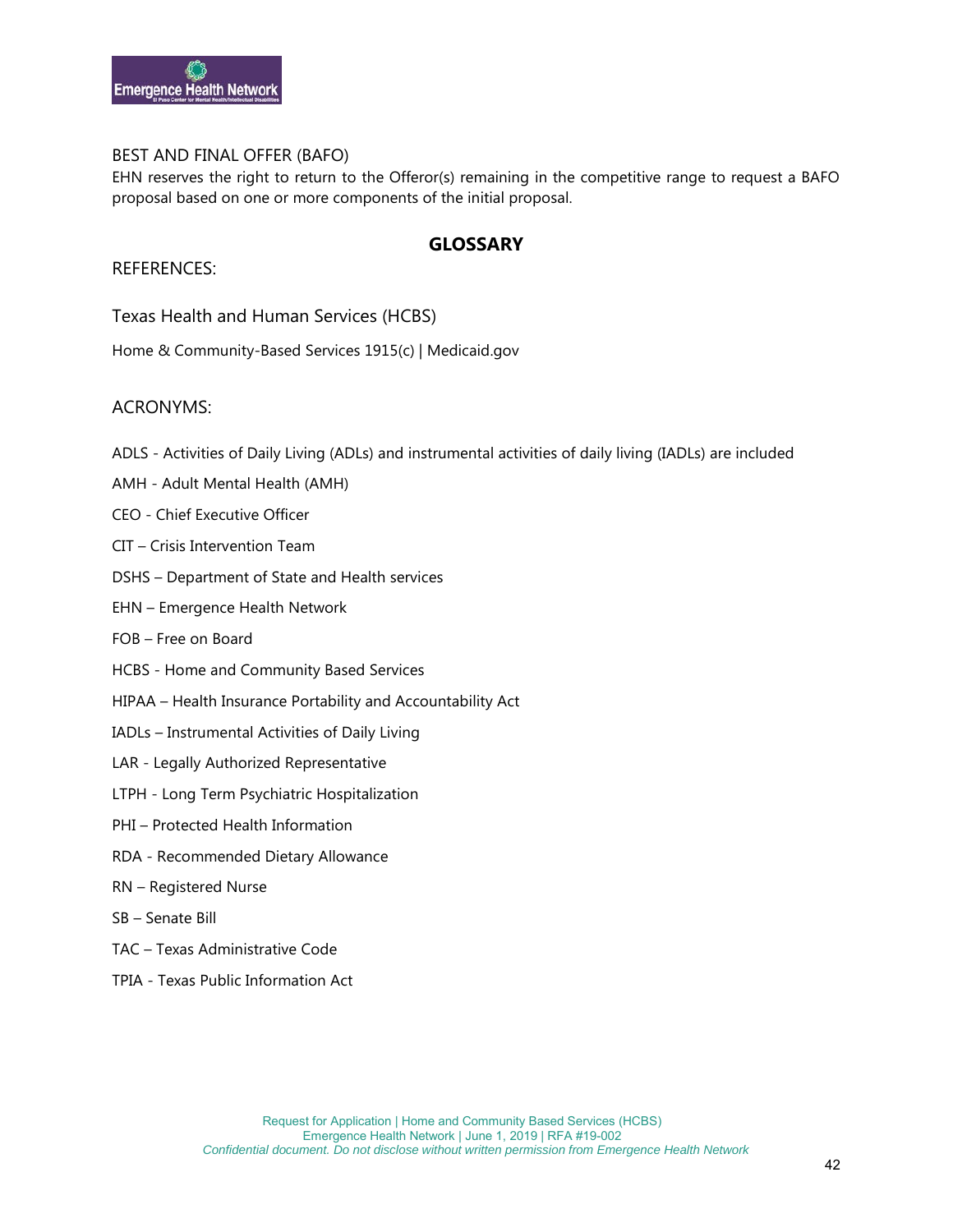BEST AND FINAL OFFER (BAFO)

EHN reserves the right to return to the Offeror(s) remaining in the competitive range to request a BAFO proposal based on one or more components of the initial proposal.

## GLOSSARY

REFERENCES:

Texas Health and Human Services (HCBS)

Home & Community-Based Services 1915(c) | Medicaid.gov

ACRONYMS:

ADLS - Activities of Daily Living (ADLs) and instrumental activities of daily living (IADLs) are included

AMH - Adult Mental Health (AMH)

CEO - Chief Executive Officer

CIT – Crisis Intervention Team

DSHS – Department of State and Health services

EHN – Emergence Health Network

FOB – Free on Board

HCBS - Home and Community Based Services

HIPAA – Health Insurance Portability and Accountability Act

IADLs – Instrumental Activities of Daily Living

LAR - Legally Authorized Representative

LTPH - Long Term Psychiatric Hospitalization

PHI – Protected Health Information

RDA - Recommended Dietary Allowance

RN – Registered Nurse

SB – Senate Bill

TAC – Texas Administrative Code

TPIA - Texas Public Information Act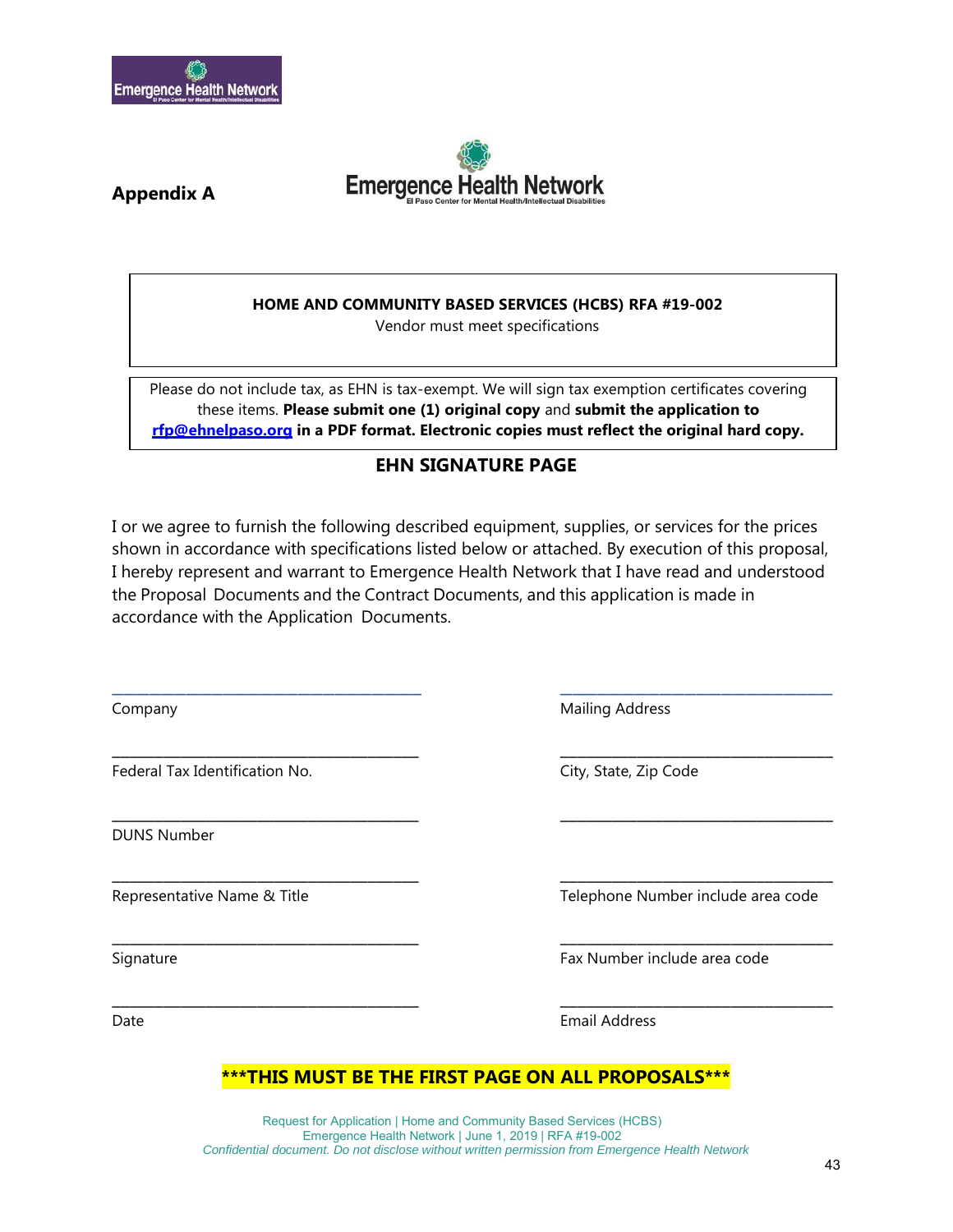**Appendix A**

**HOME AND COMMUNITY BASED SERVICES (HCBS) RFA #19-002**
Vendor must meet specifications

Please do not include tax, as EHN is tax-exempt. We will sign tax exemption certificates covering these items. **Please submit one (1) original copy** and **submit the application to rfp@ehnelpaso.org in a PDF format. Electronic copies must reflect the original hard copy.**

## EHN SIGNATURE PAGE

I or we agree to furnish the following described equipment, supplies, or services for the prices shown in accordance with specifications listed below or attached. By execution of this proposal, I hereby represent and warrant to Emergence Health Network that I have read and understood the Proposal Documents and the Contract Documents, and this application is made in accordance with the Application Documents.

| | |
|---|---|
| ____________________ | ____________________ |
| Company | Mailing Address |
| ____________________ | ____________________ |
| Federal Tax Identification No. | City, State, Zip Code |
| ____________________ | ____________________ |
| DUNS Number | |
| ____________________ | ____________________ |
| Representative Name & Title | Telephone Number include area code |
| ____________________ | ____________________ |
| Signature | Fax Number include area code |
| ____________________ | ____________________ |
| Date | Email Address |

**\*\*\*THIS MUST BE THE FIRST PAGE ON ALL PROPOSALS\*\*\***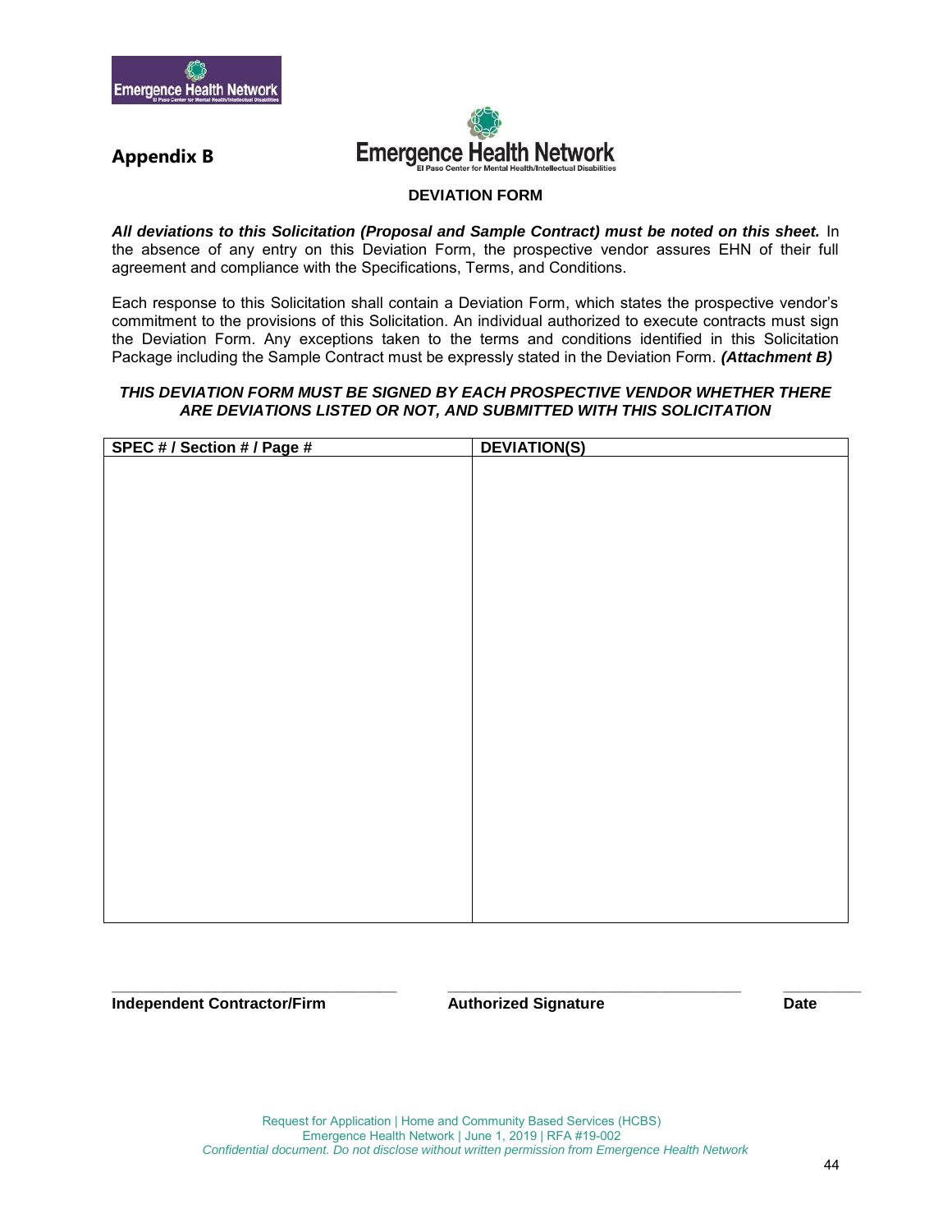# Appendix B

## DEVIATION FORM

***All deviations to this Solicitation (Proposal and Sample Contract) must be noted on this sheet.*** In the absence of any entry on this Deviation Form, the prospective vendor assures EHN of their full agreement and compliance with the Specifications, Terms, and Conditions.

Each response to this Solicitation shall contain a Deviation Form, which states the prospective vendor's commitment to the provisions of this Solicitation. An individual authorized to execute contracts must sign the Deviation Form. Any exceptions taken to the terms and conditions identified in this Solicitation Package including the Sample Contract must be expressly stated in the Deviation Form. ***(Attachment B)***

***THIS DEVIATION FORM MUST BE SIGNED BY EACH PROSPECTIVE VENDOR WHETHER THERE ARE DEVIATIONS LISTED OR NOT, AND SUBMITTED WITH THIS SOLICITATION***

| SPEC # / Section # / Page # | DEVIATION(S) |
| --- | --- |
| | |

\_\_\_\_\_\_\_\_\_\_\_\_\_\_\_\_\_\_\_\_\_\_\_\_\_\_\_\_\_\_\_\_\_\_\_ **Independent Contractor/Firm**

\_\_\_\_\_\_\_\_\_\_\_\_\_\_\_\_\_\_\_\_\_\_\_\_\_\_\_\_\_\_\_\_\_\_\_ **Authorized Signature**

\_\_\_\_\_\_\_\_\_\_ **Date**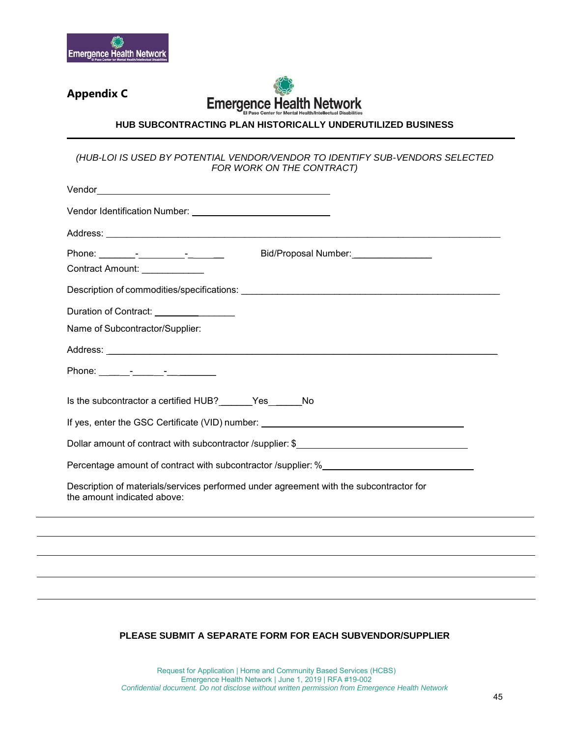**Appendix C**

**HUB SUBCONTRACTING PLAN HISTORICALLY UNDERUTILIZED BUSINESS**

*(HUB-LOI IS USED BY POTENTIAL VENDOR/VENDOR TO IDENTIFY SUB-VENDORS SELECTED FOR WORK ON THE CONTRACT)*

Vendor ______________________________________________

Vendor Identification Number: ___________________________

Address: ________________________________________________________________________

Phone: _______-_________-_______ Bid/Proposal Number: _______________

Contract Amount: ____________

Description of commodities/specifications: ______________________________________________

Duration of Contract: ________________

Name of Subcontractor/Supplier:

Address: ________________________________________________________________________

Phone: ______-______-_________

Is the subcontractor a certified HUB? ______Yes ______No

If yes, enter the GSC Certificate (VID) number: _____________________________________

Dollar amount of contract with subcontractor /supplier: $_______________________________

Percentage amount of contract with subcontractor /supplier: %____________________________

Description of materials/services performed under agreement with the subcontractor for the amount indicated above:

________________________________________________________________________________

________________________________________________________________________________

________________________________________________________________________________

________________________________________________________________________________

________________________________________________________________________________

**PLEASE SUBMIT A SEPARATE FORM FOR EACH SUBVENDOR/SUPPLIER**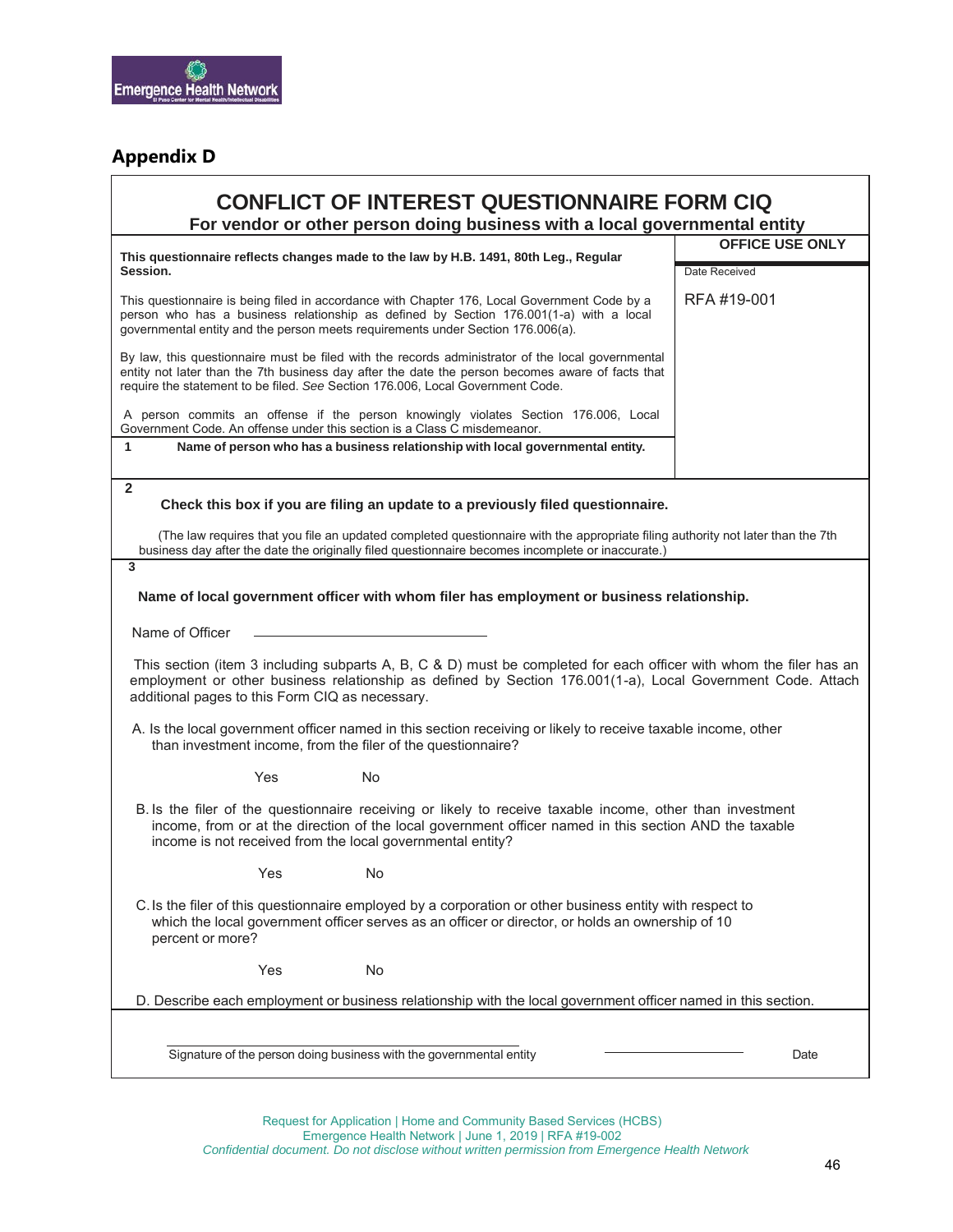## Appendix D

# CONFLICT OF INTEREST QUESTIONNAIRE FORM CIQ

**For vendor or other person doing business with a local governmental entity**

**OFFICE USE ONLY**

Date Received

RFA #19-001

**This questionnaire reflects changes made to the law by H.B. 1491, 80th Leg., Regular Session.**

This questionnaire is being filed in accordance with Chapter 176, Local Government Code by a person who has a business relationship as defined by Section 176.001(1-a) with a local governmental entity and the person meets requirements under Section 176.006(a).

By law, this questionnaire must be filed with the records administrator of the local governmental entity not later than the 7th business day after the date the person becomes aware of facts that require the statement to be filed. *See* Section 176.006, Local Government Code.

A person commits an offense if the person knowingly violates Section 176.006, Local Government Code. An offense under this section is a Class C misdemeanor.

**1** **Name of person who has a business relationship with local governmental entity.**

**2**

**Check this box if you are filing an update to a previously filed questionnaire.**

(The law requires that you file an updated completed questionnaire with the appropriate filing authority not later than the 7th business day after the date the originally filed questionnaire becomes incomplete or inaccurate.)

**3**

**Name of local government officer with whom filer has employment or business relationship.**

Name of Officer ______________________________

This section (item 3 including subparts A, B, C & D) must be completed for each officer with whom the filer has an employment or other business relationship as defined by Section 176.001(1-a), Local Government Code. Attach additional pages to this Form CIQ as necessary.

A. Is the local government officer named in this section receiving or likely to receive taxable income, other than investment income, from the filer of the questionnaire?

Yes No

B. Is the filer of the questionnaire receiving or likely to receive taxable income, other than investment income, from or at the direction of the local government officer named in this section AND the taxable income is not received from the local governmental entity?

Yes No

C. Is the filer of this questionnaire employed by a corporation or other business entity with respect to which the local government officer serves as an officer or director, or holds an ownership of 10 percent or more?

Yes No

D. Describe each employment or business relationship with the local government officer named in this section.

______________________________ ______________________________

Signature of the person doing business with the governmental entity Date

Request for Application | Home and Community Based Services (HCBS)
Emergence Health Network | June 1, 2019 | RFA #19-002
*Confidential document. Do not disclose without written permission from Emergence Health Network*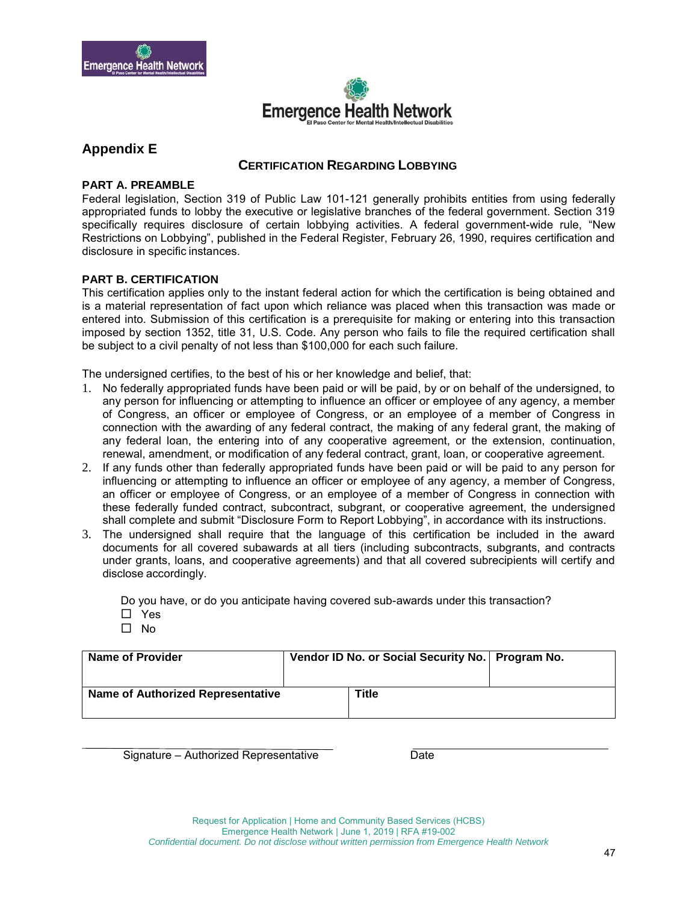## Appendix E

### CERTIFICATION REGARDING LOBBYING

**PART A. PREAMBLE**

Federal legislation, Section 319 of Public Law 101-121 generally prohibits entities from using federally appropriated funds to lobby the executive or legislative branches of the federal government. Section 319 specifically requires disclosure of certain lobbying activities. A federal government-wide rule, “New Restrictions on Lobbying”, published in the Federal Register, February 26, 1990, requires certification and disclosure in specific instances.

**PART B. CERTIFICATION**

This certification applies only to the instant federal action for which the certification is being obtained and is a material representation of fact upon which reliance was placed when this transaction was made or entered into. Submission of this certification is a prerequisite for making or entering into this transaction imposed by section 1352, title 31, U.S. Code. Any person who fails to file the required certification shall be subject to a civil penalty of not less than $100,000 for each such failure.

The undersigned certifies, to the best of his or her knowledge and belief, that:

1. No federally appropriated funds have been paid or will be paid, by or on behalf of the undersigned, to any person for influencing or attempting to influence an officer or employee of any agency, a member of Congress, an officer or employee of Congress, or an employee of a member of Congress in connection with the awarding of any federal contract, the making of any federal grant, the making of any federal loan, the entering into of any cooperative agreement, or the extension, continuation, renewal, amendment, or modification of any federal contract, grant, loan, or cooperative agreement.
2. If any funds other than federally appropriated funds have been paid or will be paid to any person for influencing or attempting to influence an officer or employee of any agency, a member of Congress, an officer or employee of Congress, or an employee of a member of Congress in connection with these federally funded contract, subcontract, subgrant, or cooperative agreement, the undersigned shall complete and submit “Disclosure Form to Report Lobbying”, in accordance with its instructions.
3. The undersigned shall require that the language of this certification be included in the award documents for all covered subawards at all tiers (including subcontracts, subgrants, and contracts under grants, loans, and cooperative agreements) and that all covered subrecipients will certify and disclose accordingly.

Do you have, or do you anticipate having covered sub-awards under this transaction?

☐ Yes

☐ No

| **Name of Provider** | **Vendor ID No. or Social Security No.** | **Program No.** |
|---|---|---|
| | | |
| **Name of Authorized Representative** | **Title** | |
| | | |

\_\_\_\_\_\_\_\_\_\_\_\_\_\_\_\_\_\_\_\_\_\_\_\_\_\_\_\_\_\_\_\_\_\_\_\_\_\_ &nbsp;&nbsp;&nbsp;&nbsp; \_\_\_\_\_\_\_\_\_\_\_\_\_\_\_\_\_\_\_\_\_\_\_\_\_\_\_\_\_\_

Signature – Authorized Representative &nbsp;&nbsp;&nbsp;&nbsp; Date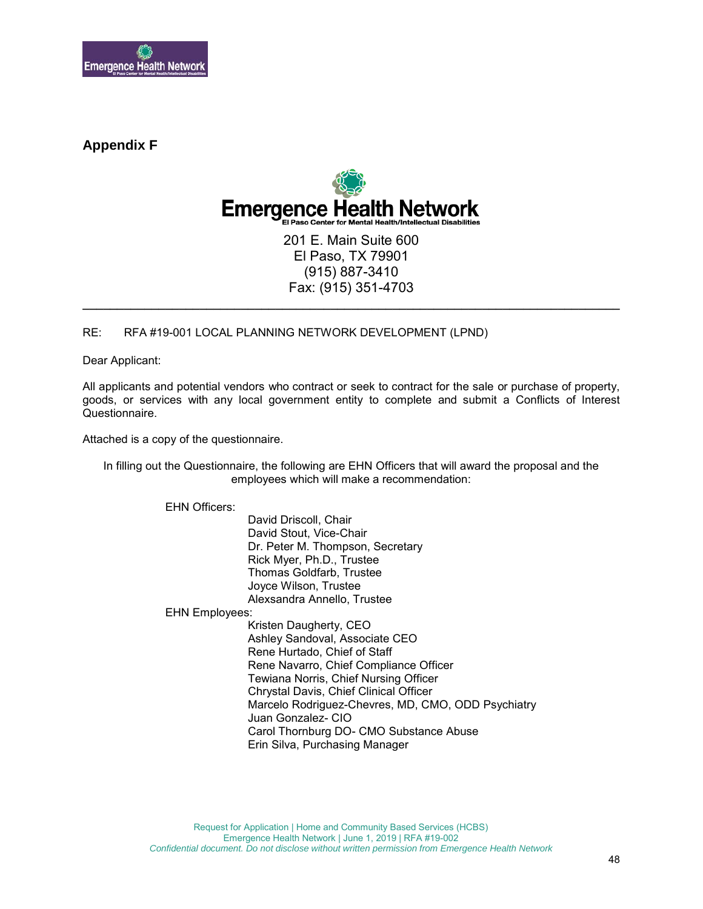## Appendix F

**Emergence Health Network**
El Paso Center for Mental Health/Intellectual Disabilities

201 E. Main Suite 600
El Paso, TX 79901
(915) 887-3410
Fax: (915) 351-4703

---

RE: RFA #19-001 LOCAL PLANNING NETWORK DEVELOPMENT (LPND)

Dear Applicant:

All applicants and potential vendors who contract or seek to contract for the sale or purchase of property, goods, or services with any local government entity to complete and submit a Conflicts of Interest Questionnaire.

Attached is a copy of the questionnaire.

In filling out the Questionnaire, the following are EHN Officers that will award the proposal and the employees which will make a recommendation:

EHN Officers:

- David Driscoll, Chair
- David Stout, Vice-Chair
- Dr. Peter M. Thompson, Secretary
- Rick Myer, Ph.D., Trustee
- Thomas Goldfarb, Trustee
- Joyce Wilson, Trustee
- Alexsandra Annello, Trustee

EHN Employees:

- Kristen Daugherty, CEO
- Ashley Sandoval, Associate CEO
- Rene Hurtado, Chief of Staff
- Rene Navarro, Chief Compliance Officer
- Tewiana Norris, Chief Nursing Officer
- Chrystal Davis, Chief Clinical Officer
- Marcelo Rodriguez-Chevres, MD, CMO, ODD Psychiatry
- Juan Gonzalez- CIO
- Carol Thornburg DO- CMO Substance Abuse
- Erin Silva, Purchasing Manager